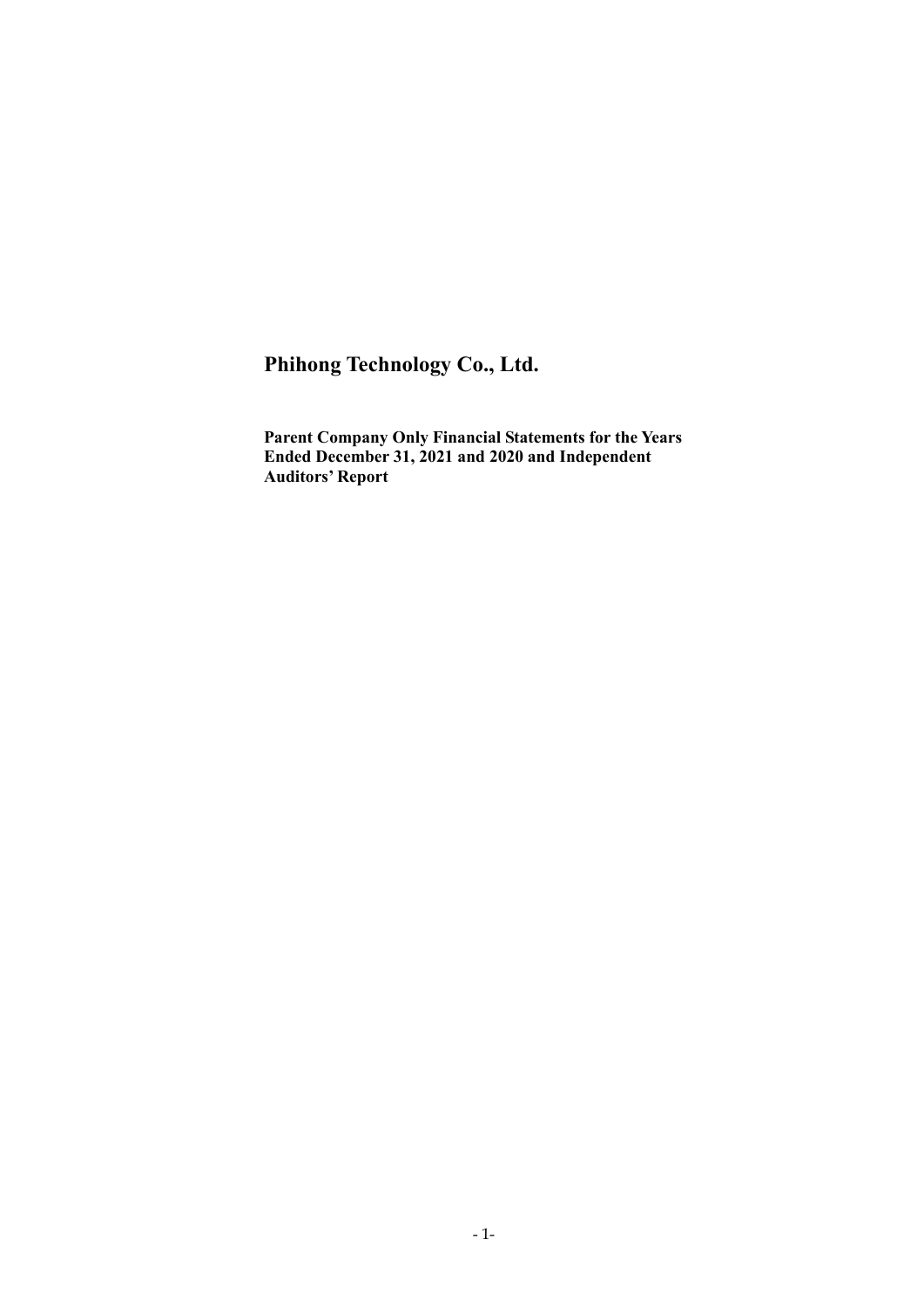# Phihong Technology Co., Ltd.

**Parent Company Only Financial Statements for the Years Ended December 31, 2021 and 2020 and Independent Auditors' Report**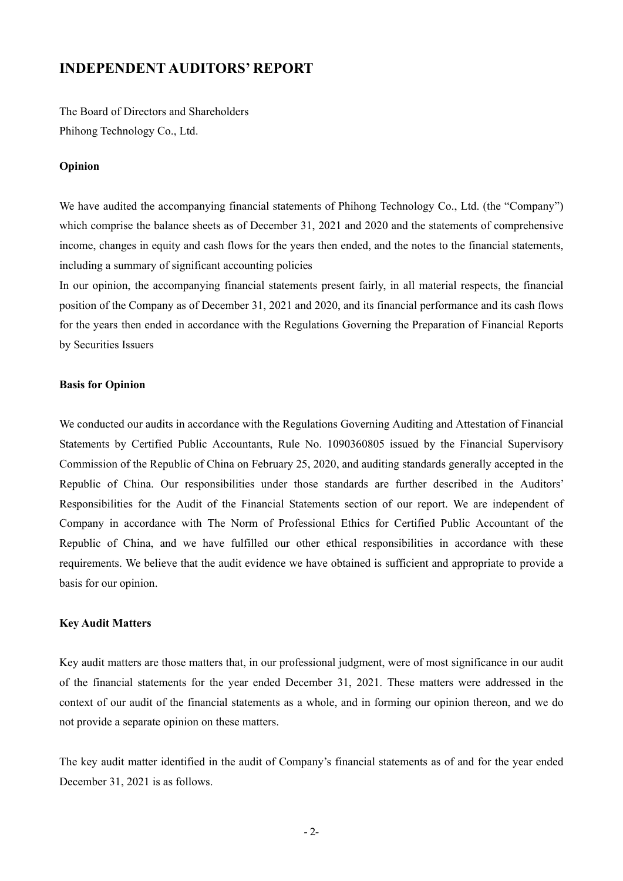# INDEPENDENT AUDITORS' REPORT

The Board of Directors and Shareholders
Phihong Technology Co., Ltd.

**Opinion**

We have audited the accompanying financial statements of Phihong Technology Co., Ltd. (the "Company") which comprise the balance sheets as of December 31, 2021 and 2020 and the statements of comprehensive income, changes in equity and cash flows for the years then ended, and the notes to the financial statements, including a summary of significant accounting policies
In our opinion, the accompanying financial statements present fairly, in all material respects, the financial position of the Company as of December 31, 2021 and 2020, and its financial performance and its cash flows for the years then ended in accordance with the Regulations Governing the Preparation of Financial Reports by Securities Issuers

**Basis for Opinion**

We conducted our audits in accordance with the Regulations Governing Auditing and Attestation of Financial Statements by Certified Public Accountants, Rule No. 1090360805 issued by the Financial Supervisory Commission of the Republic of China on February 25, 2020, and auditing standards generally accepted in the Republic of China. Our responsibilities under those standards are further described in the Auditors' Responsibilities for the Audit of the Financial Statements section of our report. We are independent of Company in accordance with The Norm of Professional Ethics for Certified Public Accountant of the Republic of China, and we have fulfilled our other ethical responsibilities in accordance with these requirements. We believe that the audit evidence we have obtained is sufficient and appropriate to provide a basis for our opinion.

**Key Audit Matters**

Key audit matters are those matters that, in our professional judgment, were of most significance in our audit of the financial statements for the year ended December 31, 2021. These matters were addressed in the context of our audit of the financial statements as a whole, and in forming our opinion thereon, and we do not provide a separate opinion on these matters.

The key audit matter identified in the audit of Company's financial statements as of and for the year ended December 31, 2021 is as follows.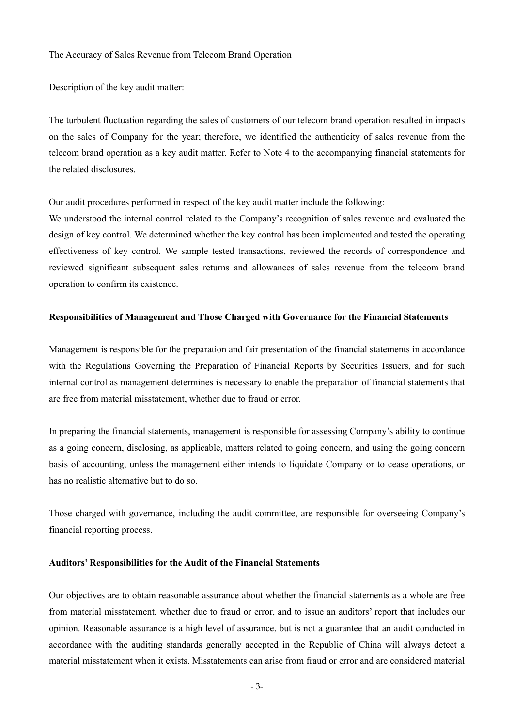The Accuracy of Sales Revenue from Telecom Brand Operation

Description of the key audit matter:

The turbulent fluctuation regarding the sales of customers of our telecom brand operation resulted in impacts on the sales of Company for the year; therefore, we identified the authenticity of sales revenue from the telecom brand operation as a key audit matter. Refer to Note 4 to the accompanying financial statements for the related disclosures.

Our audit procedures performed in respect of the key audit matter include the following:

We understood the internal control related to the Company's recognition of sales revenue and evaluated the design of key control. We determined whether the key control has been implemented and tested the operating effectiveness of key control. We sample tested transactions, reviewed the records of correspondence and reviewed significant subsequent sales returns and allowances of sales revenue from the telecom brand operation to confirm its existence.

## Responsibilities of Management and Those Charged with Governance for the Financial Statements

Management is responsible for the preparation and fair presentation of the financial statements in accordance with the Regulations Governing the Preparation of Financial Reports by Securities Issuers, and for such internal control as management determines is necessary to enable the preparation of financial statements that are free from material misstatement, whether due to fraud or error.

In preparing the financial statements, management is responsible for assessing Company's ability to continue as a going concern, disclosing, as applicable, matters related to going concern, and using the going concern basis of accounting, unless the management either intends to liquidate Company or to cease operations, or has no realistic alternative but to do so.

Those charged with governance, including the audit committee, are responsible for overseeing Company's financial reporting process.

## Auditors' Responsibilities for the Audit of the Financial Statements

Our objectives are to obtain reasonable assurance about whether the financial statements as a whole are free from material misstatement, whether due to fraud or error, and to issue an auditors' report that includes our opinion. Reasonable assurance is a high level of assurance, but is not a guarantee that an audit conducted in accordance with the auditing standards generally accepted in the Republic of China will always detect a material misstatement when it exists. Misstatements can arise from fraud or error and are considered material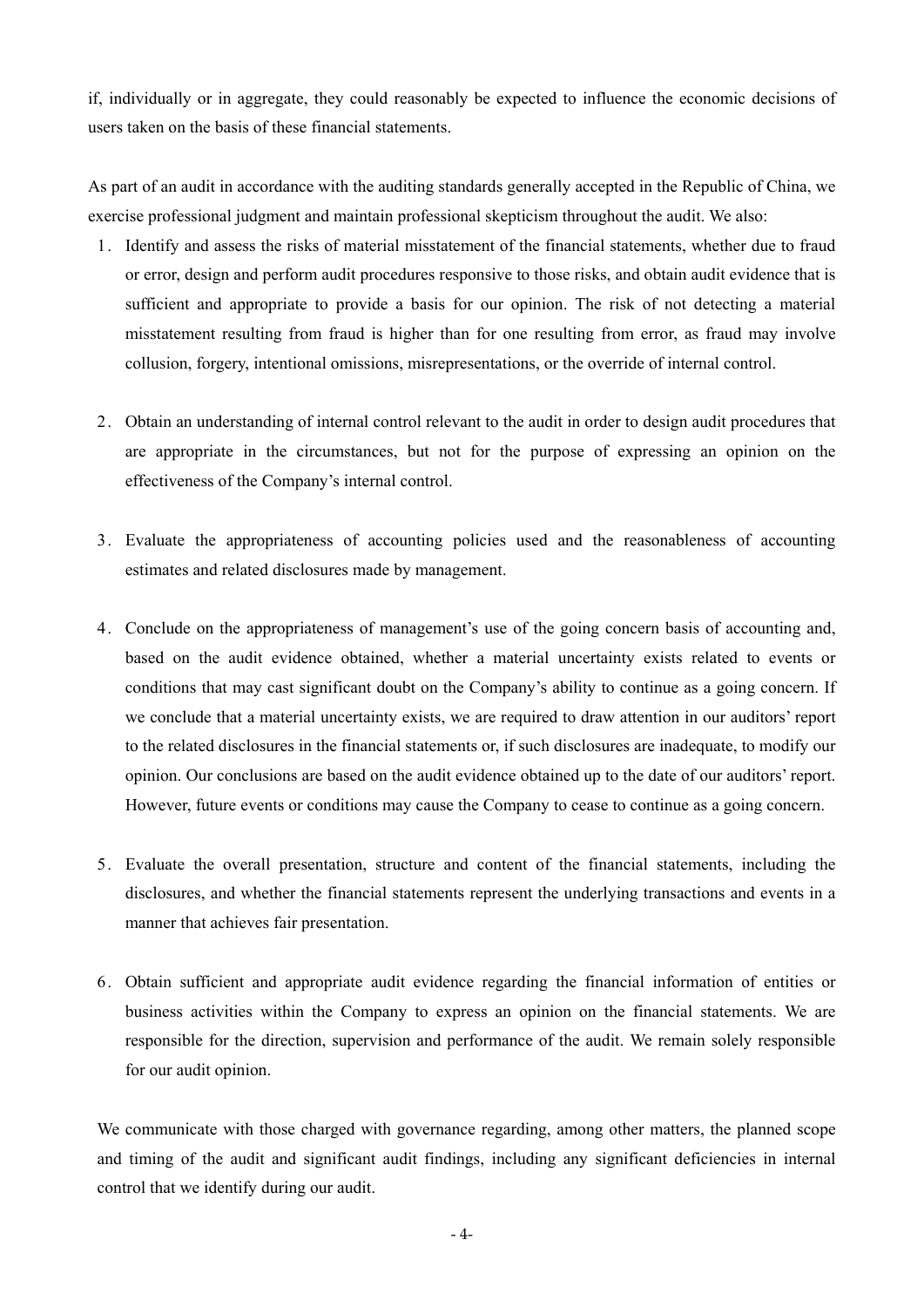if, individually or in aggregate, they could reasonably be expected to influence the economic decisions of users taken on the basis of these financial statements.

As part of an audit in accordance with the auditing standards generally accepted in the Republic of China, we exercise professional judgment and maintain professional skepticism throughout the audit. We also:

1. Identify and assess the risks of material misstatement of the financial statements, whether due to fraud or error, design and perform audit procedures responsive to those risks, and obtain audit evidence that is sufficient and appropriate to provide a basis for our opinion. The risk of not detecting a material misstatement resulting from fraud is higher than for one resulting from error, as fraud may involve collusion, forgery, intentional omissions, misrepresentations, or the override of internal control.

2. Obtain an understanding of internal control relevant to the audit in order to design audit procedures that are appropriate in the circumstances, but not for the purpose of expressing an opinion on the effectiveness of the Company's internal control.

3. Evaluate the appropriateness of accounting policies used and the reasonableness of accounting estimates and related disclosures made by management.

4. Conclude on the appropriateness of management's use of the going concern basis of accounting and, based on the audit evidence obtained, whether a material uncertainty exists related to events or conditions that may cast significant doubt on the Company's ability to continue as a going concern. If we conclude that a material uncertainty exists, we are required to draw attention in our auditors' report to the related disclosures in the financial statements or, if such disclosures are inadequate, to modify our opinion. Our conclusions are based on the audit evidence obtained up to the date of our auditors' report. However, future events or conditions may cause the Company to cease to continue as a going concern.

5. Evaluate the overall presentation, structure and content of the financial statements, including the disclosures, and whether the financial statements represent the underlying transactions and events in a manner that achieves fair presentation.

6. Obtain sufficient and appropriate audit evidence regarding the financial information of entities or business activities within the Company to express an opinion on the financial statements. We are responsible for the direction, supervision and performance of the audit. We remain solely responsible for our audit opinion.

We communicate with those charged with governance regarding, among other matters, the planned scope and timing of the audit and significant audit findings, including any significant deficiencies in internal control that we identify during our audit.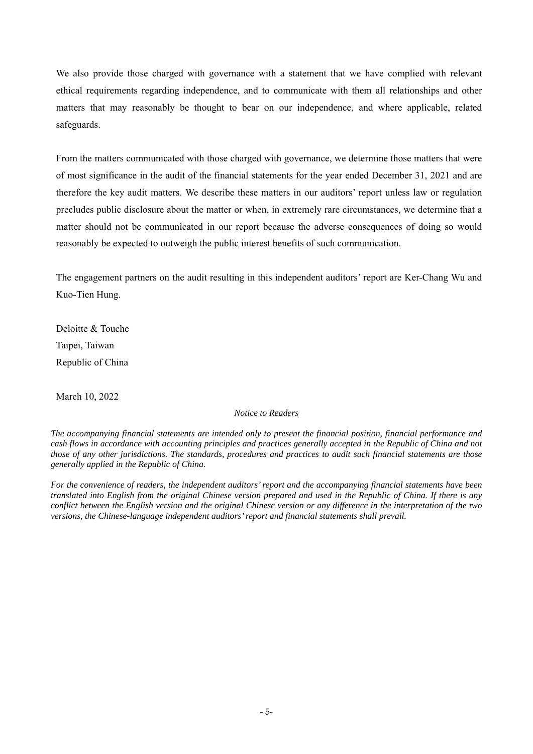We also provide those charged with governance with a statement that we have complied with relevant ethical requirements regarding independence, and to communicate with them all relationships and other matters that may reasonably be thought to bear on our independence, and where applicable, related safeguards.

From the matters communicated with those charged with governance, we determine those matters that were of most significance in the audit of the financial statements for the year ended December 31, 2021 and are therefore the key audit matters. We describe these matters in our auditors' report unless law or regulation precludes public disclosure about the matter or when, in extremely rare circumstances, we determine that a matter should not be communicated in our report because the adverse consequences of doing so would reasonably be expected to outweigh the public interest benefits of such communication.

The engagement partners on the audit resulting in this independent auditors' report are Ker-Chang Wu and Kuo-Tien Hung.

Deloitte & Touche
Taipei, Taiwan
Republic of China

March 10, 2022

<u>*Notice to Readers*</u>

*The accompanying financial statements are intended only to present the financial position, financial performance and cash flows in accordance with accounting principles and practices generally accepted in the Republic of China and not those of any other jurisdictions. The standards, procedures and practices to audit such financial statements are those generally applied in the Republic of China.*

*For the convenience of readers, the independent auditors' report and the accompanying financial statements have been translated into English from the original Chinese version prepared and used in the Republic of China. If there is any conflict between the English version and the original Chinese version or any difference in the interpretation of the two versions, the Chinese-language independent auditors' report and financial statements shall prevail.*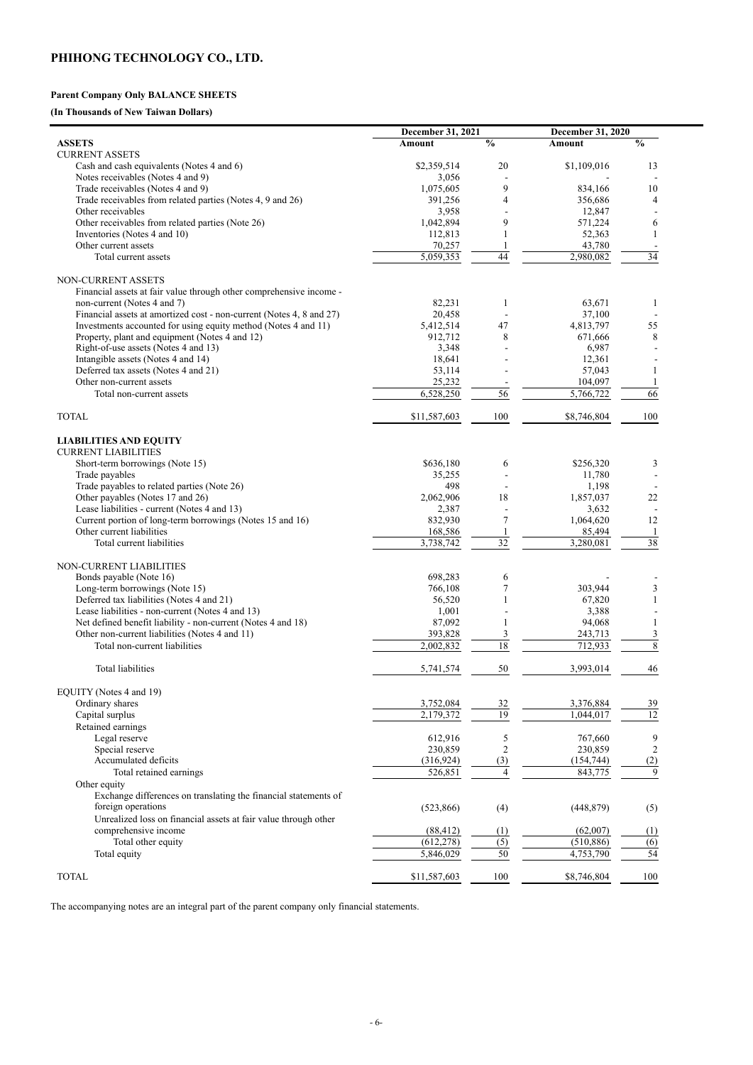# PHIHONG TECHNOLOGY CO., LTD.

**Parent Company Only BALANCE SHEETS**

**(In Thousands of New Taiwan Dollars)**

| | December 31, 2021 | | December 31, 2020 | |
|---|---|---|---|---|
| **ASSETS** | **Amount** | **%** | **Amount** | **%** |
| CURRENT ASSETS | | | | |
| Cash and cash equivalents (Notes 4 and 6) | $2,359,514 | 20 | $1,109,016 | 13 |
| Notes receivables (Notes 4 and 9) | 3,056 | - | - | - |
| Trade receivables (Notes 4 and 9) | 1,075,605 | 9 | 834,166 | 10 |
| Trade receivables from related parties (Notes 4, 9 and 26) | 391,256 | 4 | 356,686 | 4 |
| Other receivables | 3,958 | - | 12,847 | - |
| Other receivables from related parties (Note 26) | 1,042,894 | 9 | 571,224 | 6 |
| Inventories (Notes 4 and 10) | 112,813 | 1 | 52,363 | 1 |
| Other current assets | 70,257 | 1 | 43,780 | - |
| Total current assets | 5,059,353 | 44 | 2,980,082 | 34 |
| NON-CURRENT ASSETS | | | | |
| Financial assets at fair value through other comprehensive income - non-current (Notes 4 and 7) | 82,231 | 1 | 63,671 | 1 |
| Financial assets at amortized cost - non-current (Notes 4, 8 and 27) | 20,458 | - | 37,100 | - |
| Investments accounted for using equity method (Notes 4 and 11) | 5,412,514 | 47 | 4,813,797 | 55 |
| Property, plant and equipment (Notes 4 and 12) | 912,712 | 8 | 671,666 | 8 |
| Right-of-use assets (Notes 4 and 13) | 3,348 | - | 6,987 | - |
| Intangible assets (Notes 4 and 14) | 18,641 | - | 12,361 | - |
| Deferred tax assets (Notes 4 and 21) | 53,114 | - | 57,043 | 1 |
| Other non-current assets | 25,232 | - | 104,097 | 1 |
| Total non-current assets | 6,528,250 | 56 | 5,766,722 | 66 |
| TOTAL | $11,587,603 | 100 | $8,746,804 | 100 |
| **LIABILITIES AND EQUITY** | | | | |
| CURRENT LIABILITIES | | | | |
| Short-term borrowings (Note 15) | $636,180 | 6 | $256,320 | 3 |
| Trade payables | 35,255 | - | 11,780 | - |
| Trade payables to related parties (Note 26) | 498 | - | 1,198 | - |
| Other payables (Notes 17 and 26) | 2,062,906 | 18 | 1,857,037 | 22 |
| Lease liabilities - current (Notes 4 and 13) | 2,387 | - | 3,632 | - |
| Current portion of long-term borrowings (Notes 15 and 16) | 832,930 | 7 | 1,064,620 | 12 |
| Other current liabilities | 168,586 | 1 | 85,494 | 1 |
| Total current liabilities | 3,738,742 | 32 | 3,280,081 | 38 |
| NON-CURRENT LIABILITIES | | | | |
| Bonds payable (Note 16) | 698,283 | 6 | - | - |
| Long-term borrowings (Note 15) | 766,108 | 7 | 303,944 | 3 |
| Deferred tax liabilities (Notes 4 and 21) | 56,520 | 1 | 67,820 | 1 |
| Lease liabilities - non-current (Notes 4 and 13) | 1,001 | - | 3,388 | - |
| Net defined benefit liability - non-current (Notes 4 and 18) | 87,092 | 1 | 94,068 | 1 |
| Other non-current liabilities (Notes 4 and 11) | 393,828 | 3 | 243,713 | 3 |
| Total non-current liabilities | 2,002,832 | 18 | 712,933 | 8 |
| Total liabilities | 5,741,574 | 50 | 3,993,014 | 46 |
| EQUITY (Notes 4 and 19) | | | | |
| Ordinary shares | 3,752,084 | 32 | 3,376,884 | 39 |
| Capital surplus | 2,179,372 | 19 | 1,044,017 | 12 |
| Retained earnings | | | | |
| Legal reserve | 612,916 | 5 | 767,660 | 9 |
| Special reserve | 230,859 | 2 | 230,859 | 2 |
| Accumulated deficits | (316,924) | (3) | (154,744) | (2) |
| Total retained earnings | 526,851 | 4 | 843,775 | 9 |
| Other equity | | | | |
| Exchange differences on translating the financial statements of foreign operations | (523,866) | (4) | (448,879) | (5) |
| Unrealized loss on financial assets at fair value through other comprehensive income | (88,412) | (1) | (62,007) | (1) |
| Total other equity | (612,278) | (5) | (510,886) | (6) |
| Total equity | 5,846,029 | 50 | 4,753,790 | 54 |
| TOTAL | $11,587,603 | 100 | $8,746,804 | 100 |

The accompanying notes are an integral part of the parent company only financial statements.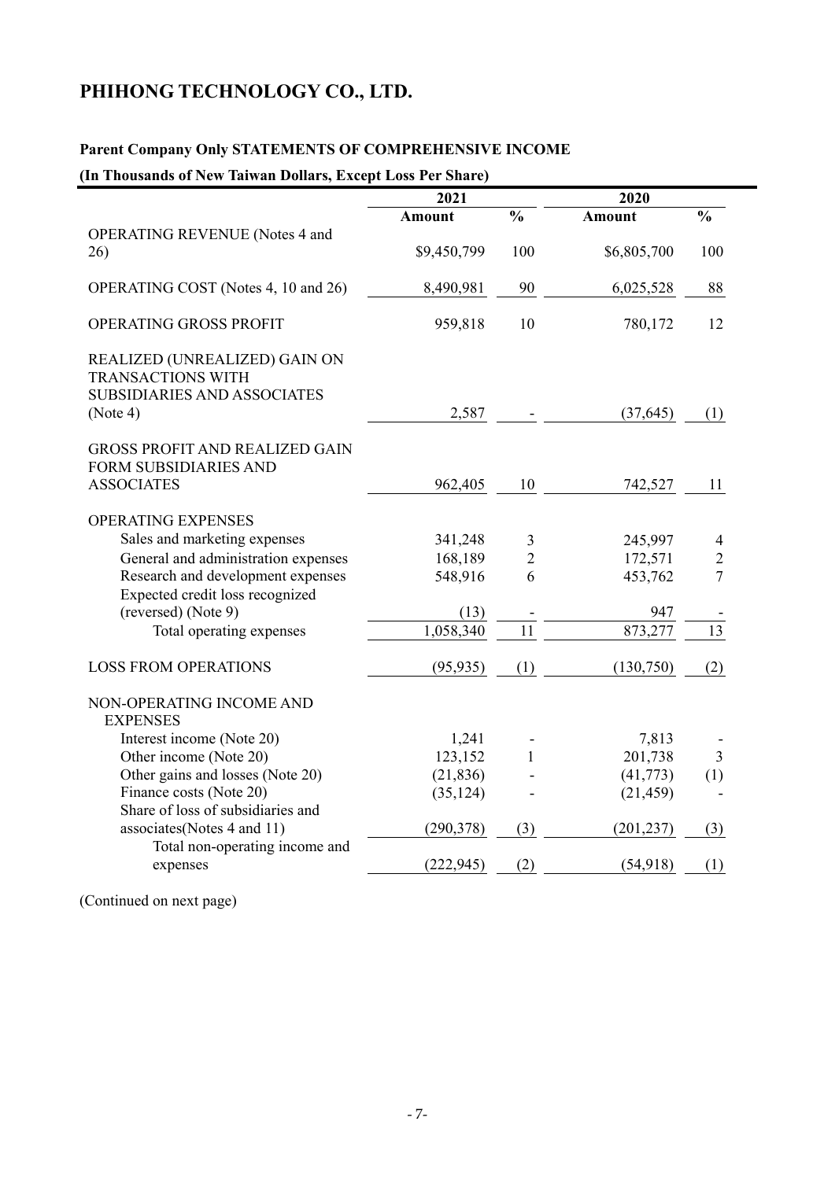# PHIHONG TECHNOLOGY CO., LTD.

**Parent Company Only STATEMENTS OF COMPREHENSIVE INCOME**

**(In Thousands of New Taiwan Dollars, Except Loss Per Share)**

| | 2021 | | 2020 | |
|---|---|---|---|---|
| | **Amount** | **%** | **Amount** | **%** |
| OPERATING REVENUE (Notes 4 and 26) | $9,450,799 | 100 | $6,805,700 | 100 |
| OPERATING COST (Notes 4, 10 and 26) | 8,490,981 | 90 | 6,025,528 | 88 |
| OPERATING GROSS PROFIT | 959,818 | 10 | 780,172 | 12 |
| REALIZED (UNREALIZED) GAIN ON TRANSACTIONS WITH SUBSIDIARIES AND ASSOCIATES (Note 4) | 2,587 | - | (37,645) | (1) |
| GROSS PROFIT AND REALIZED GAIN FORM SUBSIDIARIES AND ASSOCIATES | 962,405 | 10 | 742,527 | 11 |
| OPERATING EXPENSES | | | | |
| Sales and marketing expenses | 341,248 | 3 | 245,997 | 4 |
| General and administration expenses | 168,189 | 2 | 172,571 | 2 |
| Research and development expenses | 548,916 | 6 | 453,762 | 7 |
| Expected credit loss recognized (reversed) (Note 9) | (13) | - | 947 | - |
| Total operating expenses | 1,058,340 | 11 | 873,277 | 13 |
| LOSS FROM OPERATIONS | (95,935) | (1) | (130,750) | (2) |
| NON-OPERATING INCOME AND EXPENSES | | | | |
| Interest income (Note 20) | 1,241 | - | 7,813 | - |
| Other income (Note 20) | 123,152 | 1 | 201,738 | 3 |
| Other gains and losses (Note 20) | (21,836) | - | (41,773) | (1) |
| Finance costs (Note 20) | (35,124) | - | (21,459) | - |
| Share of loss of subsidiaries and associates(Notes 4 and 11) | (290,378) | (3) | (201,237) | (3) |
| Total non-operating income and expenses | (222,945) | (2) | (54,918) | (1) |

(Continued on next page)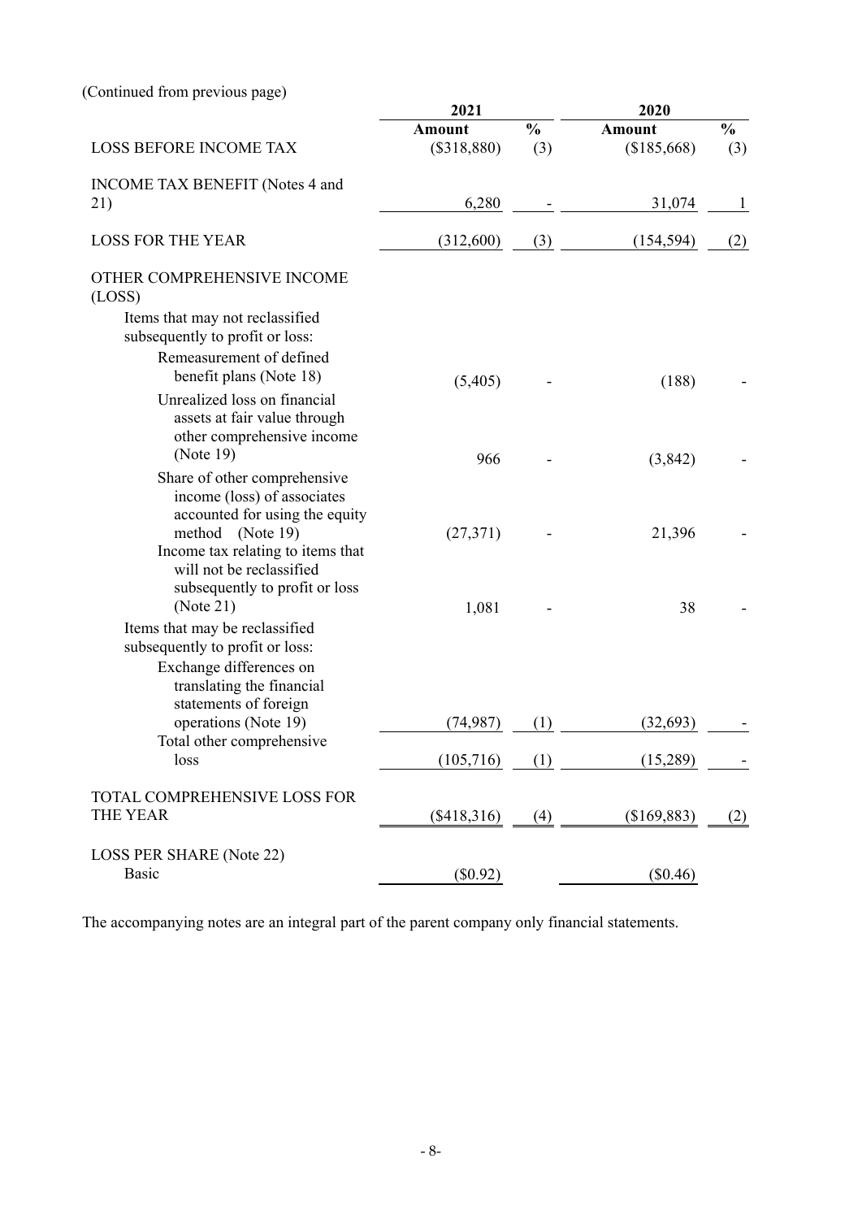(Continued from previous page)

| | 2021 | | 2020 | |
|---|---|---|---|---|
| | **Amount** | **%** | **Amount** | **%** |
| LOSS BEFORE INCOME TAX | ($318,880) | (3) | ($185,668) | (3) |
| INCOME TAX BENEFIT (Notes 4 and 21) | 6,280 | - | 31,074 | 1 |
| LOSS FOR THE YEAR | (312,600) | (3) | (154,594) | (2) |
| OTHER COMPREHENSIVE INCOME (LOSS) | | | | |
| Items that may not reclassified subsequently to profit or loss: | | | | |
| Remeasurement of defined benefit plans (Note 18) | (5,405) | - | (188) | - |
| Unrealized loss on financial assets at fair value through other comprehensive income (Note 19) | 966 | - | (3,842) | - |
| Share of other comprehensive income (loss) of associates accounted for using the equity method (Note 19) | (27,371) | - | 21,396 | - |
| Income tax relating to items that will not be reclassified subsequently to profit or loss (Note 21) | 1,081 | - | 38 | - |
| Items that may be reclassified subsequently to profit or loss: | | | | |
| Exchange differences on translating the financial statements of foreign operations (Note 19) | (74,987) | (1) | (32,693) | - |
| Total other comprehensive loss | (105,716) | (1) | (15,289) | - |
| TOTAL COMPREHENSIVE LOSS FOR THE YEAR | ($418,316) | (4) | ($169,883) | (2) |
| LOSS PER SHARE (Note 22) | | | | |
| Basic | ($0.92) | | ($0.46) | |

The accompanying notes are an integral part of the parent company only financial statements.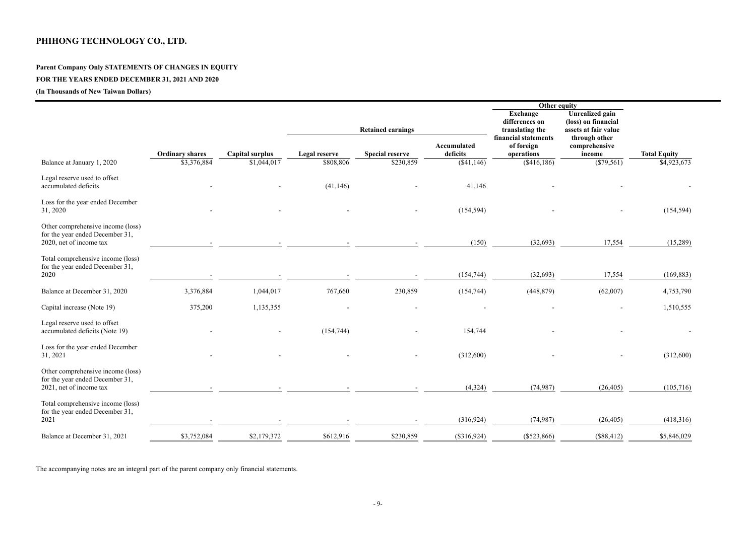# PHIHONG TECHNOLOGY CO., LTD.

**Parent Company Only STATEMENTS OF CHANGES IN EQUITY**

**FOR THE YEARS ENDED DECEMBER 31, 2021 AND 2020**

**(In Thousands of New Taiwan Dollars)**

| | | | Retained earnings | | | Other equity | | |
|---|---|---|---|---|---|---|---|---|
| | Ordinary shares | Capital surplus | Legal reserve | Special reserve | Accumulated deficits | Exchange differences on translating the financial statements of foreign operations | Unrealized gain (loss) on financial assets at fair value through other comprehensive income | Total Equity |
| Balance at January 1, 2020 | $3,376,884 | $1,044,017 | $808,806 | $230,859 | ($41,146) | ($416,186) | ($79,561) | $4,923,673 |
| Legal reserve used to offset accumulated deficits | - | - | (41,146) | - | 41,146 | - | - | - |
| Loss for the year ended December 31, 2020 | - | - | - | - | (154,594) | - | - | (154,594) |
| Other comprehensive income (loss) for the year ended December 31, 2020, net of income tax | - | - | - | - | (150) | (32,693) | 17,554 | (15,289) |
| Total comprehensive income (loss) for the year ended December 31, 2020 | - | - | - | - | (154,744) | (32,693) | 17,554 | (169,883) |
| Balance at December 31, 2020 | 3,376,884 | 1,044,017 | 767,660 | 230,859 | (154,744) | (448,879) | (62,007) | 4,753,790 |
| Capital increase (Note 19) | 375,200 | 1,135,355 | - | - | - | - | - | 1,510,555 |
| Legal reserve used to offset accumulated deficits (Note 19) | - | - | (154,744) | - | 154,744 | - | - | - |
| Loss for the year ended December 31, 2021 | - | - | - | - | (312,600) | - | - | (312,600) |
| Other comprehensive income (loss) for the year ended December 31, 2021, net of income tax | - | - | - | - | (4,324) | (74,987) | (26,405) | (105,716) |
| Total comprehensive income (loss) for the year ended December 31, 2021 | - | - | - | - | (316,924) | (74,987) | (26,405) | (418,316) |
| Balance at December 31, 2021 | $3,752,084 | $2,179,372 | $612,916 | $230,859 | ($316,924) | ($523,866) | ($88,412) | $5,846,029 |

The accompanying notes are an integral part of the parent company only financial statements.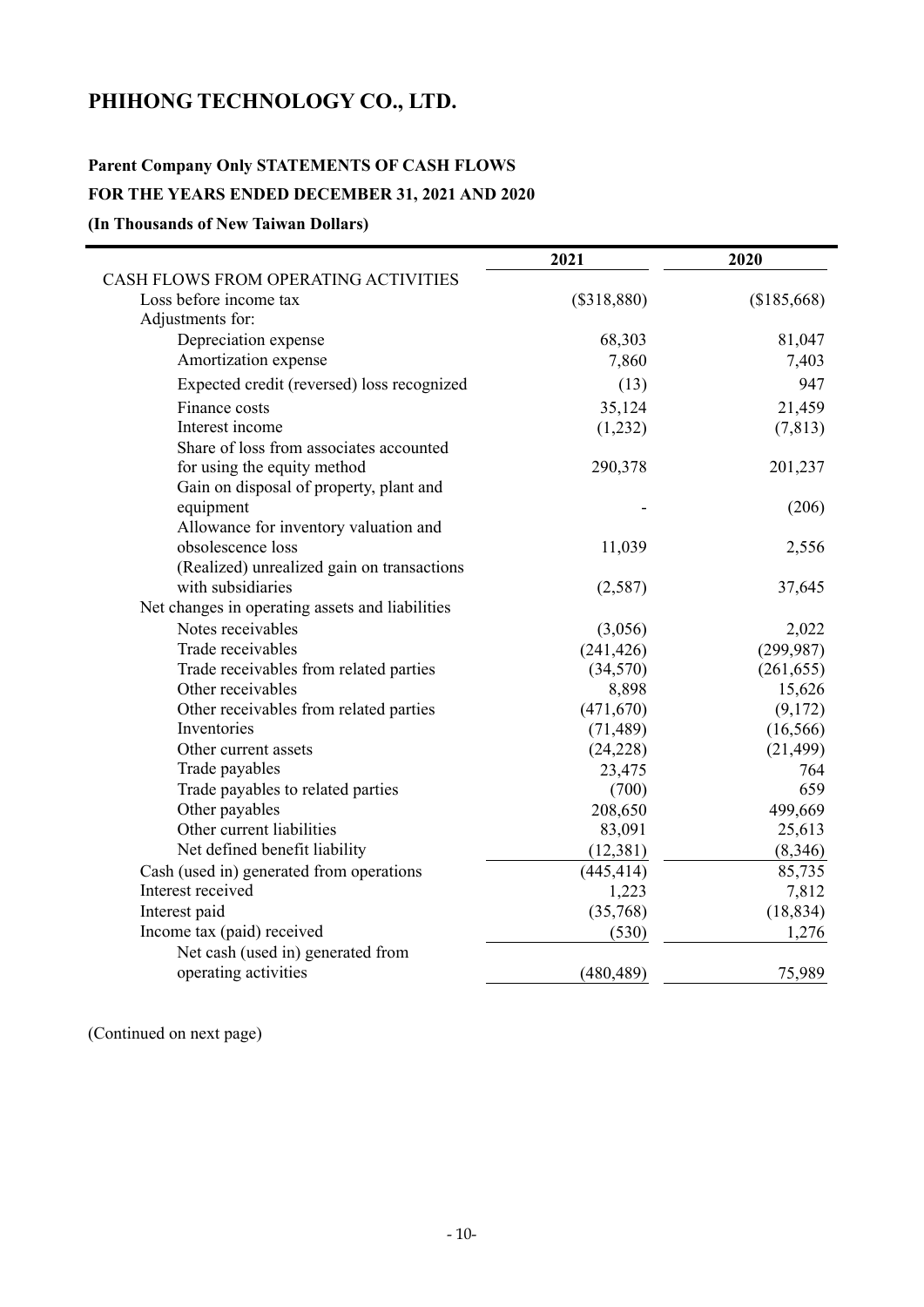# PHIHONG TECHNOLOGY CO., LTD.

**Parent Company Only STATEMENTS OF CASH FLOWS**

**FOR THE YEARS ENDED DECEMBER 31, 2021 AND 2020**

**(In Thousands of New Taiwan Dollars)**

| | 2021 | 2020 |
|---|---|---|
| CASH FLOWS FROM OPERATING ACTIVITIES | | |
| Loss before income tax | ($318,880) | ($185,668) |
| Adjustments for: | | |
| Depreciation expense | 68,303 | 81,047 |
| Amortization expense | 7,860 | 7,403 |
| Expected credit (reversed) loss recognized | (13) | 947 |
| Finance costs | 35,124 | 21,459 |
| Interest income | (1,232) | (7,813) |
| Share of loss from associates accounted for using the equity method | 290,378 | 201,237 |
| Gain on disposal of property, plant and equipment | - | (206) |
| Allowance for inventory valuation and obsolescence loss | 11,039 | 2,556 |
| (Realized) unrealized gain on transactions with subsidiaries | (2,587) | 37,645 |
| Net changes in operating assets and liabilities | | |
| Notes receivables | (3,056) | 2,022 |
| Trade receivables | (241,426) | (299,987) |
| Trade receivables from related parties | (34,570) | (261,655) |
| Other receivables | 8,898 | 15,626 |
| Other receivables from related parties | (471,670) | (9,172) |
| Inventories | (71,489) | (16,566) |
| Other current assets | (24,228) | (21,499) |
| Trade payables | 23,475 | 764 |
| Trade payables to related parties | (700) | 659 |
| Other payables | 208,650 | 499,669 |
| Other current liabilities | 83,091 | 25,613 |
| Net defined benefit liability | (12,381) | (8,346) |
| Cash (used in) generated from operations | (445,414) | 85,735 |
| Interest received | 1,223 | 7,812 |
| Interest paid | (35,768) | (18,834) |
| Income tax (paid) received | (530) | 1,276 |
| Net cash (used in) generated from operating activities | (480,489) | 75,989 |

(Continued on next page)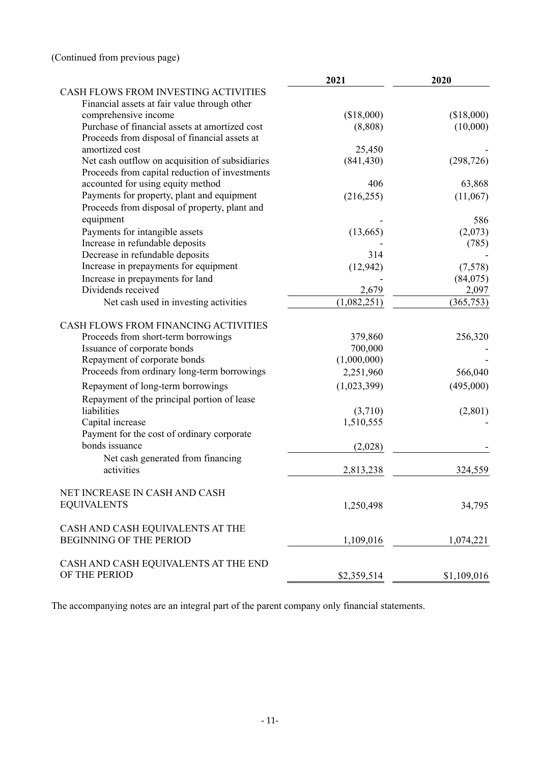(Continued from previous page)

| | 2021 | 2020 |
|---|---|---|
| CASH FLOWS FROM INVESTING ACTIVITIES | | |
| Financial assets at fair value through other comprehensive income | ($18,000) | ($18,000) |
| Purchase of financial assets at amortized cost | (8,808) | (10,000) |
| Proceeds from disposal of financial assets at amortized cost | 25,450 | - |
| Net cash outflow on acquisition of subsidiaries | (841,430) | (298,726) |
| Proceeds from capital reduction of investments accounted for using equity method | 406 | 63,868 |
| Payments for property, plant and equipment | (216,255) | (11,067) |
| Proceeds from disposal of property, plant and equipment | - | 586 |
| Payments for intangible assets | (13,665) | (2,073) |
| Increase in refundable deposits | - | (785) |
| Decrease in refundable deposits | 314 | - |
| Increase in prepayments for equipment | (12,942) | (7,578) |
| Increase in prepayments for land | - | (84,075) |
| Dividends received | 2,679 | 2,097 |
| Net cash used in investing activities | (1,082,251) | (365,753) |
| | | |
| CASH FLOWS FROM FINANCING ACTIVITIES | | |
| Proceeds from short-term borrowings | 379,860 | 256,320 |
| Issuance of corporate bonds | 700,000 | - |
| Repayment of corporate bonds | (1,000,000) | - |
| Proceeds from ordinary long-term borrowings | 2,251,960 | 566,040 |
| Repayment of long-term borrowings | (1,023,399) | (495,000) |
| Repayment of the principal portion of lease liabilities | (3,710) | (2,801) |
| Capital increase | 1,510,555 | - |
| Payment for the cost of ordinary corporate bonds issuance | (2,028) | - |
| Net cash generated from financing activities | 2,813,238 | 324,559 |
| | | |
| NET INCREASE IN CASH AND CASH EQUIVALENTS | 1,250,498 | 34,795 |
| | | |
| CASH AND CASH EQUIVALENTS AT THE BEGINNING OF THE PERIOD | 1,109,016 | 1,074,221 |
| | | |
| CASH AND CASH EQUIVALENTS AT THE END OF THE PERIOD | $2,359,514 | $1,109,016 |

The accompanying notes are an integral part of the parent company only financial statements.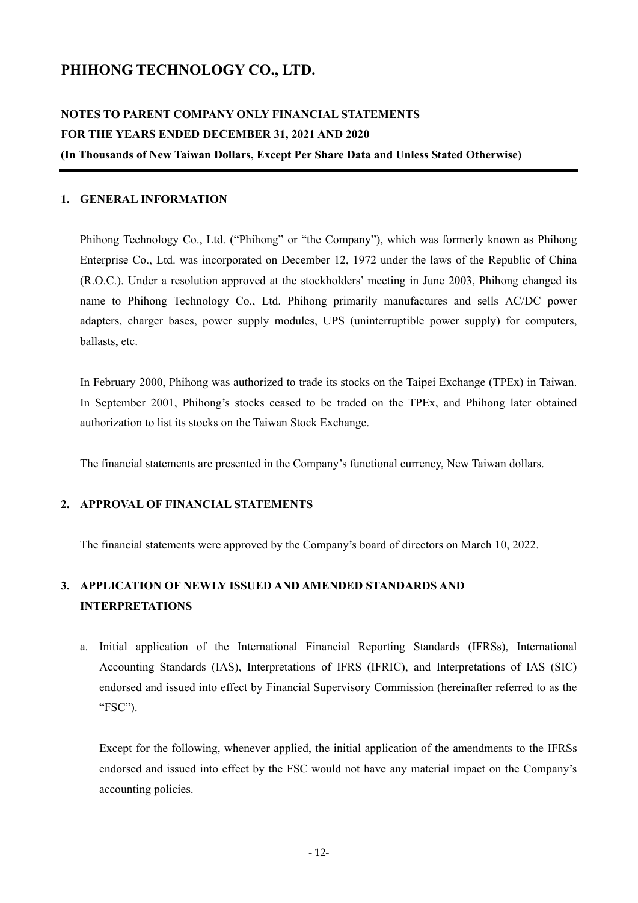# PHIHONG TECHNOLOGY CO., LTD.

**NOTES TO PARENT COMPANY ONLY FINANCIAL STATEMENTS**
**FOR THE YEARS ENDED DECEMBER 31, 2021 AND 2020**
**(In Thousands of New Taiwan Dollars, Except Per Share Data and Unless Stated Otherwise)**

## 1. GENERAL INFORMATION

Phihong Technology Co., Ltd. ("Phihong" or "the Company"), which was formerly known as Phihong Enterprise Co., Ltd. was incorporated on December 12, 1972 under the laws of the Republic of China (R.O.C.). Under a resolution approved at the stockholders' meeting in June 2003, Phihong changed its name to Phihong Technology Co., Ltd. Phihong primarily manufactures and sells AC/DC power adapters, charger bases, power supply modules, UPS (uninterruptible power supply) for computers, ballasts, etc.

In February 2000, Phihong was authorized to trade its stocks on the Taipei Exchange (TPEx) in Taiwan. In September 2001, Phihong's stocks ceased to be traded on the TPEx, and Phihong later obtained authorization to list its stocks on the Taiwan Stock Exchange.

The financial statements are presented in the Company's functional currency, New Taiwan dollars.

## 2. APPROVAL OF FINANCIAL STATEMENTS

The financial statements were approved by the Company's board of directors on March 10, 2022.

## 3. APPLICATION OF NEWLY ISSUED AND AMENDED STANDARDS AND INTERPRETATIONS

a. Initial application of the International Financial Reporting Standards (IFRSs), International Accounting Standards (IAS), Interpretations of IFRS (IFRIC), and Interpretations of IAS (SIC) endorsed and issued into effect by Financial Supervisory Commission (hereinafter referred to as the "FSC").

   Except for the following, whenever applied, the initial application of the amendments to the IFRSs endorsed and issued into effect by the FSC would not have any material impact on the Company's accounting policies.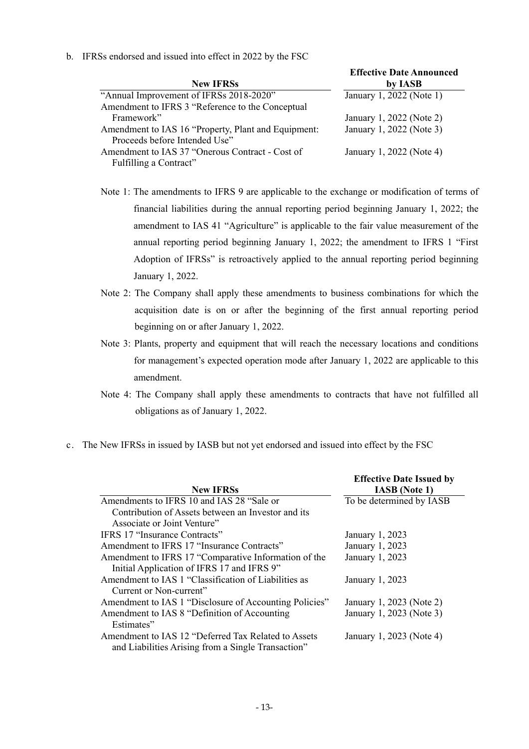b. IFRSs endorsed and issued into effect in 2022 by the FSC

| New IFRSs | Effective Date Announced by IASB |
|---|---|
| "Annual Improvement of IFRSs 2018-2020" | January 1, 2022 (Note 1) |
| Amendment to IFRS 3 "Reference to the Conceptual Framework" | January 1, 2022 (Note 2) |
| Amendment to IAS 16 "Property, Plant and Equipment: Proceeds before Intended Use" | January 1, 2022 (Note 3) |
| Amendment to IAS 37 "Onerous Contract - Cost of Fulfilling a Contract" | January 1, 2022 (Note 4) |

Note 1: The amendments to IFRS 9 are applicable to the exchange or modification of terms of financial liabilities during the annual reporting period beginning January 1, 2022; the amendment to IAS 41 "Agriculture" is applicable to the fair value measurement of the annual reporting period beginning January 1, 2022; the amendment to IFRS 1 "First Adoption of IFRSs" is retroactively applied to the annual reporting period beginning January 1, 2022.

Note 2: The Company shall apply these amendments to business combinations for which the acquisition date is on or after the beginning of the first annual reporting period beginning on or after January 1, 2022.

Note 3: Plants, property and equipment that will reach the necessary locations and conditions for management's expected operation mode after January 1, 2022 are applicable to this amendment.

Note 4: The Company shall apply these amendments to contracts that have not fulfilled all obligations as of January 1, 2022.

c. The New IFRSs in issued by IASB but not yet endorsed and issued into effect by the FSC

| New IFRSs | Effective Date Issued by IASB (Note 1) |
|---|---|
| Amendments to IFRS 10 and IAS 28 "Sale or Contribution of Assets between an Investor and its Associate or Joint Venture" | To be determined by IASB |
| IFRS 17 "Insurance Contracts" | January 1, 2023 |
| Amendment to IFRS 17 "Insurance Contracts" | January 1, 2023 |
| Amendment to IFRS 17 "Comparative Information of the Initial Application of IFRS 17 and IFRS 9" | January 1, 2023 |
| Amendment to IAS 1 "Classification of Liabilities as Current or Non-current" | January 1, 2023 |
| Amendment to IAS 1 "Disclosure of Accounting Policies" | January 1, 2023 (Note 2) |
| Amendment to IAS 8 "Definition of Accounting Estimates" | January 1, 2023 (Note 3) |
| Amendment to IAS 12 "Deferred Tax Related to Assets and Liabilities Arising from a Single Transaction" | January 1, 2023 (Note 4) |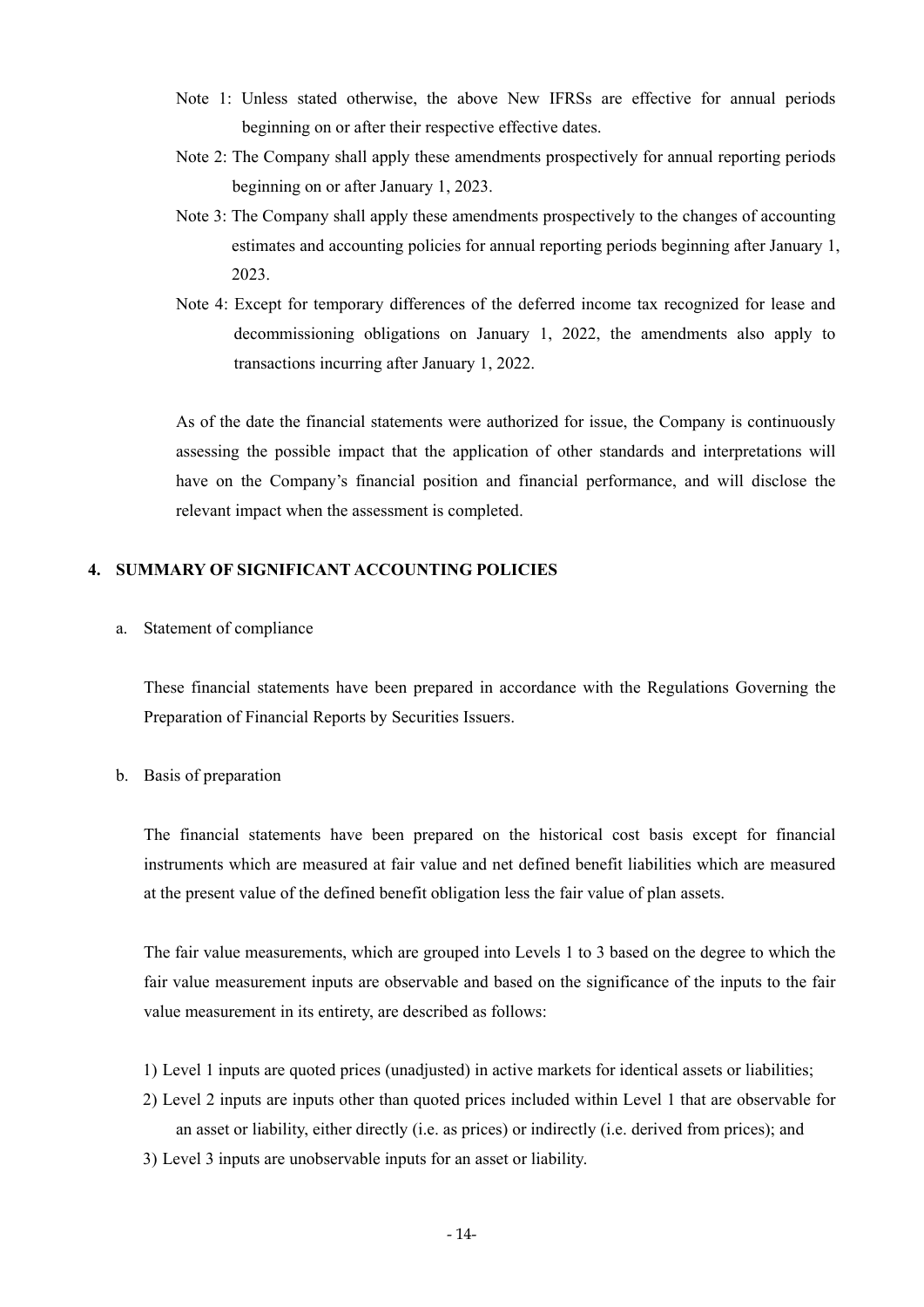Note 1: Unless stated otherwise, the above New IFRSs are effective for annual periods beginning on or after their respective effective dates.

Note 2: The Company shall apply these amendments prospectively for annual reporting periods beginning on or after January 1, 2023.

Note 3: The Company shall apply these amendments prospectively to the changes of accounting estimates and accounting policies for annual reporting periods beginning after January 1, 2023.

Note 4: Except for temporary differences of the deferred income tax recognized for lease and decommissioning obligations on January 1, 2022, the amendments also apply to transactions incurring after January 1, 2022.

As of the date the financial statements were authorized for issue, the Company is continuously assessing the possible impact that the application of other standards and interpretations will have on the Company's financial position and financial performance, and will disclose the relevant impact when the assessment is completed.

## 4. SUMMARY OF SIGNIFICANT ACCOUNTING POLICIES

a. Statement of compliance

These financial statements have been prepared in accordance with the Regulations Governing the Preparation of Financial Reports by Securities Issuers.

b. Basis of preparation

The financial statements have been prepared on the historical cost basis except for financial instruments which are measured at fair value and net defined benefit liabilities which are measured at the present value of the defined benefit obligation less the fair value of plan assets.

The fair value measurements, which are grouped into Levels 1 to 3 based on the degree to which the fair value measurement inputs are observable and based on the significance of the inputs to the fair value measurement in its entirety, are described as follows:

1) Level 1 inputs are quoted prices (unadjusted) in active markets for identical assets or liabilities;
2) Level 2 inputs are inputs other than quoted prices included within Level 1 that are observable for an asset or liability, either directly (i.e. as prices) or indirectly (i.e. derived from prices); and
3) Level 3 inputs are unobservable inputs for an asset or liability.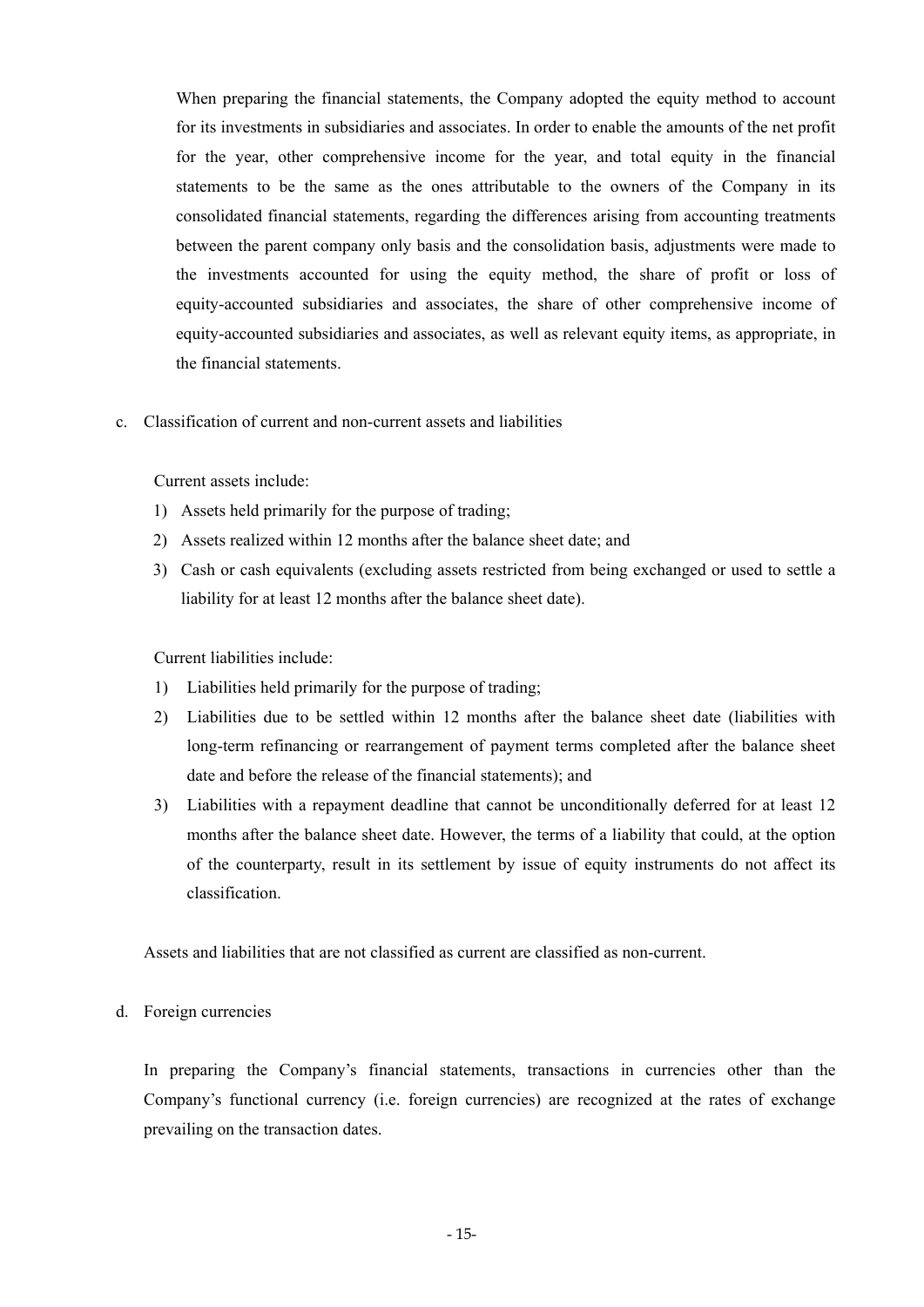When preparing the financial statements, the Company adopted the equity method to account for its investments in subsidiaries and associates. In order to enable the amounts of the net profit for the year, other comprehensive income for the year, and total equity in the financial statements to be the same as the ones attributable to the owners of the Company in its consolidated financial statements, regarding the differences arising from accounting treatments between the parent company only basis and the consolidation basis, adjustments were made to the investments accounted for using the equity method, the share of profit or loss of equity-accounted subsidiaries and associates, the share of other comprehensive income of equity-accounted subsidiaries and associates, as well as relevant equity items, as appropriate, in the financial statements.

c. Classification of current and non-current assets and liabilities

Current assets include:

1) Assets held primarily for the purpose of trading;
2) Assets realized within 12 months after the balance sheet date; and
3) Cash or cash equivalents (excluding assets restricted from being exchanged or used to settle a liability for at least 12 months after the balance sheet date).

Current liabilities include:

1) Liabilities held primarily for the purpose of trading;
2) Liabilities due to be settled within 12 months after the balance sheet date (liabilities with long-term refinancing or rearrangement of payment terms completed after the balance sheet date and before the release of the financial statements); and
3) Liabilities with a repayment deadline that cannot be unconditionally deferred for at least 12 months after the balance sheet date. However, the terms of a liability that could, at the option of the counterparty, result in its settlement by issue of equity instruments do not affect its classification.

Assets and liabilities that are not classified as current are classified as non-current.

d. Foreign currencies

In preparing the Company's financial statements, transactions in currencies other than the Company's functional currency (i.e. foreign currencies) are recognized at the rates of exchange prevailing on the transaction dates.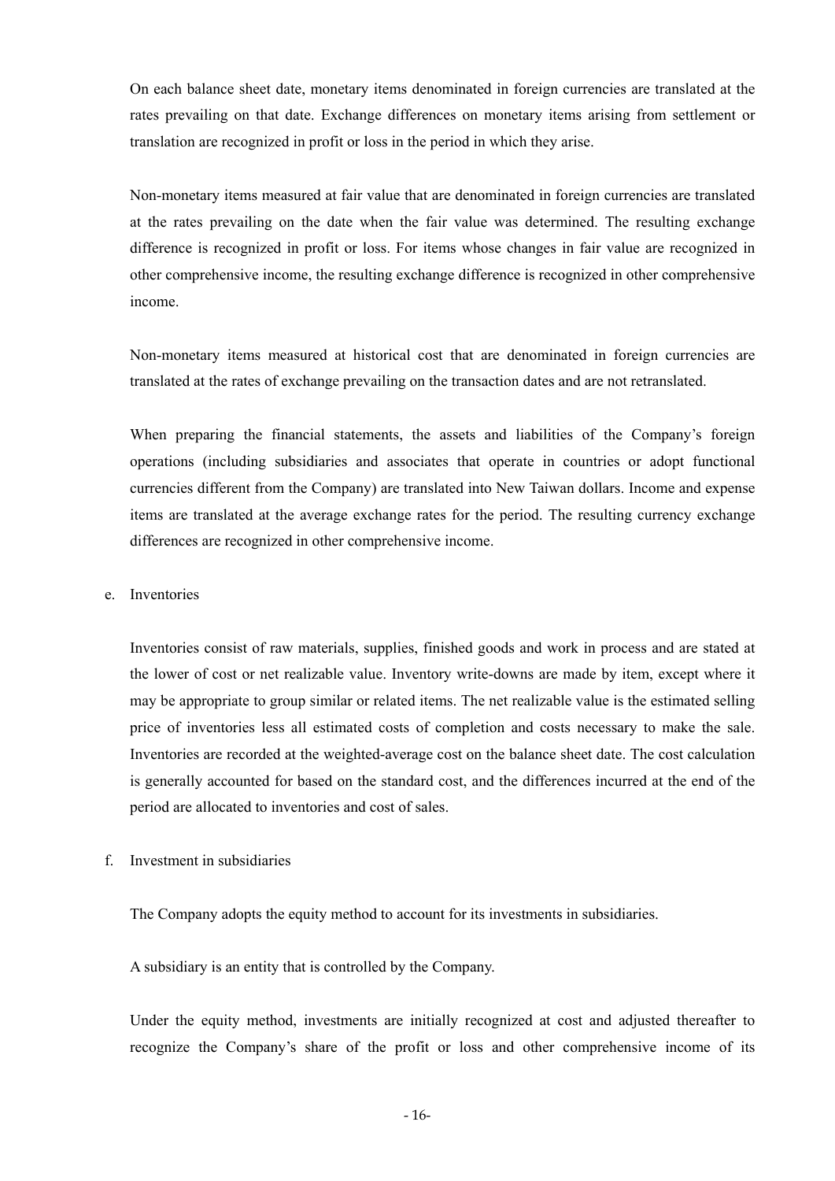On each balance sheet date, monetary items denominated in foreign currencies are translated at the rates prevailing on that date. Exchange differences on monetary items arising from settlement or translation are recognized in profit or loss in the period in which they arise.

Non-monetary items measured at fair value that are denominated in foreign currencies are translated at the rates prevailing on the date when the fair value was determined. The resulting exchange difference is recognized in profit or loss. For items whose changes in fair value are recognized in other comprehensive income, the resulting exchange difference is recognized in other comprehensive income.

Non-monetary items measured at historical cost that are denominated in foreign currencies are translated at the rates of exchange prevailing on the transaction dates and are not retranslated.

When preparing the financial statements, the assets and liabilities of the Company's foreign operations (including subsidiaries and associates that operate in countries or adopt functional currencies different from the Company) are translated into New Taiwan dollars. Income and expense items are translated at the average exchange rates for the period. The resulting currency exchange differences are recognized in other comprehensive income.

e. Inventories

Inventories consist of raw materials, supplies, finished goods and work in process and are stated at the lower of cost or net realizable value. Inventory write-downs are made by item, except where it may be appropriate to group similar or related items. The net realizable value is the estimated selling price of inventories less all estimated costs of completion and costs necessary to make the sale. Inventories are recorded at the weighted-average cost on the balance sheet date. The cost calculation is generally accounted for based on the standard cost, and the differences incurred at the end of the period are allocated to inventories and cost of sales.

f. Investment in subsidiaries

The Company adopts the equity method to account for its investments in subsidiaries.

A subsidiary is an entity that is controlled by the Company.

Under the equity method, investments are initially recognized at cost and adjusted thereafter to recognize the Company's share of the profit or loss and other comprehensive income of its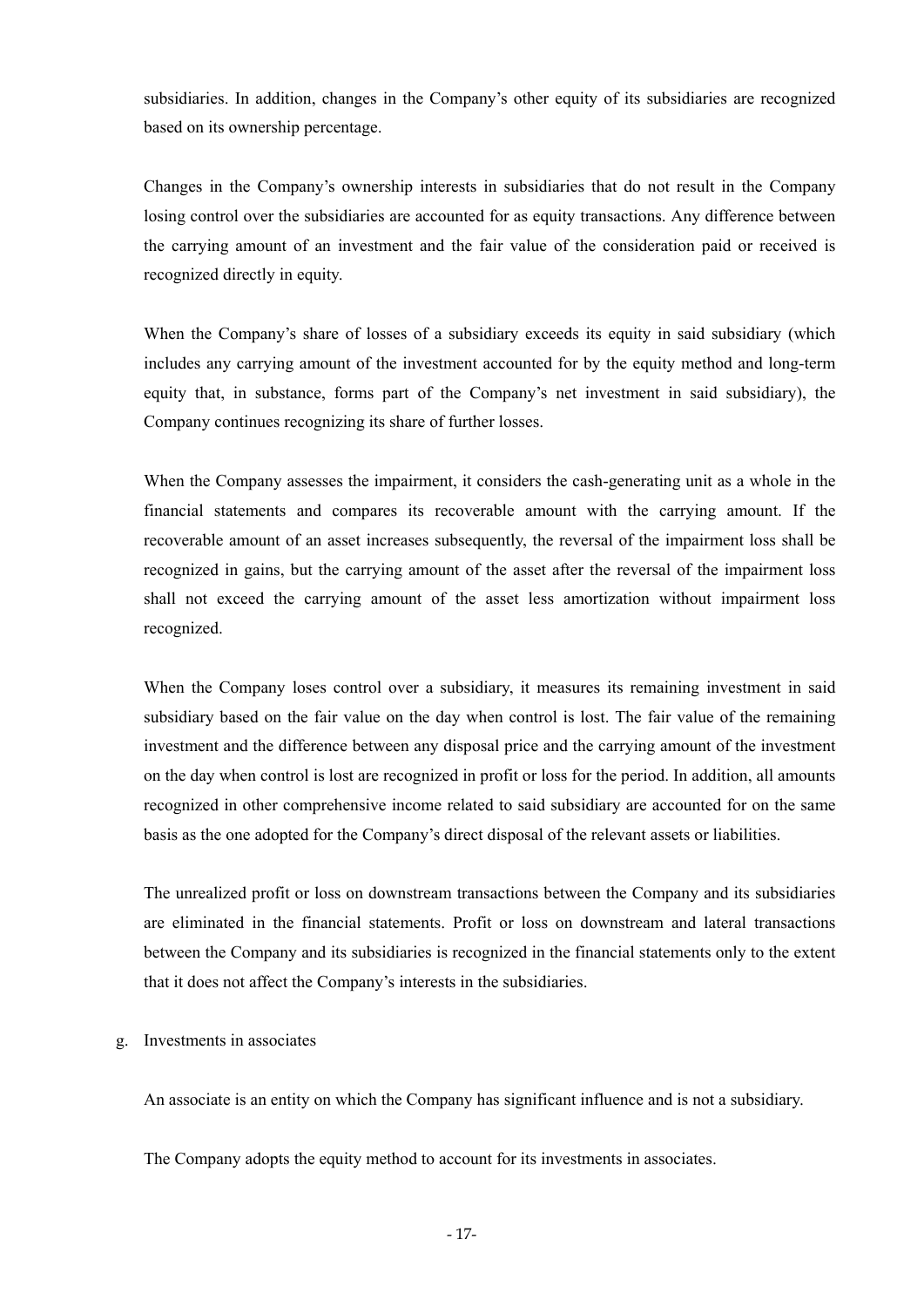subsidiaries. In addition, changes in the Company's other equity of its subsidiaries are recognized based on its ownership percentage.

Changes in the Company's ownership interests in subsidiaries that do not result in the Company losing control over the subsidiaries are accounted for as equity transactions. Any difference between the carrying amount of an investment and the fair value of the consideration paid or received is recognized directly in equity.

When the Company's share of losses of a subsidiary exceeds its equity in said subsidiary (which includes any carrying amount of the investment accounted for by the equity method and long-term equity that, in substance, forms part of the Company's net investment in said subsidiary), the Company continues recognizing its share of further losses.

When the Company assesses the impairment, it considers the cash-generating unit as a whole in the financial statements and compares its recoverable amount with the carrying amount. If the recoverable amount of an asset increases subsequently, the reversal of the impairment loss shall be recognized in gains, but the carrying amount of the asset after the reversal of the impairment loss shall not exceed the carrying amount of the asset less amortization without impairment loss recognized.

When the Company loses control over a subsidiary, it measures its remaining investment in said subsidiary based on the fair value on the day when control is lost. The fair value of the remaining investment and the difference between any disposal price and the carrying amount of the investment on the day when control is lost are recognized in profit or loss for the period. In addition, all amounts recognized in other comprehensive income related to said subsidiary are accounted for on the same basis as the one adopted for the Company's direct disposal of the relevant assets or liabilities.

The unrealized profit or loss on downstream transactions between the Company and its subsidiaries are eliminated in the financial statements. Profit or loss on downstream and lateral transactions between the Company and its subsidiaries is recognized in the financial statements only to the extent that it does not affect the Company's interests in the subsidiaries.

g. Investments in associates

An associate is an entity on which the Company has significant influence and is not a subsidiary.

The Company adopts the equity method to account for its investments in associates.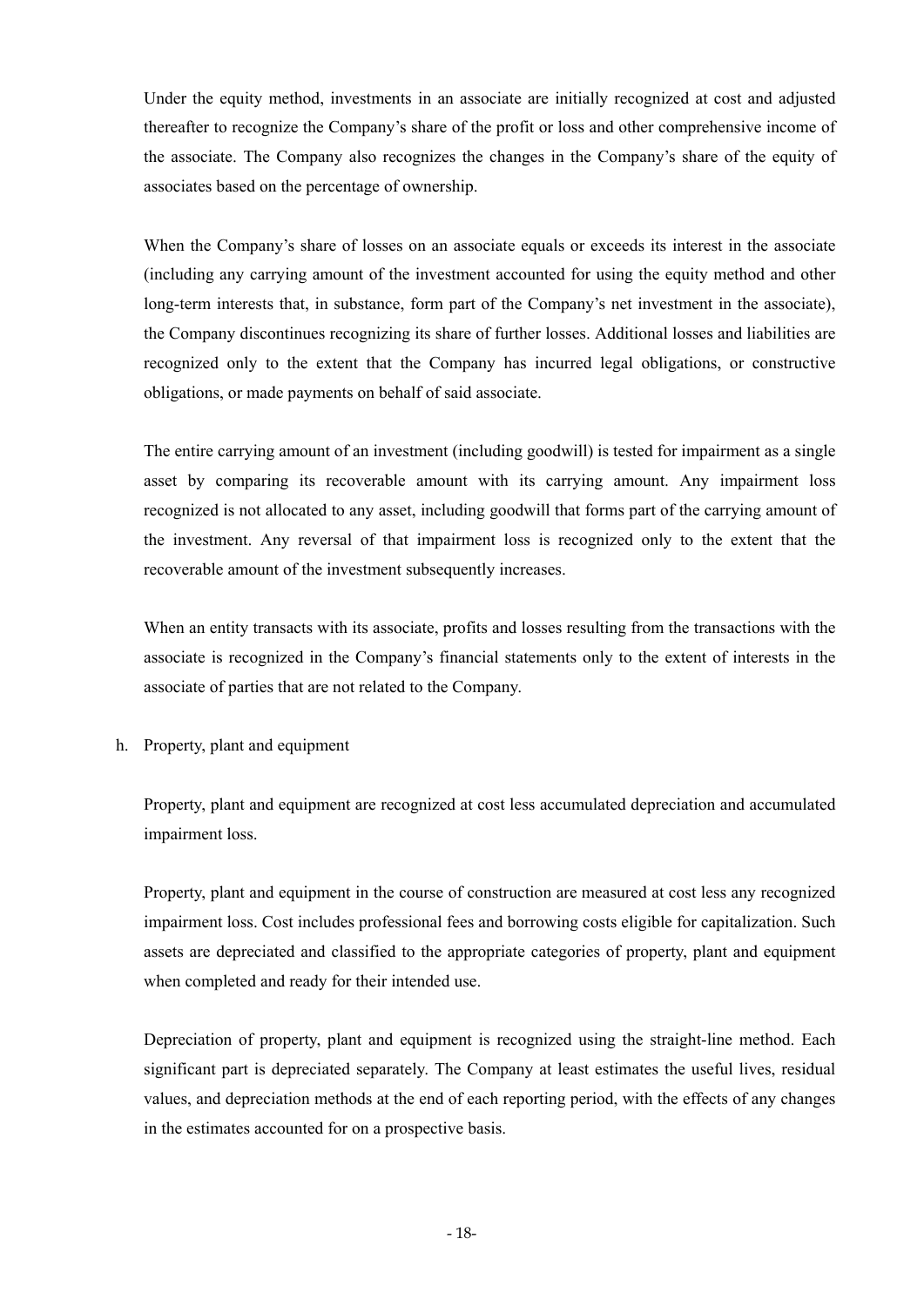Under the equity method, investments in an associate are initially recognized at cost and adjusted thereafter to recognize the Company's share of the profit or loss and other comprehensive income of the associate. The Company also recognizes the changes in the Company's share of the equity of associates based on the percentage of ownership.

When the Company's share of losses on an associate equals or exceeds its interest in the associate (including any carrying amount of the investment accounted for using the equity method and other long-term interests that, in substance, form part of the Company's net investment in the associate), the Company discontinues recognizing its share of further losses. Additional losses and liabilities are recognized only to the extent that the Company has incurred legal obligations, or constructive obligations, or made payments on behalf of said associate.

The entire carrying amount of an investment (including goodwill) is tested for impairment as a single asset by comparing its recoverable amount with its carrying amount. Any impairment loss recognized is not allocated to any asset, including goodwill that forms part of the carrying amount of the investment. Any reversal of that impairment loss is recognized only to the extent that the recoverable amount of the investment subsequently increases.

When an entity transacts with its associate, profits and losses resulting from the transactions with the associate is recognized in the Company's financial statements only to the extent of interests in the associate of parties that are not related to the Company.

h. Property, plant and equipment

Property, plant and equipment are recognized at cost less accumulated depreciation and accumulated impairment loss.

Property, plant and equipment in the course of construction are measured at cost less any recognized impairment loss. Cost includes professional fees and borrowing costs eligible for capitalization. Such assets are depreciated and classified to the appropriate categories of property, plant and equipment when completed and ready for their intended use.

Depreciation of property, plant and equipment is recognized using the straight-line method. Each significant part is depreciated separately. The Company at least estimates the useful lives, residual values, and depreciation methods at the end of each reporting period, with the effects of any changes in the estimates accounted for on a prospective basis.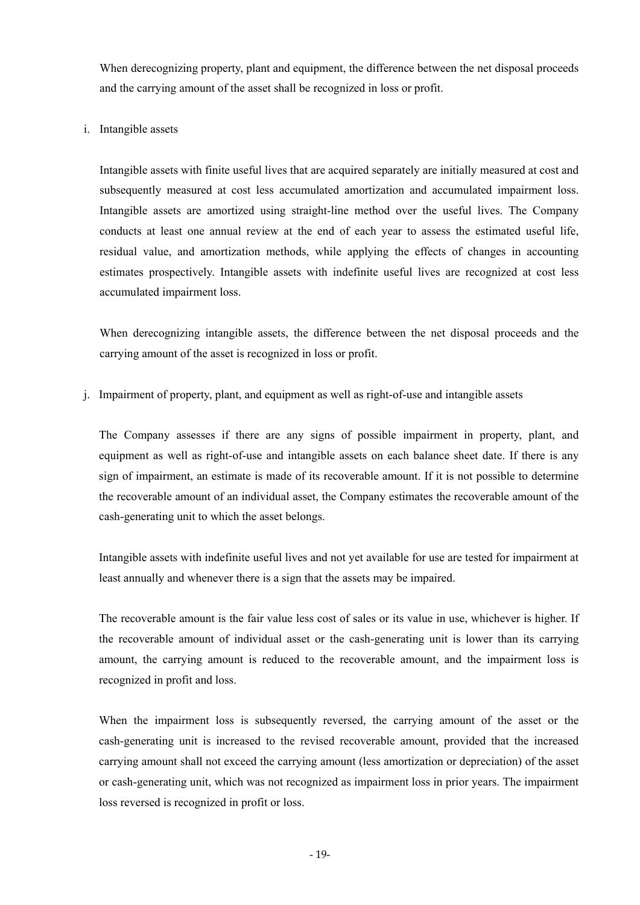When derecognizing property, plant and equipment, the difference between the net disposal proceeds and the carrying amount of the asset shall be recognized in loss or profit.

i. Intangible assets

Intangible assets with finite useful lives that are acquired separately are initially measured at cost and subsequently measured at cost less accumulated amortization and accumulated impairment loss. Intangible assets are amortized using straight-line method over the useful lives. The Company conducts at least one annual review at the end of each year to assess the estimated useful life, residual value, and amortization methods, while applying the effects of changes in accounting estimates prospectively. Intangible assets with indefinite useful lives are recognized at cost less accumulated impairment loss.

When derecognizing intangible assets, the difference between the net disposal proceeds and the carrying amount of the asset is recognized in loss or profit.

j. Impairment of property, plant, and equipment as well as right-of-use and intangible assets

The Company assesses if there are any signs of possible impairment in property, plant, and equipment as well as right-of-use and intangible assets on each balance sheet date. If there is any sign of impairment, an estimate is made of its recoverable amount. If it is not possible to determine the recoverable amount of an individual asset, the Company estimates the recoverable amount of the cash-generating unit to which the asset belongs.

Intangible assets with indefinite useful lives and not yet available for use are tested for impairment at least annually and whenever there is a sign that the assets may be impaired.

The recoverable amount is the fair value less cost of sales or its value in use, whichever is higher. If the recoverable amount of individual asset or the cash-generating unit is lower than its carrying amount, the carrying amount is reduced to the recoverable amount, and the impairment loss is recognized in profit and loss.

When the impairment loss is subsequently reversed, the carrying amount of the asset or the cash-generating unit is increased to the revised recoverable amount, provided that the increased carrying amount shall not exceed the carrying amount (less amortization or depreciation) of the asset or cash-generating unit, which was not recognized as impairment loss in prior years. The impairment loss reversed is recognized in profit or loss.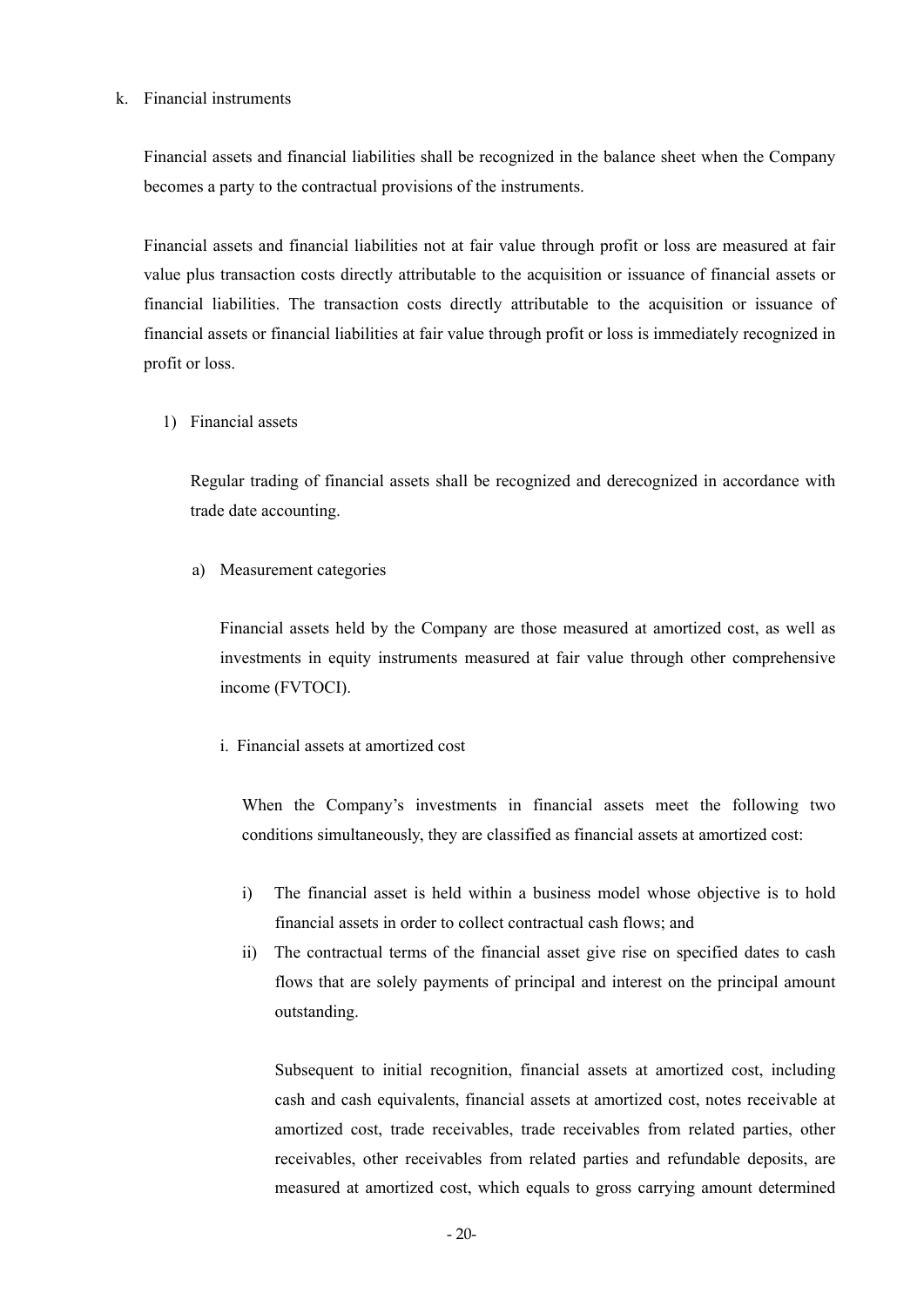k. Financial instruments

Financial assets and financial liabilities shall be recognized in the balance sheet when the Company becomes a party to the contractual provisions of the instruments.

Financial assets and financial liabilities not at fair value through profit or loss are measured at fair value plus transaction costs directly attributable to the acquisition or issuance of financial assets or financial liabilities. The transaction costs directly attributable to the acquisition or issuance of financial assets or financial liabilities at fair value through profit or loss is immediately recognized in profit or loss.

1) Financial assets

Regular trading of financial assets shall be recognized and derecognized in accordance with trade date accounting.

a) Measurement categories

Financial assets held by the Company are those measured at amortized cost, as well as investments in equity instruments measured at fair value through other comprehensive income (FVTOCI).

i. Financial assets at amortized cost

When the Company's investments in financial assets meet the following two conditions simultaneously, they are classified as financial assets at amortized cost:

i) The financial asset is held within a business model whose objective is to hold financial assets in order to collect contractual cash flows; and
ii) The contractual terms of the financial asset give rise on specified dates to cash flows that are solely payments of principal and interest on the principal amount outstanding.

Subsequent to initial recognition, financial assets at amortized cost, including cash and cash equivalents, financial assets at amortized cost, notes receivable at amortized cost, trade receivables, trade receivables from related parties, other receivables, other receivables from related parties and refundable deposits, are measured at amortized cost, which equals to gross carrying amount determined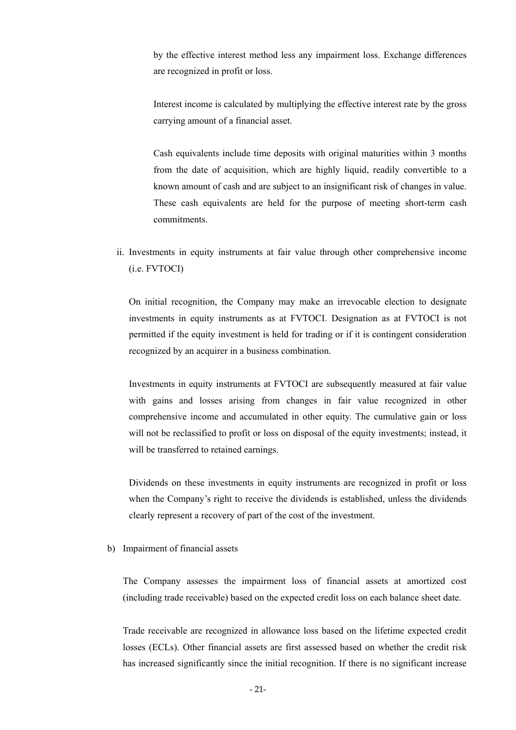by the effective interest method less any impairment loss. Exchange differences are recognized in profit or loss.

Interest income is calculated by multiplying the effective interest rate by the gross carrying amount of a financial asset.

Cash equivalents include time deposits with original maturities within 3 months from the date of acquisition, which are highly liquid, readily convertible to a known amount of cash and are subject to an insignificant risk of changes in value. These cash equivalents are held for the purpose of meeting short-term cash commitments.

ii. Investments in equity instruments at fair value through other comprehensive income (i.e. FVTOCI)

On initial recognition, the Company may make an irrevocable election to designate investments in equity instruments as at FVTOCI. Designation as at FVTOCI is not permitted if the equity investment is held for trading or if it is contingent consideration recognized by an acquirer in a business combination.

Investments in equity instruments at FVTOCI are subsequently measured at fair value with gains and losses arising from changes in fair value recognized in other comprehensive income and accumulated in other equity. The cumulative gain or loss will not be reclassified to profit or loss on disposal of the equity investments; instead, it will be transferred to retained earnings.

Dividends on these investments in equity instruments are recognized in profit or loss when the Company's right to receive the dividends is established, unless the dividends clearly represent a recovery of part of the cost of the investment.

b) Impairment of financial assets

The Company assesses the impairment loss of financial assets at amortized cost (including trade receivable) based on the expected credit loss on each balance sheet date.

Trade receivable are recognized in allowance loss based on the lifetime expected credit losses (ECLs). Other financial assets are first assessed based on whether the credit risk has increased significantly since the initial recognition. If there is no significant increase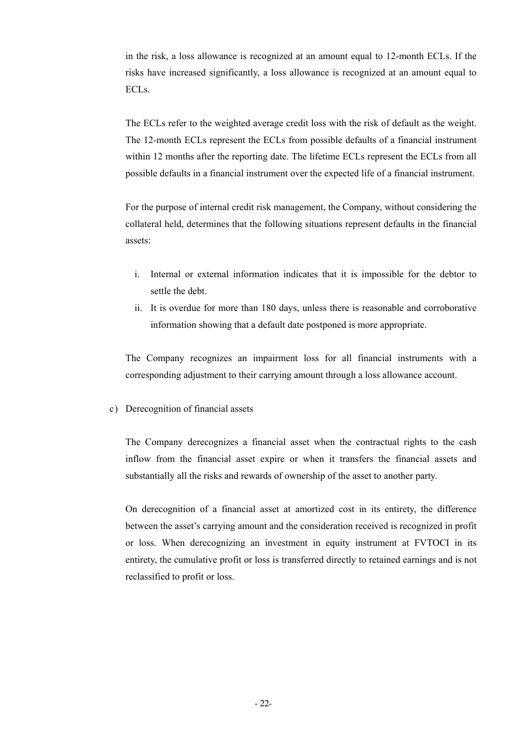in the risk, a loss allowance is recognized at an amount equal to 12-month ECLs. If the risks have increased significantly, a loss allowance is recognized at an amount equal to ECLs.

The ECLs refer to the weighted average credit loss with the risk of default as the weight. The 12-month ECLs represent the ECLs from possible defaults of a financial instrument within 12 months after the reporting date. The lifetime ECLs represent the ECLs from all possible defaults in a financial instrument over the expected life of a financial instrument.

For the purpose of internal credit risk management, the Company, without considering the collateral held, determines that the following situations represent defaults in the financial assets:

i. Internal or external information indicates that it is impossible for the debtor to settle the debt.
ii. It is overdue for more than 180 days, unless there is reasonable and corroborative information showing that a default date postponed is more appropriate.

The Company recognizes an impairment loss for all financial instruments with a corresponding adjustment to their carrying amount through a loss allowance account.

c) Derecognition of financial assets

The Company derecognizes a financial asset when the contractual rights to the cash inflow from the financial asset expire or when it transfers the financial assets and substantially all the risks and rewards of ownership of the asset to another party.

On derecognition of a financial asset at amortized cost in its entirety, the difference between the asset's carrying amount and the consideration received is recognized in profit or loss. When derecognizing an investment in equity instrument at FVTOCI in its entirety, the cumulative profit or loss is transferred directly to retained earnings and is not reclassified to profit or loss.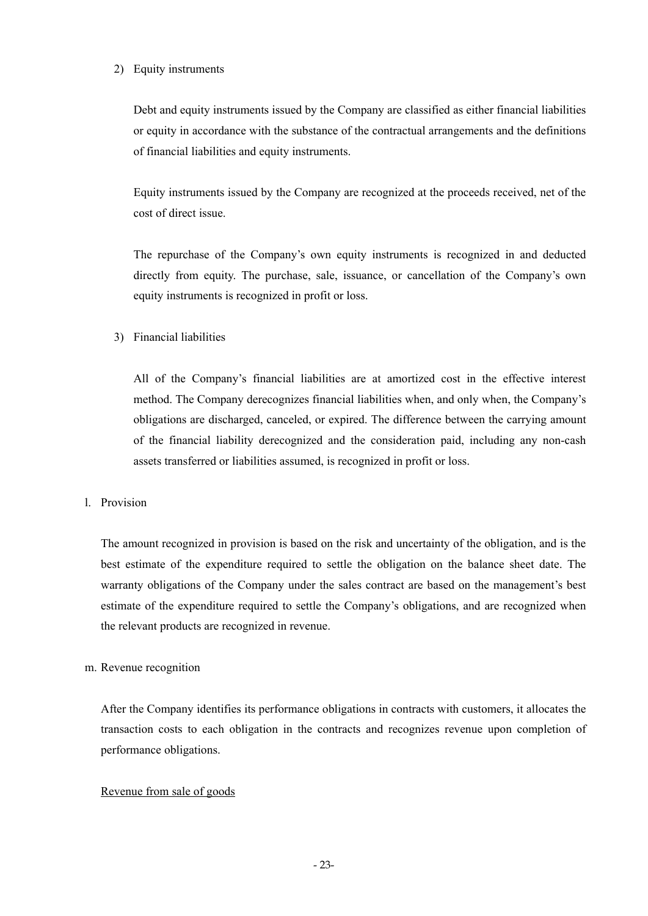2) Equity instruments

Debt and equity instruments issued by the Company are classified as either financial liabilities or equity in accordance with the substance of the contractual arrangements and the definitions of financial liabilities and equity instruments.

Equity instruments issued by the Company are recognized at the proceeds received, net of the cost of direct issue.

The repurchase of the Company's own equity instruments is recognized in and deducted directly from equity. The purchase, sale, issuance, or cancellation of the Company's own equity instruments is recognized in profit or loss.

3) Financial liabilities

All of the Company's financial liabilities are at amortized cost in the effective interest method. The Company derecognizes financial liabilities when, and only when, the Company's obligations are discharged, canceled, or expired. The difference between the carrying amount of the financial liability derecognized and the consideration paid, including any non-cash assets transferred or liabilities assumed, is recognized in profit or loss.

l. Provision

The amount recognized in provision is based on the risk and uncertainty of the obligation, and is the best estimate of the expenditure required to settle the obligation on the balance sheet date. The warranty obligations of the Company under the sales contract are based on the management's best estimate of the expenditure required to settle the Company's obligations, and are recognized when the relevant products are recognized in revenue.

m. Revenue recognition

After the Company identifies its performance obligations in contracts with customers, it allocates the transaction costs to each obligation in the contracts and recognizes revenue upon completion of performance obligations.

Revenue from sale of goods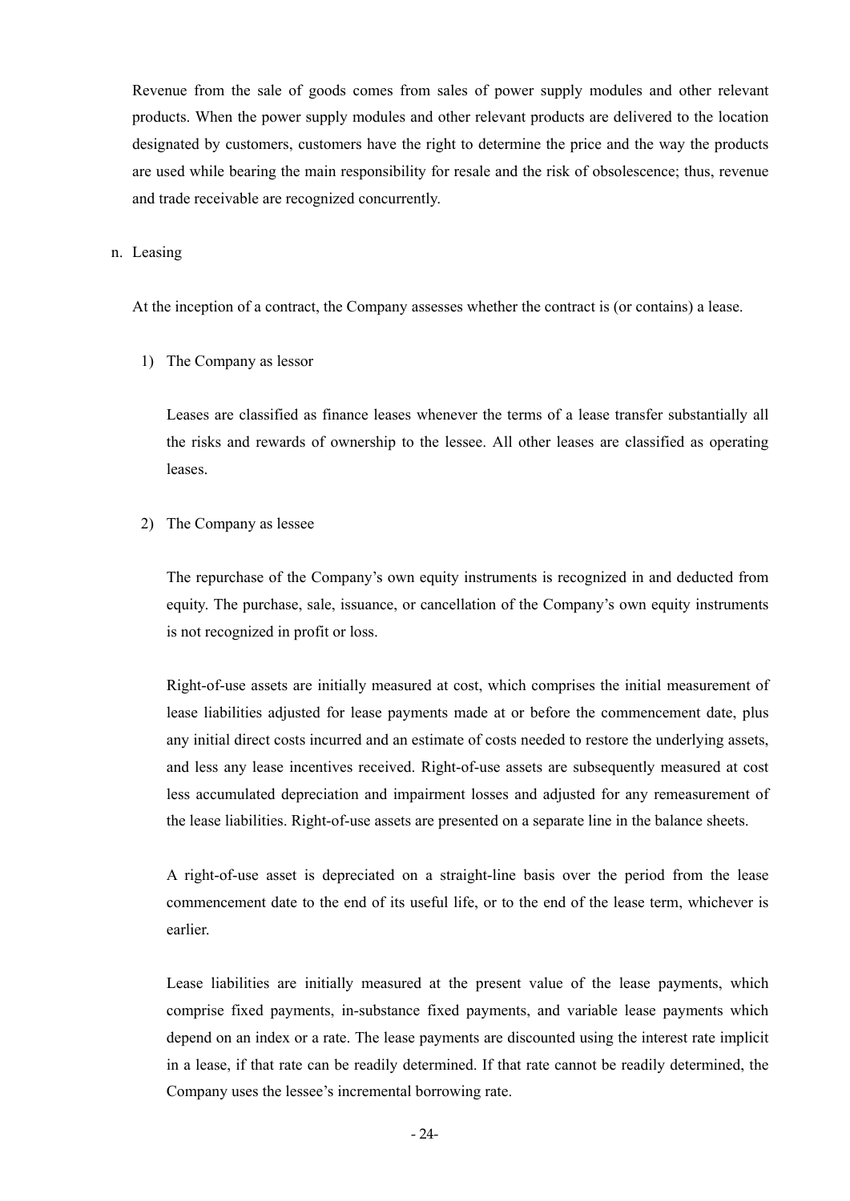Revenue from the sale of goods comes from sales of power supply modules and other relevant products. When the power supply modules and other relevant products are delivered to the location designated by customers, customers have the right to determine the price and the way the products are used while bearing the main responsibility for resale and the risk of obsolescence; thus, revenue and trade receivable are recognized concurrently.

n. Leasing

At the inception of a contract, the Company assesses whether the contract is (or contains) a lease.

1) The Company as lessor

Leases are classified as finance leases whenever the terms of a lease transfer substantially all the risks and rewards of ownership to the lessee. All other leases are classified as operating leases.

2) The Company as lessee

The repurchase of the Company's own equity instruments is recognized in and deducted from equity. The purchase, sale, issuance, or cancellation of the Company's own equity instruments is not recognized in profit or loss.

Right-of-use assets are initially measured at cost, which comprises the initial measurement of lease liabilities adjusted for lease payments made at or before the commencement date, plus any initial direct costs incurred and an estimate of costs needed to restore the underlying assets, and less any lease incentives received. Right-of-use assets are subsequently measured at cost less accumulated depreciation and impairment losses and adjusted for any remeasurement of the lease liabilities. Right-of-use assets are presented on a separate line in the balance sheets.

A right-of-use asset is depreciated on a straight-line basis over the period from the lease commencement date to the end of its useful life, or to the end of the lease term, whichever is earlier.

Lease liabilities are initially measured at the present value of the lease payments, which comprise fixed payments, in-substance fixed payments, and variable lease payments which depend on an index or a rate. The lease payments are discounted using the interest rate implicit in a lease, if that rate can be readily determined. If that rate cannot be readily determined, the Company uses the lessee's incremental borrowing rate.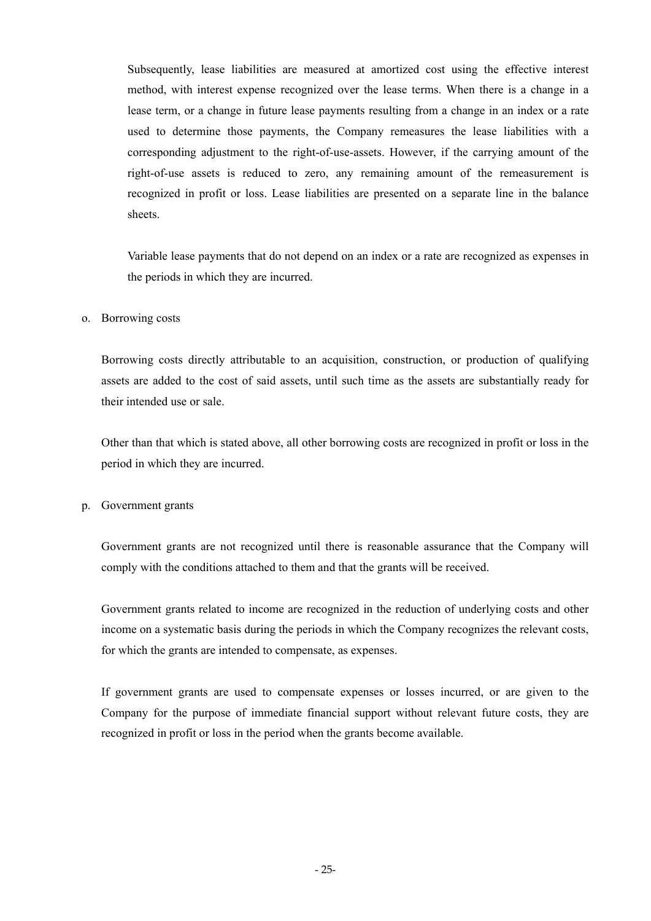Subsequently, lease liabilities are measured at amortized cost using the effective interest method, with interest expense recognized over the lease terms. When there is a change in a lease term, or a change in future lease payments resulting from a change in an index or a rate used to determine those payments, the Company remeasures the lease liabilities with a corresponding adjustment to the right-of-use-assets. However, if the carrying amount of the right-of-use assets is reduced to zero, any remaining amount of the remeasurement is recognized in profit or loss. Lease liabilities are presented on a separate line in the balance sheets.

Variable lease payments that do not depend on an index or a rate are recognized as expenses in the periods in which they are incurred.

o. Borrowing costs

Borrowing costs directly attributable to an acquisition, construction, or production of qualifying assets are added to the cost of said assets, until such time as the assets are substantially ready for their intended use or sale.

Other than that which is stated above, all other borrowing costs are recognized in profit or loss in the period in which they are incurred.

p. Government grants

Government grants are not recognized until there is reasonable assurance that the Company will comply with the conditions attached to them and that the grants will be received.

Government grants related to income are recognized in the reduction of underlying costs and other income on a systematic basis during the periods in which the Company recognizes the relevant costs, for which the grants are intended to compensate, as expenses.

If government grants are used to compensate expenses or losses incurred, or are given to the Company for the purpose of immediate financial support without relevant future costs, they are recognized in profit or loss in the period when the grants become available.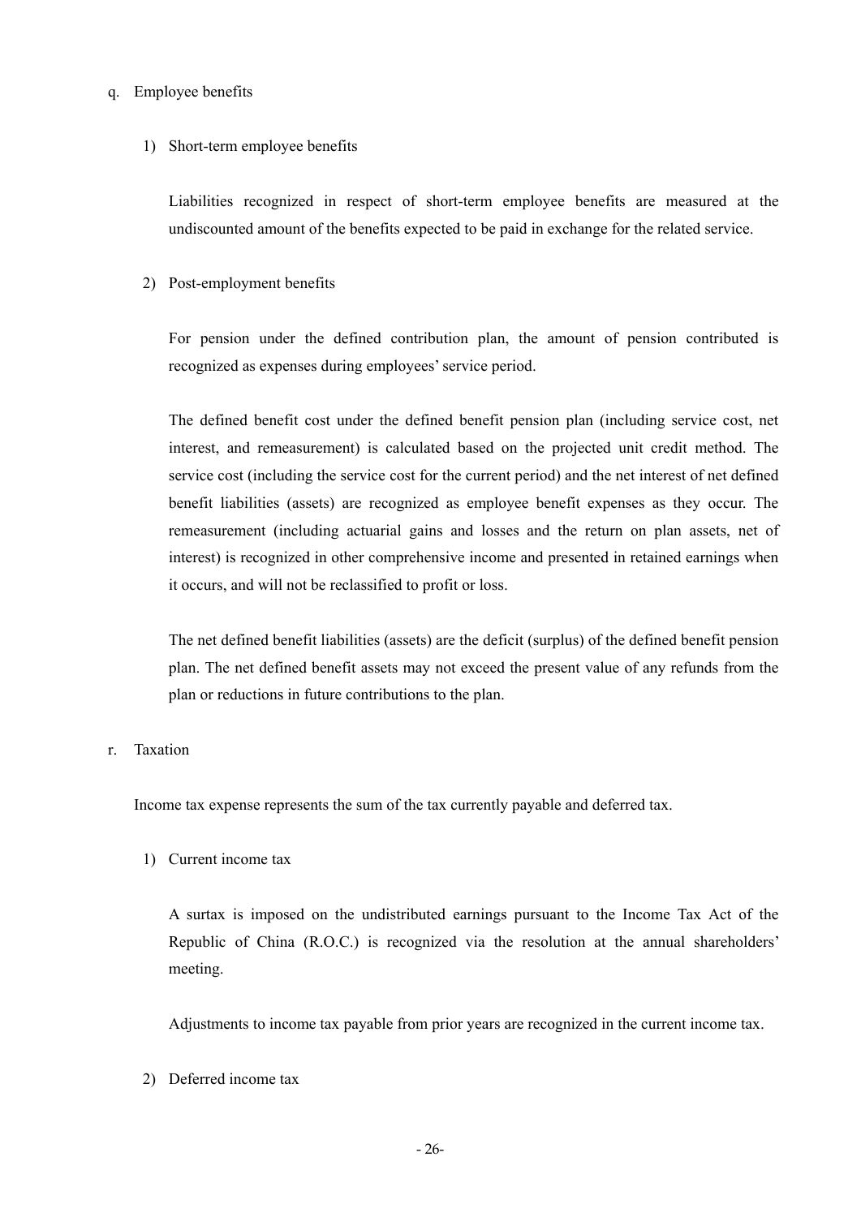q. Employee benefits

1) Short-term employee benefits

Liabilities recognized in respect of short-term employee benefits are measured at the undiscounted amount of the benefits expected to be paid in exchange for the related service.

2) Post-employment benefits

For pension under the defined contribution plan, the amount of pension contributed is recognized as expenses during employees' service period.

The defined benefit cost under the defined benefit pension plan (including service cost, net interest, and remeasurement) is calculated based on the projected unit credit method. The service cost (including the service cost for the current period) and the net interest of net defined benefit liabilities (assets) are recognized as employee benefit expenses as they occur. The remeasurement (including actuarial gains and losses and the return on plan assets, net of interest) is recognized in other comprehensive income and presented in retained earnings when it occurs, and will not be reclassified to profit or loss.

The net defined benefit liabilities (assets) are the deficit (surplus) of the defined benefit pension plan. The net defined benefit assets may not exceed the present value of any refunds from the plan or reductions in future contributions to the plan.

r. Taxation

Income tax expense represents the sum of the tax currently payable and deferred tax.

1) Current income tax

A surtax is imposed on the undistributed earnings pursuant to the Income Tax Act of the Republic of China (R.O.C.) is recognized via the resolution at the annual shareholders' meeting.

Adjustments to income tax payable from prior years are recognized in the current income tax.

2) Deferred income tax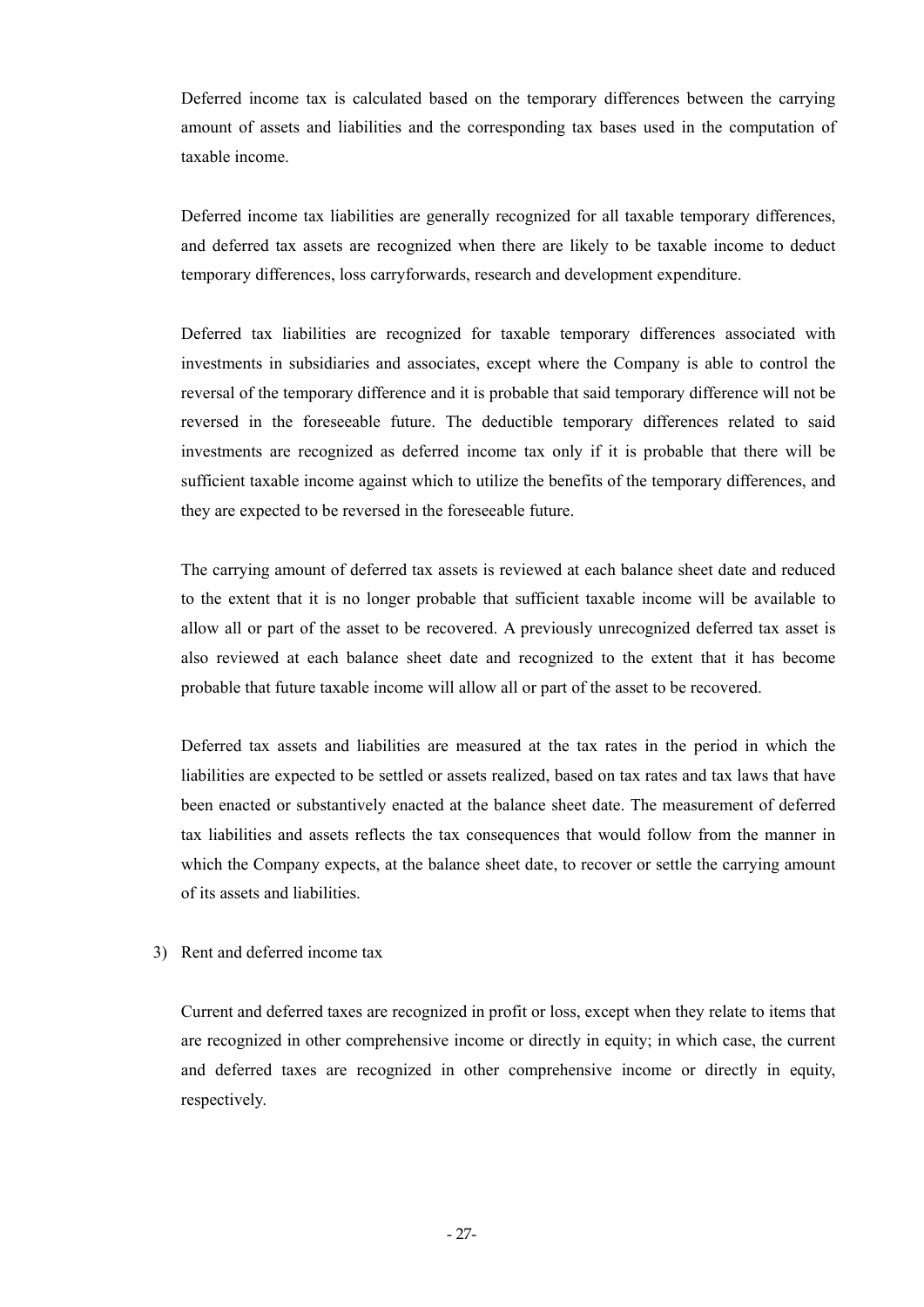Deferred income tax is calculated based on the temporary differences between the carrying amount of assets and liabilities and the corresponding tax bases used in the computation of taxable income.

Deferred income tax liabilities are generally recognized for all taxable temporary differences, and deferred tax assets are recognized when there are likely to be taxable income to deduct temporary differences, loss carryforwards, research and development expenditure.

Deferred tax liabilities are recognized for taxable temporary differences associated with investments in subsidiaries and associates, except where the Company is able to control the reversal of the temporary difference and it is probable that said temporary difference will not be reversed in the foreseeable future. The deductible temporary differences related to said investments are recognized as deferred income tax only if it is probable that there will be sufficient taxable income against which to utilize the benefits of the temporary differences, and they are expected to be reversed in the foreseeable future.

The carrying amount of deferred tax assets is reviewed at each balance sheet date and reduced to the extent that it is no longer probable that sufficient taxable income will be available to allow all or part of the asset to be recovered. A previously unrecognized deferred tax asset is also reviewed at each balance sheet date and recognized to the extent that it has become probable that future taxable income will allow all or part of the asset to be recovered.

Deferred tax assets and liabilities are measured at the tax rates in the period in which the liabilities are expected to be settled or assets realized, based on tax rates and tax laws that have been enacted or substantively enacted at the balance sheet date. The measurement of deferred tax liabilities and assets reflects the tax consequences that would follow from the manner in which the Company expects, at the balance sheet date, to recover or settle the carrying amount of its assets and liabilities.

3) Rent and deferred income tax

Current and deferred taxes are recognized in profit or loss, except when they relate to items that are recognized in other comprehensive income or directly in equity; in which case, the current and deferred taxes are recognized in other comprehensive income or directly in equity, respectively.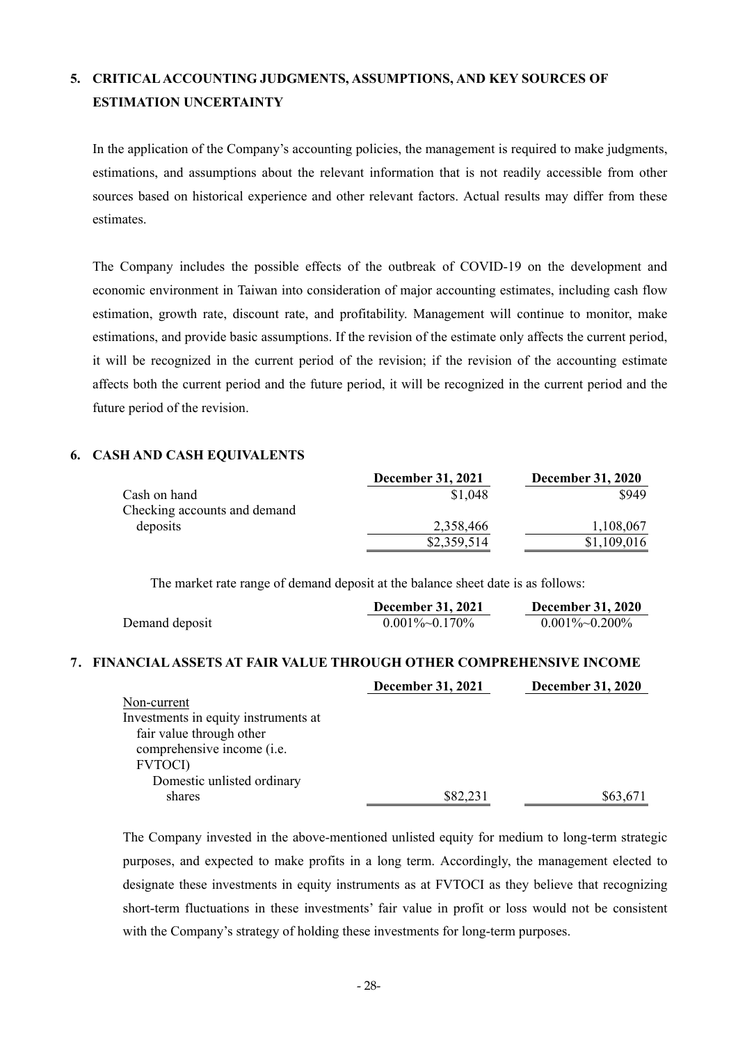## 5. CRITICAL ACCOUNTING JUDGMENTS, ASSUMPTIONS, AND KEY SOURCES OF ESTIMATION UNCERTAINTY

In the application of the Company's accounting policies, the management is required to make judgments, estimations, and assumptions about the relevant information that is not readily accessible from other sources based on historical experience and other relevant factors. Actual results may differ from these estimates.

The Company includes the possible effects of the outbreak of COVID-19 on the development and economic environment in Taiwan into consideration of major accounting estimates, including cash flow estimation, growth rate, discount rate, and profitability. Management will continue to monitor, make estimations, and provide basic assumptions. If the revision of the estimate only affects the current period, it will be recognized in the current period of the revision; if the revision of the accounting estimate affects both the current period and the future period, it will be recognized in the current period and the future period of the revision.

## 6. CASH AND CASH EQUIVALENTS

| | December 31, 2021 | December 31, 2020 |
|---|---|---|
| Cash on hand | $1,048 | $949 |
| Checking accounts and demand deposits | 2,358,466 | 1,108,067 |
| | $2,359,514 | $1,109,016 |

The market rate range of demand deposit at the balance sheet date is as follows:

| | December 31, 2021 | December 31, 2020 |
|---|---|---|
| Demand deposit | 0.001%~0.170% | 0.001%~0.200% |

## 7. FINANCIAL ASSETS AT FAIR VALUE THROUGH OTHER COMPREHENSIVE INCOME

| | December 31, 2021 | December 31, 2020 |
|---|---|---|
| Non-current | | |
| Investments in equity instruments at fair value through other comprehensive income (i.e. FVTOCI) | | |
| Domestic unlisted ordinary shares | $82,231 | $63,671 |

The Company invested in the above-mentioned unlisted equity for medium to long-term strategic purposes, and expected to make profits in a long term. Accordingly, the management elected to designate these investments in equity instruments as at FVTOCI as they believe that recognizing short-term fluctuations in these investments' fair value in profit or loss would not be consistent with the Company's strategy of holding these investments for long-term purposes.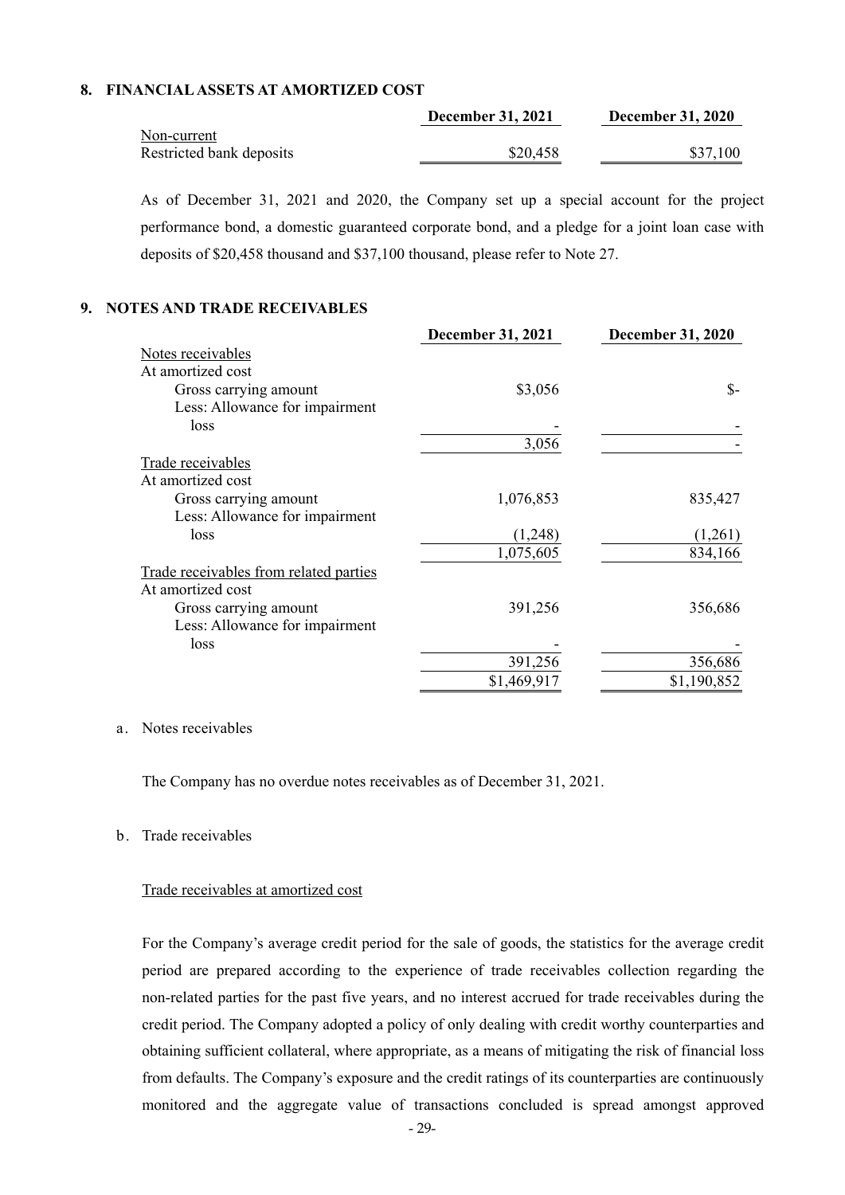## 8. FINANCIAL ASSETS AT AMORTIZED COST

| | December 31, 2021 | December 31, 2020 |
|---|---|---|
| Non-current | | |
| Restricted bank deposits | $20,458 | $37,100 |

As of December 31, 2021 and 2020, the Company set up a special account for the project performance bond, a domestic guaranteed corporate bond, and a pledge for a joint loan case with deposits of $20,458 thousand and $37,100 thousand, please refer to Note 27.

## 9. NOTES AND TRADE RECEIVABLES

| | December 31, 2021 | December 31, 2020 |
|---|---|---|
| Notes receivables | | |
| At amortized cost | | |
| Gross carrying amount | $3,056 | $- |
| Less: Allowance for impairment loss | - | - |
| | 3,056 | - |
| Trade receivables | | |
| At amortized cost | | |
| Gross carrying amount | 1,076,853 | 835,427 |
| Less: Allowance for impairment loss | (1,248) | (1,261) |
| | 1,075,605 | 834,166 |
| Trade receivables from related parties | | |
| At amortized cost | | |
| Gross carrying amount | 391,256 | 356,686 |
| Less: Allowance for impairment loss | - | - |
| | 391,256 | 356,686 |
| | $1,469,917 | $1,190,852 |

a. Notes receivables

The Company has no overdue notes receivables as of December 31, 2021.

b. Trade receivables

Trade receivables at amortized cost

For the Company's average credit period for the sale of goods, the statistics for the average credit period are prepared according to the experience of trade receivables collection regarding the non-related parties for the past five years, and no interest accrued for trade receivables during the credit period. The Company adopted a policy of only dealing with credit worthy counterparties and obtaining sufficient collateral, where appropriate, as a means of mitigating the risk of financial loss from defaults. The Company's exposure and the credit ratings of its counterparties are continuously monitored and the aggregate value of transactions concluded is spread amongst approved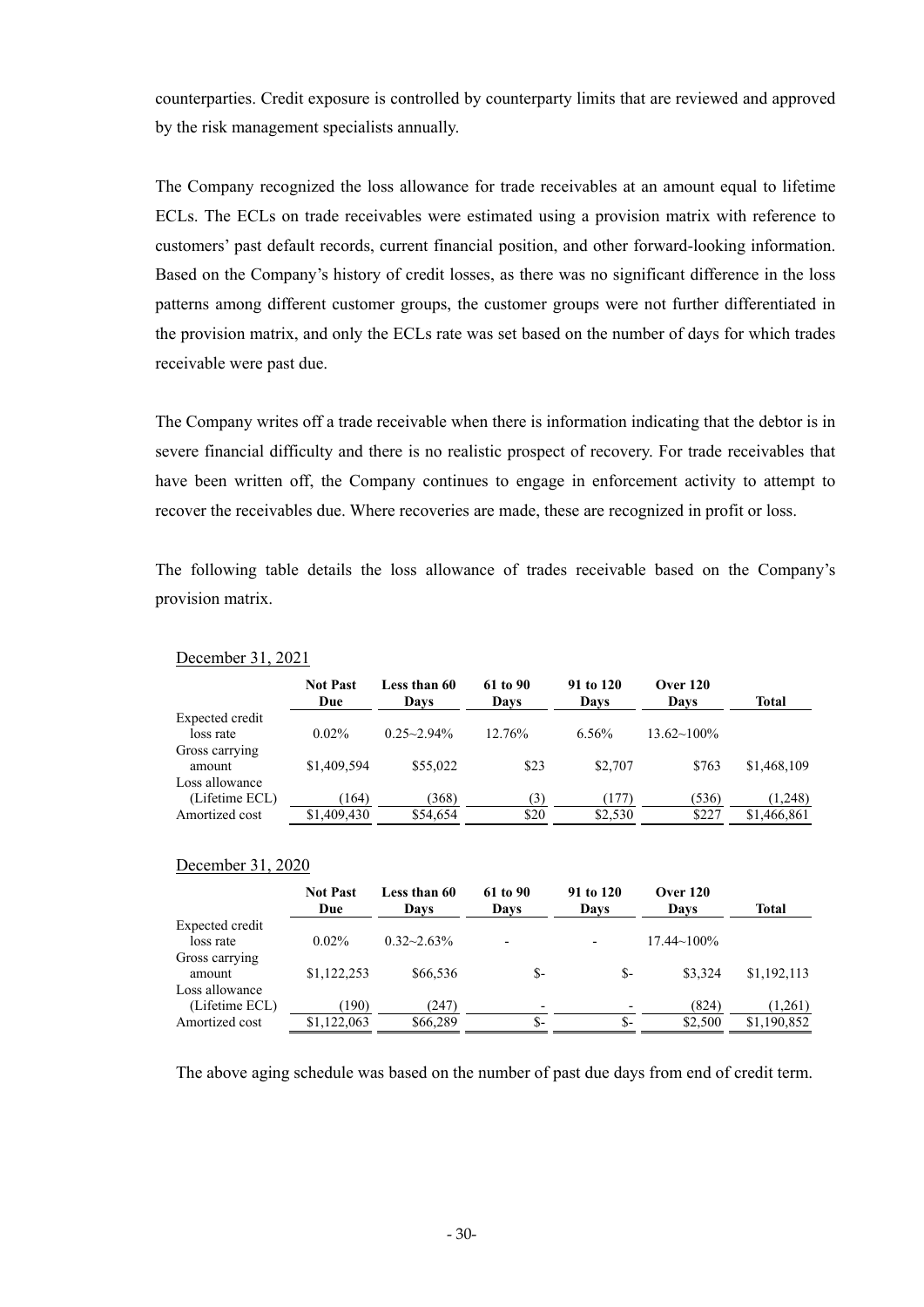counterparties. Credit exposure is controlled by counterparty limits that are reviewed and approved by the risk management specialists annually.

The Company recognized the loss allowance for trade receivables at an amount equal to lifetime ECLs. The ECLs on trade receivables were estimated using a provision matrix with reference to customers' past default records, current financial position, and other forward-looking information. Based on the Company's history of credit losses, as there was no significant difference in the loss patterns among different customer groups, the customer groups were not further differentiated in the provision matrix, and only the ECLs rate was set based on the number of days for which trades receivable were past due.

The Company writes off a trade receivable when there is information indicating that the debtor is in severe financial difficulty and there is no realistic prospect of recovery. For trade receivables that have been written off, the Company continues to engage in enforcement activity to attempt to recover the receivables due. Where recoveries are made, these are recognized in profit or loss.

The following table details the loss allowance of trades receivable based on the Company's provision matrix.

December 31, 2021

| | Not Past Due | Less than 60 Days | 61 to 90 Days | 91 to 120 Days | Over 120 Days | Total |
|---|---|---|---|---|---|---|
| Expected credit loss rate | 0.02% | 0.25~2.94% | 12.76% | 6.56% | 13.62~100% | |
| Gross carrying amount | $1,409,594 | $55,022 | $23 | $2,707 | $763 | $1,468,109 |
| Loss allowance (Lifetime ECL) | (164) | (368) | (3) | (177) | (536) | (1,248) |
| Amortized cost | $1,409,430 | $54,654 | $20 | $2,530 | $227 | $1,466,861 |

December 31, 2020

| | Not Past Due | Less than 60 Days | 61 to 90 Days | 91 to 120 Days | Over 120 Days | Total |
|---|---|---|---|---|---|---|
| Expected credit loss rate | 0.02% | 0.32~2.63% | - | - | 17.44~100% | |
| Gross carrying amount | $1,122,253 | $66,536 | $- | $- | $3,324 | $1,192,113 |
| Loss allowance (Lifetime ECL) | (190) | (247) | - | - | (824) | (1,261) |
| Amortized cost | $1,122,063 | $66,289 | $- | $- | $2,500 | $1,190,852 |

The above aging schedule was based on the number of past due days from end of credit term.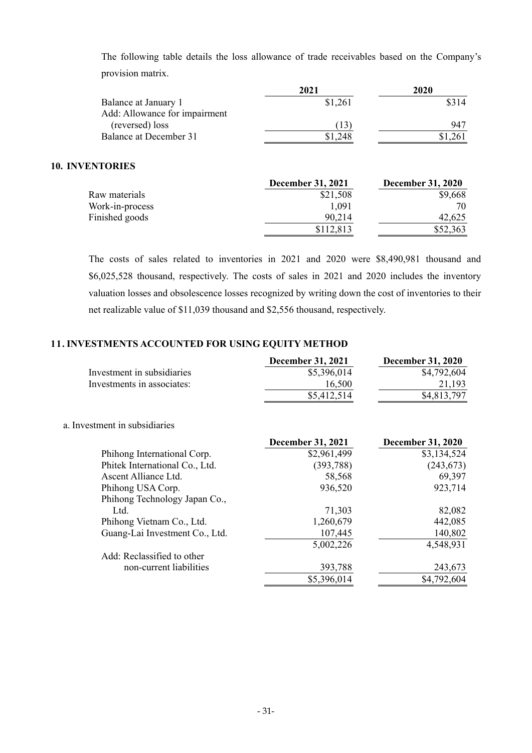The following table details the loss allowance of trade receivables based on the Company's provision matrix.

| | 2021 | 2020 |
|---|---|---|
| Balance at January 1 | $1,261 | $314 |
| Add: Allowance for impairment (reversed) loss | (13) | 947 |
| Balance at December 31 | $1,248 | $1,261 |

## 10. INVENTORIES

| | December 31, 2021 | December 31, 2020 |
|---|---|---|
| Raw materials | $21,508 | $9,668 |
| Work-in-process | 1,091 | 70 |
| Finished goods | 90,214 | 42,625 |
| | $112,813 | $52,363 |

The costs of sales related to inventories in 2021 and 2020 were $8,490,981 thousand and $6,025,528 thousand, respectively. The costs of sales in 2021 and 2020 includes the inventory valuation losses and obsolescence losses recognized by writing down the cost of inventories to their net realizable value of $11,039 thousand and $2,556 thousand, respectively.

## 11. INVESTMENTS ACCOUNTED FOR USING EQUITY METHOD

| | December 31, 2021 | December 31, 2020 |
|---|---|---|
| Investment in subsidiaries | $5,396,014 | $4,792,604 |
| Investments in associates: | 16,500 | 21,193 |
| | $5,412,514 | $4,813,797 |

a. Investment in subsidiaries

| | December 31, 2021 | December 31, 2020 |
|---|---|---|
| Phihong International Corp. | $2,961,499 | $3,134,524 |
| Phitek International Co., Ltd. | (393,788) | (243,673) |
| Ascent Alliance Ltd. | 58,568 | 69,397 |
| Phihong USA Corp. | 936,520 | 923,714 |
| Phihong Technology Japan Co., Ltd. | 71,303 | 82,082 |
| Phihong Vietnam Co., Ltd. | 1,260,679 | 442,085 |
| Guang-Lai Investment Co., Ltd. | 107,445 | 140,802 |
| | 5,002,226 | 4,548,931 |
| Add: Reclassified to other non-current liabilities | 393,788 | 243,673 |
| | $5,396,014 | $4,792,604 |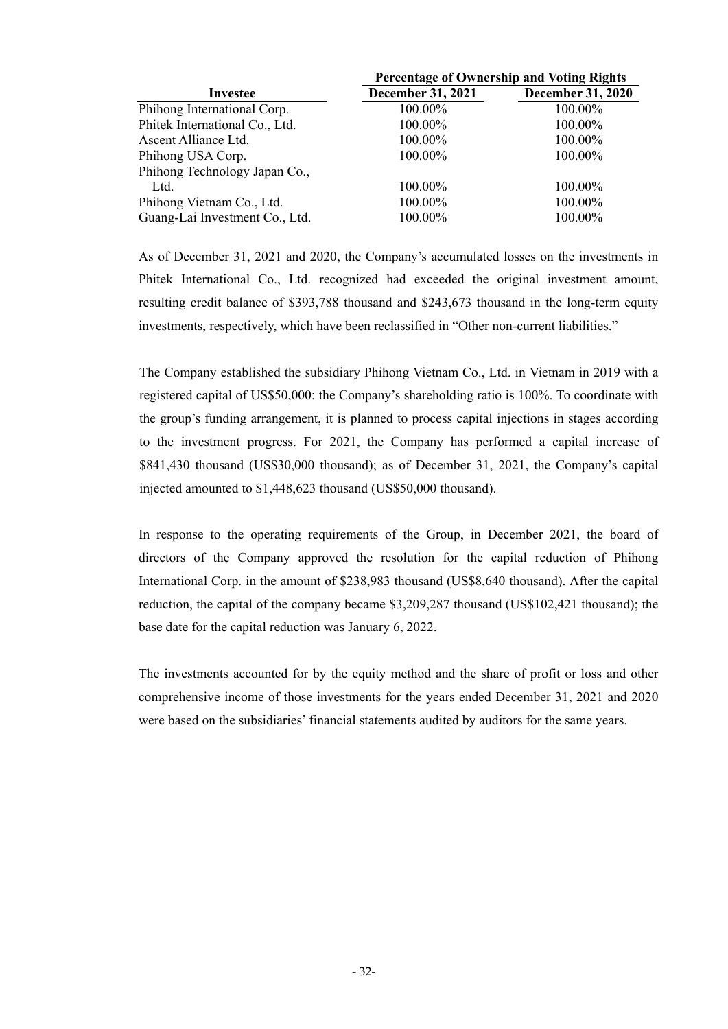| Investee | Percentage of Ownership and Voting Rights | |
|---|---|---|
| | December 31, 2021 | December 31, 2020 |
| Phihong International Corp. | 100.00% | 100.00% |
| Phitek International Co., Ltd. | 100.00% | 100.00% |
| Ascent Alliance Ltd. | 100.00% | 100.00% |
| Phihong USA Corp. | 100.00% | 100.00% |
| Phihong Technology Japan Co., Ltd. | 100.00% | 100.00% |
| Phihong Vietnam Co., Ltd. | 100.00% | 100.00% |
| Guang-Lai Investment Co., Ltd. | 100.00% | 100.00% |

As of December 31, 2021 and 2020, the Company's accumulated losses on the investments in Phitek International Co., Ltd. recognized had exceeded the original investment amount, resulting credit balance of $393,788 thousand and $243,673 thousand in the long-term equity investments, respectively, which have been reclassified in "Other non-current liabilities."

The Company established the subsidiary Phihong Vietnam Co., Ltd. in Vietnam in 2019 with a registered capital of US$50,000: the Company's shareholding ratio is 100%. To coordinate with the group's funding arrangement, it is planned to process capital injections in stages according to the investment progress. For 2021, the Company has performed a capital increase of $841,430 thousand (US$30,000 thousand); as of December 31, 2021, the Company's capital injected amounted to $1,448,623 thousand (US$50,000 thousand).

In response to the operating requirements of the Group, in December 2021, the board of directors of the Company approved the resolution for the capital reduction of Phihong International Corp. in the amount of $238,983 thousand (US$8,640 thousand). After the capital reduction, the capital of the company became $3,209,287 thousand (US$102,421 thousand); the base date for the capital reduction was January 6, 2022.

The investments accounted for by the equity method and the share of profit or loss and other comprehensive income of those investments for the years ended December 31, 2021 and 2020 were based on the subsidiaries' financial statements audited by auditors for the same years.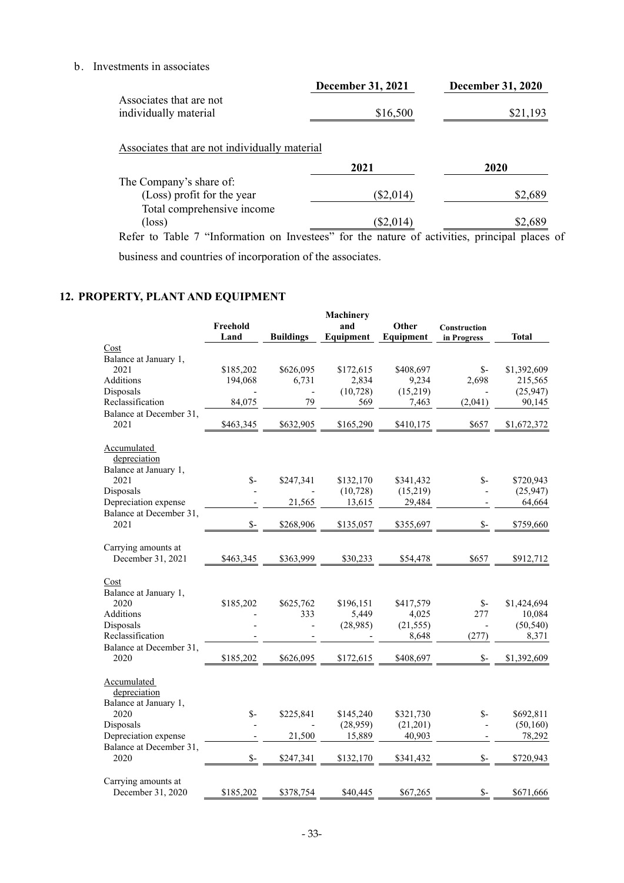b. Investments in associates

| | December 31, 2021 | December 31, 2020 |
|---|---|---|
| Associates that are not individually material | $16,500 | $21,193 |

Associates that are not individually material

| | 2021 | 2020 |
|---|---|---|
| The Company's share of: | | |
| (Loss) profit for the year | ($2,014) | $2,689 |
| Total comprehensive income (loss) | ($2,014) | $2,689 |

Refer to Table 7 "Information on Investees" for the nature of activities, principal places of business and countries of incorporation of the associates.

## 12. PROPERTY, PLANT AND EQUIPMENT

| | Freehold Land | Buildings | Machinery and Equipment | Other Equipment | Construction in Progress | Total |
|---|---|---|---|---|---|---|
| Cost | | | | | | |
| Balance at January 1, 2021 | $185,202 | $626,095 | $172,615 | $408,697 | $- | $1,392,609 |
| Additions | 194,068 | 6,731 | 2,834 | 9,234 | 2,698 | 215,565 |
| Disposals | - | - | (10,728) | (15,219) | - | (25,947) |
| Reclassification | 84,075 | 79 | 569 | 7,463 | (2,041) | 90,145 |
| Balance at December 31, 2021 | $463,345 | $632,905 | $165,290 | $410,175 | $657 | $1,672,372 |
| Accumulated depreciation | | | | | | |
| Balance at January 1, 2021 | $- | $247,341 | $132,170 | $341,432 | $- | $720,943 |
| Disposals | - | - | (10,728) | (15,219) | - | (25,947) |
| Depreciation expense | - | 21,565 | 13,615 | 29,484 | - | 64,664 |
| Balance at December 31, 2021 | $- | $268,906 | $135,057 | $355,697 | $- | $759,660 |
| Carrying amounts at December 31, 2021 | $463,345 | $363,999 | $30,233 | $54,478 | $657 | $912,712 |
| Cost | | | | | | |
| Balance at January 1, 2020 | $185,202 | $625,762 | $196,151 | $417,579 | $- | $1,424,694 |
| Additions | - | 333 | 5,449 | 4,025 | 277 | 10,084 |
| Disposals | - | - | (28,985) | (21,555) | - | (50,540) |
| Reclassification | - | - | - | 8,648 | (277) | 8,371 |
| Balance at December 31, 2020 | $185,202 | $626,095 | $172,615 | $408,697 | $- | $1,392,609 |
| Accumulated depreciation | | | | | | |
| Balance at January 1, 2020 | $- | $225,841 | $145,240 | $321,730 | $- | $692,811 |
| Disposals | - | - | (28,959) | (21,201) | - | (50,160) |
| Depreciation expense | - | 21,500 | 15,889 | 40,903 | - | 78,292 |
| Balance at December 31, 2020 | $- | $247,341 | $132,170 | $341,432 | $- | $720,943 |
| Carrying amounts at December 31, 2020 | $185,202 | $378,754 | $40,445 | $67,265 | $- | $671,666 |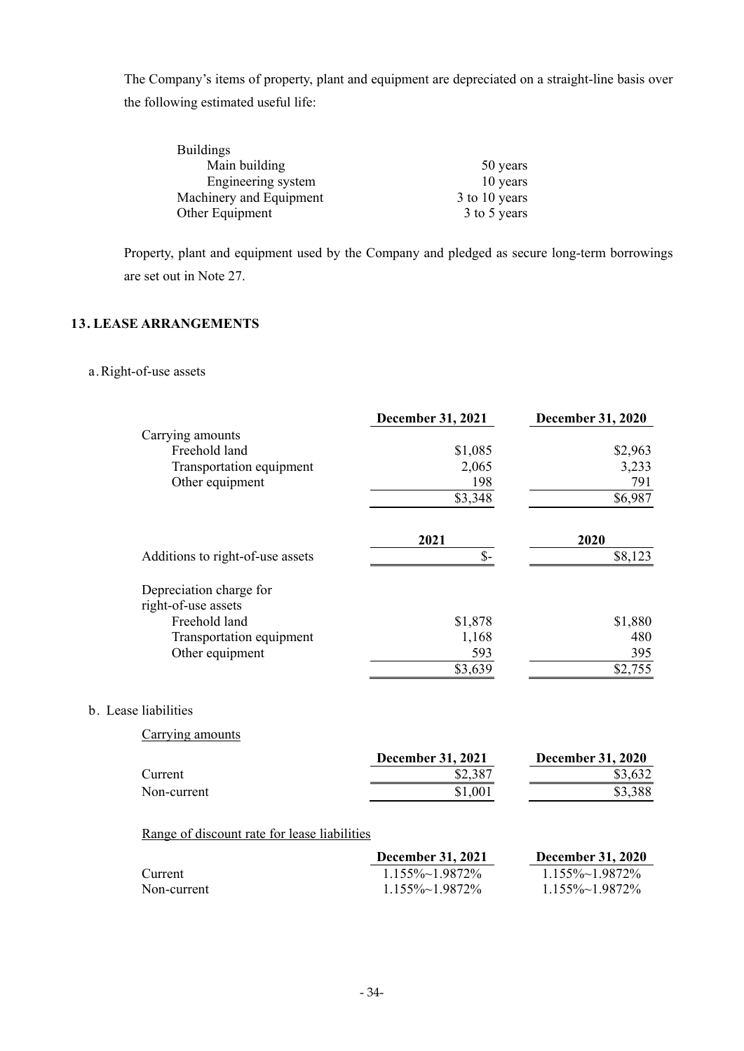The Company's items of property, plant and equipment are depreciated on a straight-line basis over the following estimated useful life:

| | |
|---|---|
| Buildings | |
| Main building | 50 years |
| Engineering system | 10 years |
| Machinery and Equipment | 3 to 10 years |
| Other Equipment | 3 to 5 years |

Property, plant and equipment used by the Company and pledged as secure long-term borrowings are set out in Note 27.

## 13. LEASE ARRANGEMENTS

a. Right-of-use assets

| | December 31, 2021 | December 31, 2020 |
|---|---|---|
| Carrying amounts | | |
| Freehold land | $1,085 | $2,963 |
| Transportation equipment | 2,065 | 3,233 |
| Other equipment | 198 | 791 |
| | $3,348 | $6,987 |

| | 2021 | 2020 |
|---|---|---|
| Additions to right-of-use assets | $- | $8,123 |
| Depreciation charge for right-of-use assets | | |
| Freehold land | $1,878 | $1,880 |
| Transportation equipment | 1,168 | 480 |
| Other equipment | 593 | 395 |
| | $3,639 | $2,755 |

b. Lease liabilities

Carrying amounts

| | December 31, 2021 | December 31, 2020 |
|---|---|---|
| Current | $2,387 | $3,632 |
| Non-current | $1,001 | $3,388 |

Range of discount rate for lease liabilities

| | December 31, 2021 | December 31, 2020 |
|---|---|---|
| Current | 1.155%~1.9872% | 1.155%~1.9872% |
| Non-current | 1.155%~1.9872% | 1.155%~1.9872% |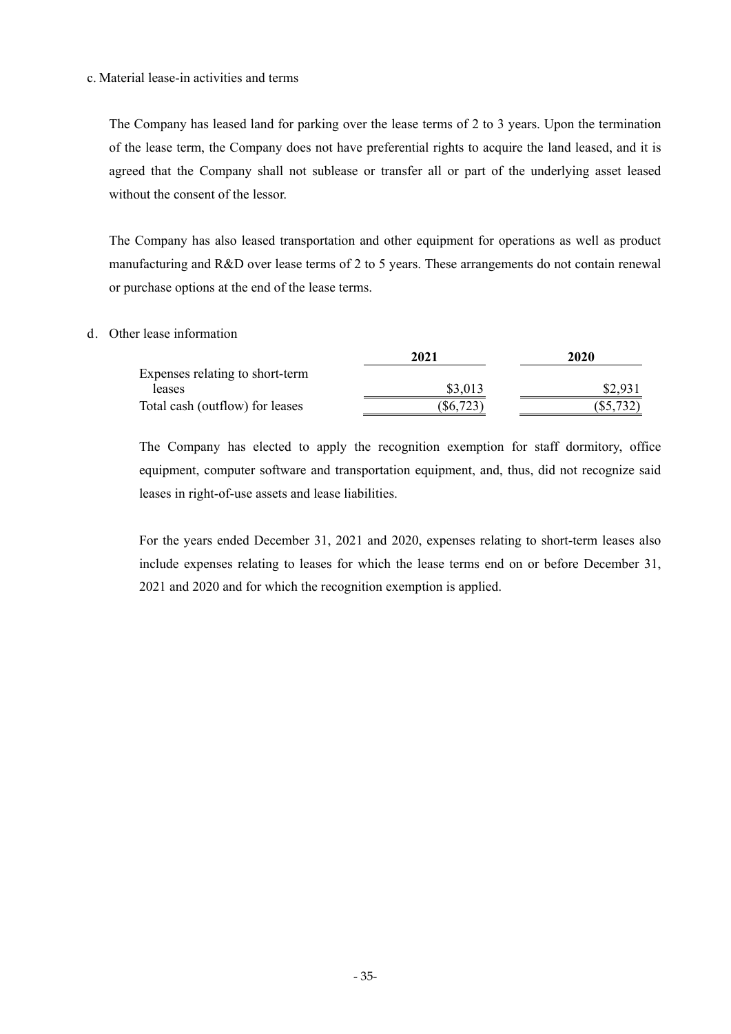c. Material lease-in activities and terms

The Company has leased land for parking over the lease terms of 2 to 3 years. Upon the termination of the lease term, the Company does not have preferential rights to acquire the land leased, and it is agreed that the Company shall not sublease or transfer all or part of the underlying asset leased without the consent of the lessor.

The Company has also leased transportation and other equipment for operations as well as product manufacturing and R&D over lease terms of 2 to 5 years. These arrangements do not contain renewal or purchase options at the end of the lease terms.

d. Other lease information

| | 2021 | 2020 |
|---|---|---|
| Expenses relating to short-term leases | $3,013 | $2,931 |
| Total cash (outflow) for leases | ($6,723) | ($5,732) |

The Company has elected to apply the recognition exemption for staff dormitory, office equipment, computer software and transportation equipment, and, thus, did not recognize said leases in right-of-use assets and lease liabilities.

For the years ended December 31, 2021 and 2020, expenses relating to short-term leases also include expenses relating to leases for which the lease terms end on or before December 31, 2021 and 2020 and for which the recognition exemption is applied.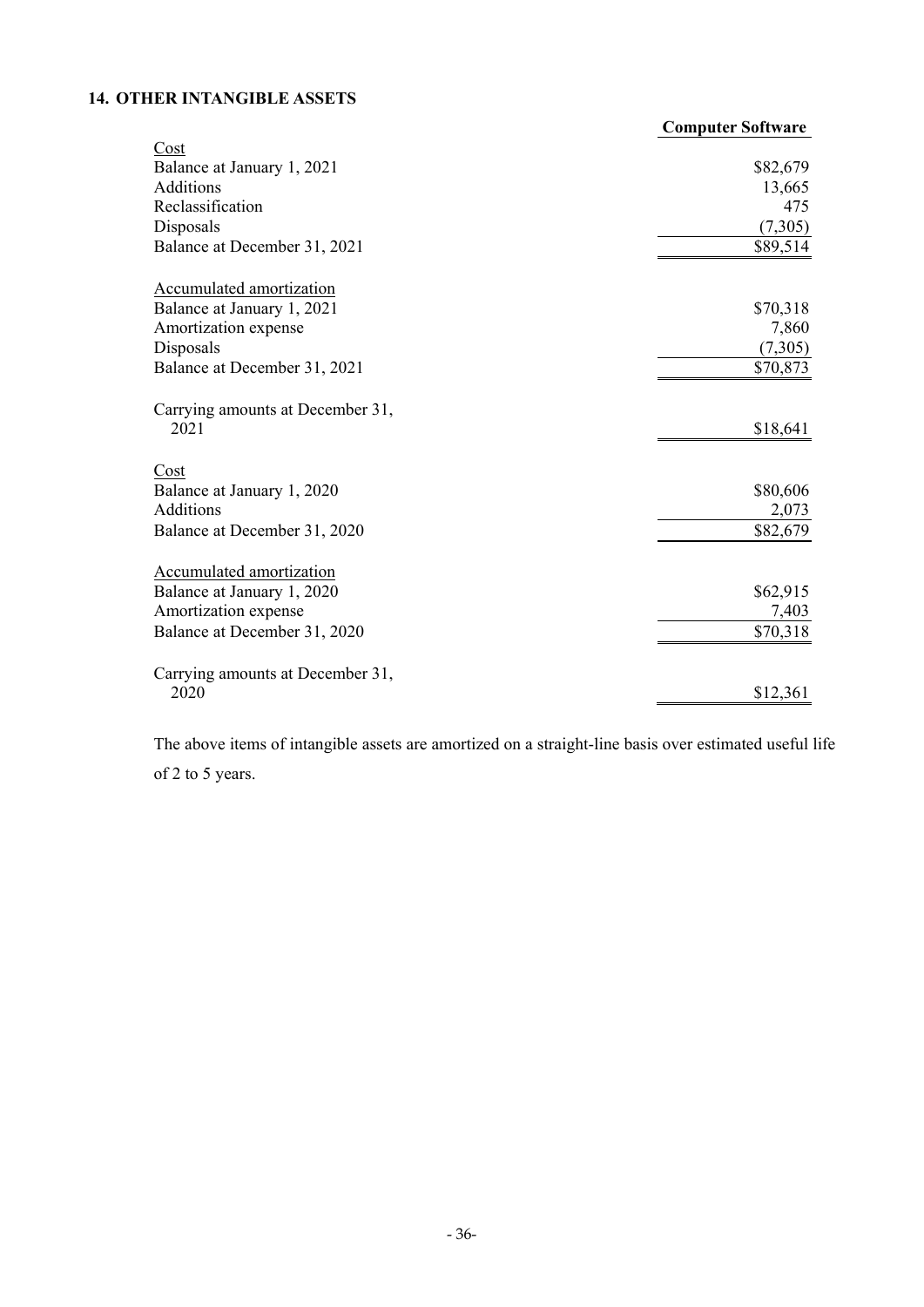## 14. OTHER INTANGIBLE ASSETS

| | Computer Software |
|---|---|
| Cost | |
| Balance at January 1, 2021 | $82,679 |
| Additions | 13,665 |
| Reclassification | 475 |
| Disposals | (7,305) |
| Balance at December 31, 2021 | $89,514 |
| | |
| Accumulated amortization | |
| Balance at January 1, 2021 | $70,318 |
| Amortization expense | 7,860 |
| Disposals | (7,305) |
| Balance at December 31, 2021 | $70,873 |
| | |
| Carrying amounts at December 31, 2021 | $18,641 |
| | |
| Cost | |
| Balance at January 1, 2020 | $80,606 |
| Additions | 2,073 |
| Balance at December 31, 2020 | $82,679 |
| | |
| Accumulated amortization | |
| Balance at January 1, 2020 | $62,915 |
| Amortization expense | 7,403 |
| Balance at December 31, 2020 | $70,318 |
| | |
| Carrying amounts at December 31, 2020 | $12,361 |

The above items of intangible assets are amortized on a straight-line basis over estimated useful life of 2 to 5 years.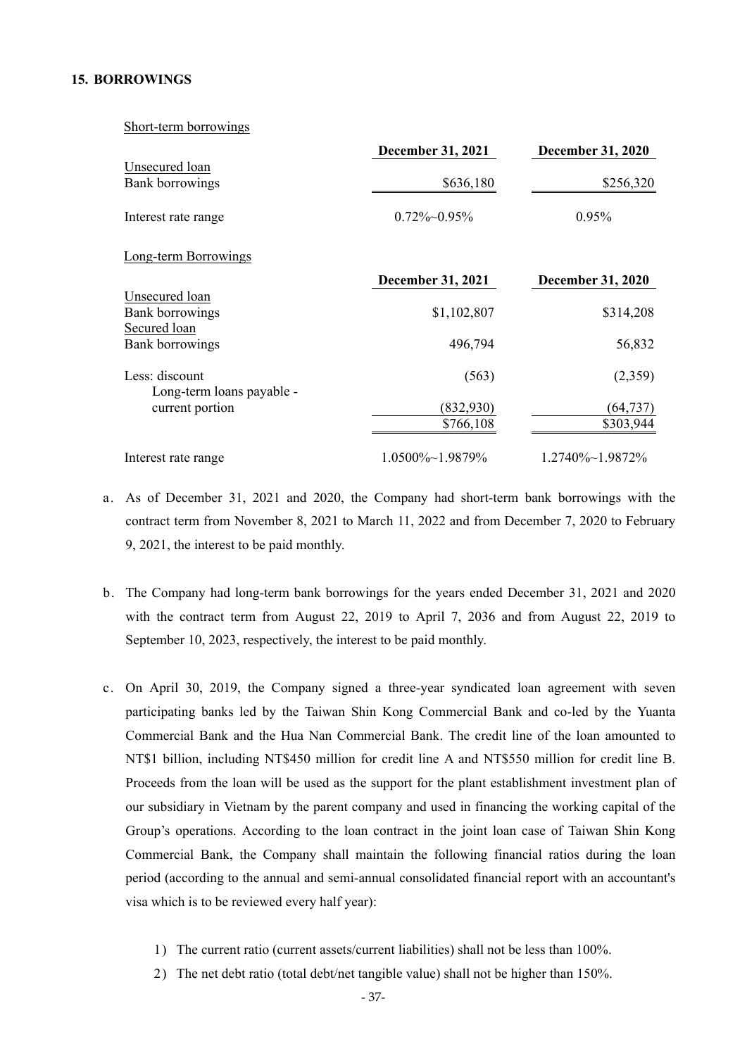## 15. BORROWINGS

Short-term borrowings

| | December 31, 2021 | December 31, 2020 |
|---|---|---|
| Unsecured loan | | |
| Bank borrowings | $636,180 | $256,320 |
| Interest rate range | 0.72%~0.95% | 0.95% |

Long-term Borrowings

| | December 31, 2021 | December 31, 2020 |
|---|---|---|
| Unsecured loan | | |
| Bank borrowings | $1,102,807 | $314,208 |
| Secured loan | | |
| Bank borrowings | 496,794 | 56,832 |
| Less: discount | (563) | (2,359) |
| Long-term loans payable - current portion | (832,930) | (64,737) |
| | $766,108 | $303,944 |
| Interest rate range | 1.0500%~1.9879% | 1.2740%~1.9872% |

a. As of December 31, 2021 and 2020, the Company had short-term bank borrowings with the contract term from November 8, 2021 to March 11, 2022 and from December 7, 2020 to February 9, 2021, the interest to be paid monthly.

b. The Company had long-term bank borrowings for the years ended December 31, 2021 and 2020 with the contract term from August 22, 2019 to April 7, 2036 and from August 22, 2019 to September 10, 2023, respectively, the interest to be paid monthly.

c. On April 30, 2019, the Company signed a three-year syndicated loan agreement with seven participating banks led by the Taiwan Shin Kong Commercial Bank and co-led by the Yuanta Commercial Bank and the Hua Nan Commercial Bank. The credit line of the loan amounted to NT$1 billion, including NT$450 million for credit line A and NT$550 million for credit line B. Proceeds from the loan will be used as the support for the plant establishment investment plan of our subsidiary in Vietnam by the parent company and used in financing the working capital of the Group's operations. According to the loan contract in the joint loan case of Taiwan Shin Kong Commercial Bank, the Company shall maintain the following financial ratios during the loan period (according to the annual and semi-annual consolidated financial report with an accountant's visa which is to be reviewed every half year):

1) The current ratio (current assets/current liabilities) shall not be less than 100%.
2) The net debt ratio (total debt/net tangible value) shall not be higher than 150%.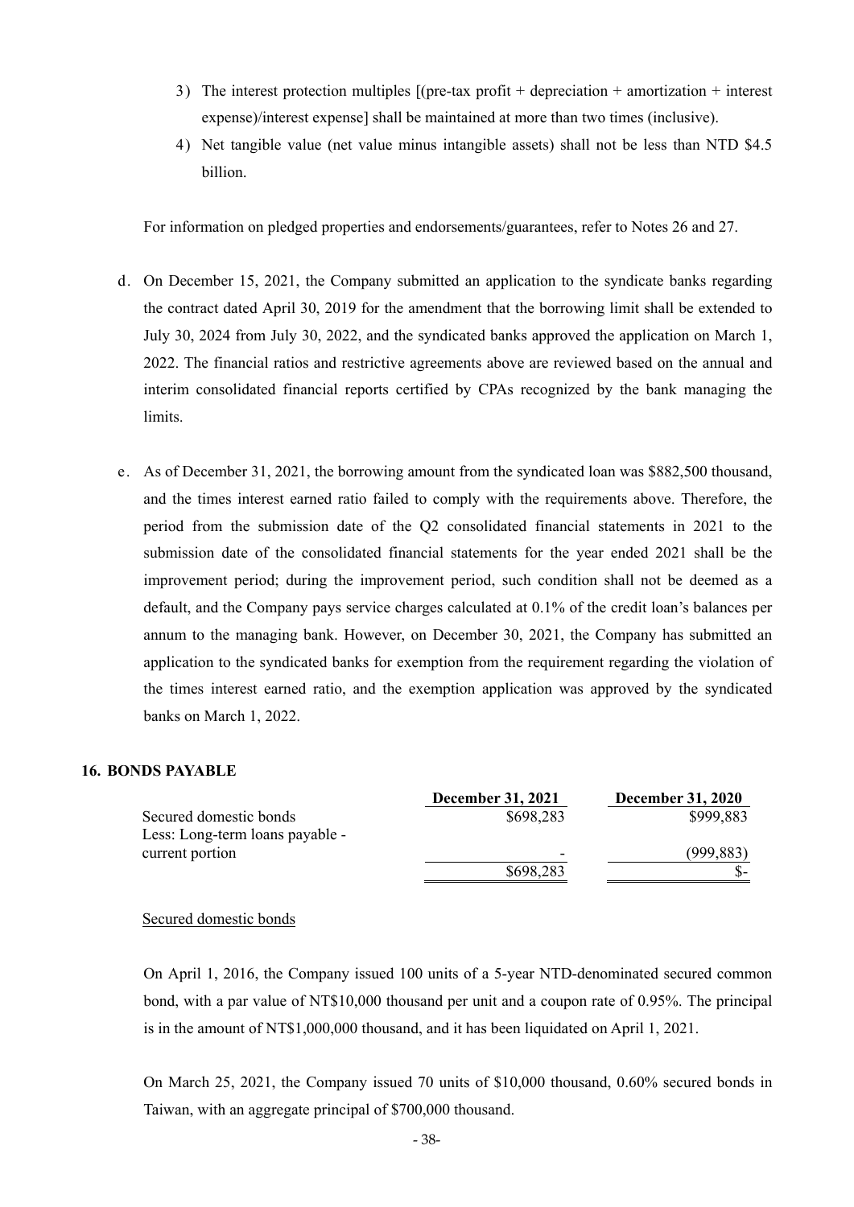3) The interest protection multiples [(pre-tax profit + depreciation + amortization + interest expense)/interest expense] shall be maintained at more than two times (inclusive).

4) Net tangible value (net value minus intangible assets) shall not be less than NTD $4.5 billion.

For information on pledged properties and endorsements/guarantees, refer to Notes 26 and 27.

d. On December 15, 2021, the Company submitted an application to the syndicate banks regarding the contract dated April 30, 2019 for the amendment that the borrowing limit shall be extended to July 30, 2024 from July 30, 2022, and the syndicated banks approved the application on March 1, 2022. The financial ratios and restrictive agreements above are reviewed based on the annual and interim consolidated financial reports certified by CPAs recognized by the bank managing the limits.

e. As of December 31, 2021, the borrowing amount from the syndicated loan was $882,500 thousand, and the times interest earned ratio failed to comply with the requirements above. Therefore, the period from the submission date of the Q2 consolidated financial statements in 2021 to the submission date of the consolidated financial statements for the year ended 2021 shall be the improvement period; during the improvement period, such condition shall not be deemed as a default, and the Company pays service charges calculated at 0.1% of the credit loan's balances per annum to the managing bank. However, on December 30, 2021, the Company has submitted an application to the syndicated banks for exemption from the requirement regarding the violation of the times interest earned ratio, and the exemption application was approved by the syndicated banks on March 1, 2022.

## 16. BONDS PAYABLE

| | December 31, 2021 | December 31, 2020 |
|---|---|---|
| Secured domestic bonds | $698,283 | $999,883 |
| Less: Long-term loans payable - current portion | - | (999,883) |
| | $698,283 | $- |

Secured domestic bonds

On April 1, 2016, the Company issued 100 units of a 5-year NTD-denominated secured common bond, with a par value of NT$10,000 thousand per unit and a coupon rate of 0.95%. The principal is in the amount of NT$1,000,000 thousand, and it has been liquidated on April 1, 2021.

On March 25, 2021, the Company issued 70 units of $10,000 thousand, 0.60% secured bonds in Taiwan, with an aggregate principal of $700,000 thousand.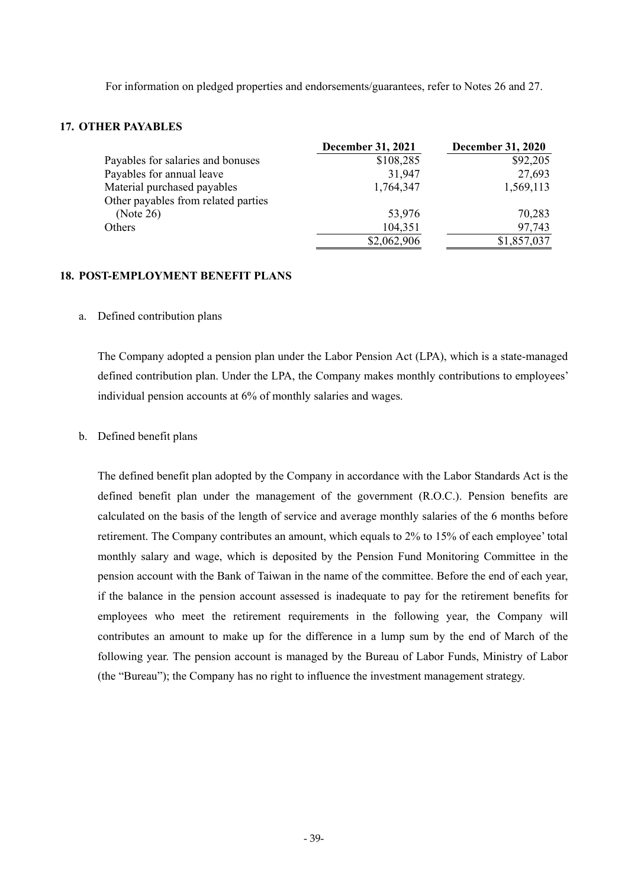For information on pledged properties and endorsements/guarantees, refer to Notes 26 and 27.

## 17. OTHER PAYABLES

| | December 31, 2021 | December 31, 2020 |
|---|---|---|
| Payables for salaries and bonuses | $108,285 | $92,205 |
| Payables for annual leave | 31,947 | 27,693 |
| Material purchased payables | 1,764,347 | 1,569,113 |
| Other payables from related parties (Note 26) | 53,976 | 70,283 |
| Others | 104,351 | 97,743 |
| | $2,062,906 | $1,857,037 |

## 18. POST-EMPLOYMENT BENEFIT PLANS

a. Defined contribution plans

The Company adopted a pension plan under the Labor Pension Act (LPA), which is a state-managed defined contribution plan. Under the LPA, the Company makes monthly contributions to employees' individual pension accounts at 6% of monthly salaries and wages.

b. Defined benefit plans

The defined benefit plan adopted by the Company in accordance with the Labor Standards Act is the defined benefit plan under the management of the government (R.O.C.). Pension benefits are calculated on the basis of the length of service and average monthly salaries of the 6 months before retirement. The Company contributes an amount, which equals to 2% to 15% of each employee' total monthly salary and wage, which is deposited by the Pension Fund Monitoring Committee in the pension account with the Bank of Taiwan in the name of the committee. Before the end of each year, if the balance in the pension account assessed is inadequate to pay for the retirement benefits for employees who meet the retirement requirements in the following year, the Company will contributes an amount to make up for the difference in a lump sum by the end of March of the following year. The pension account is managed by the Bureau of Labor Funds, Ministry of Labor (the "Bureau"); the Company has no right to influence the investment management strategy.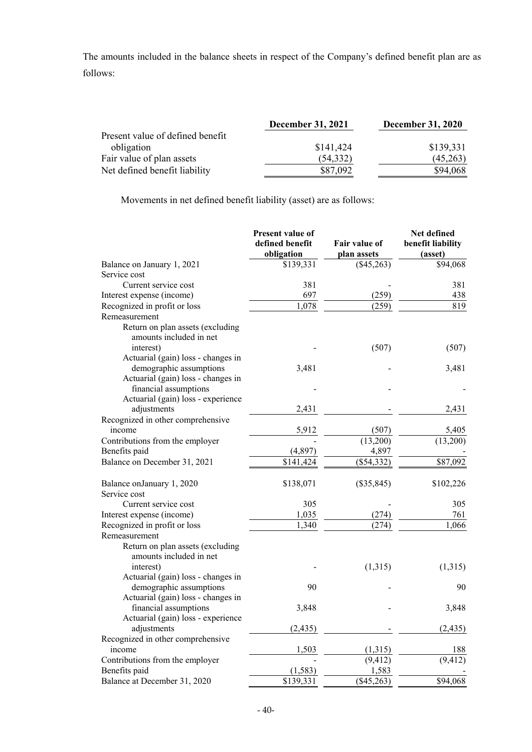The amounts included in the balance sheets in respect of the Company's defined benefit plan are as follows:

| | December 31, 2021 | December 31, 2020 |
|---|---|---|
| Present value of defined benefit obligation | $141,424 | $139,331 |
| Fair value of plan assets | (54,332) | (45,263) |
| Net defined benefit liability | $87,092 | $94,068 |

Movements in net defined benefit liability (asset) are as follows:

| | Present value of defined benefit obligation | Fair value of plan assets | Net defined benefit liability (asset) |
|---|---|---|---|
| Balance on January 1, 2021 | $139,331 | ($45,263) | $94,068 |
| Service cost | | | |
| Current service cost | 381 | - | 381 |
| Interest expense (income) | 697 | (259) | 438 |
| Recognized in profit or loss | 1,078 | (259) | 819 |
| Remeasurement | | | |
| Return on plan assets (excluding amounts included in net interest) | - | (507) | (507) |
| Actuarial (gain) loss - changes in demographic assumptions | 3,481 | - | 3,481 |
| Actuarial (gain) loss - changes in financial assumptions | - | - | - |
| Actuarial (gain) loss - experience adjustments | 2,431 | - | 2,431 |
| Recognized in other comprehensive income | 5,912 | (507) | 5,405 |
| Contributions from the employer | - | (13,200) | (13,200) |
| Benefits paid | (4,897) | 4,897 | - |
| Balance on December 31, 2021 | $141,424 | ($54,332) | $87,092 |
| | | | |
| Balance onJanuary 1, 2020 | $138,071 | ($35,845) | $102,226 |
| Service cost | | | |
| Current service cost | 305 | - | 305 |
| Interest expense (income) | 1,035 | (274) | 761 |
| Recognized in profit or loss | 1,340 | (274) | 1,066 |
| Remeasurement | | | |
| Return on plan assets (excluding amounts included in net interest) | - | (1,315) | (1,315) |
| Actuarial (gain) loss - changes in demographic assumptions | 90 | - | 90 |
| Actuarial (gain) loss - changes in financial assumptions | 3,848 | - | 3,848 |
| Actuarial (gain) loss - experience adjustments | (2,435) | - | (2,435) |
| Recognized in other comprehensive income | 1,503 | (1,315) | 188 |
| Contributions from the employer | - | (9,412) | (9,412) |
| Benefits paid | (1,583) | 1,583 | - |
| Balance at December 31, 2020 | $139,331 | ($45,263) | $94,068 |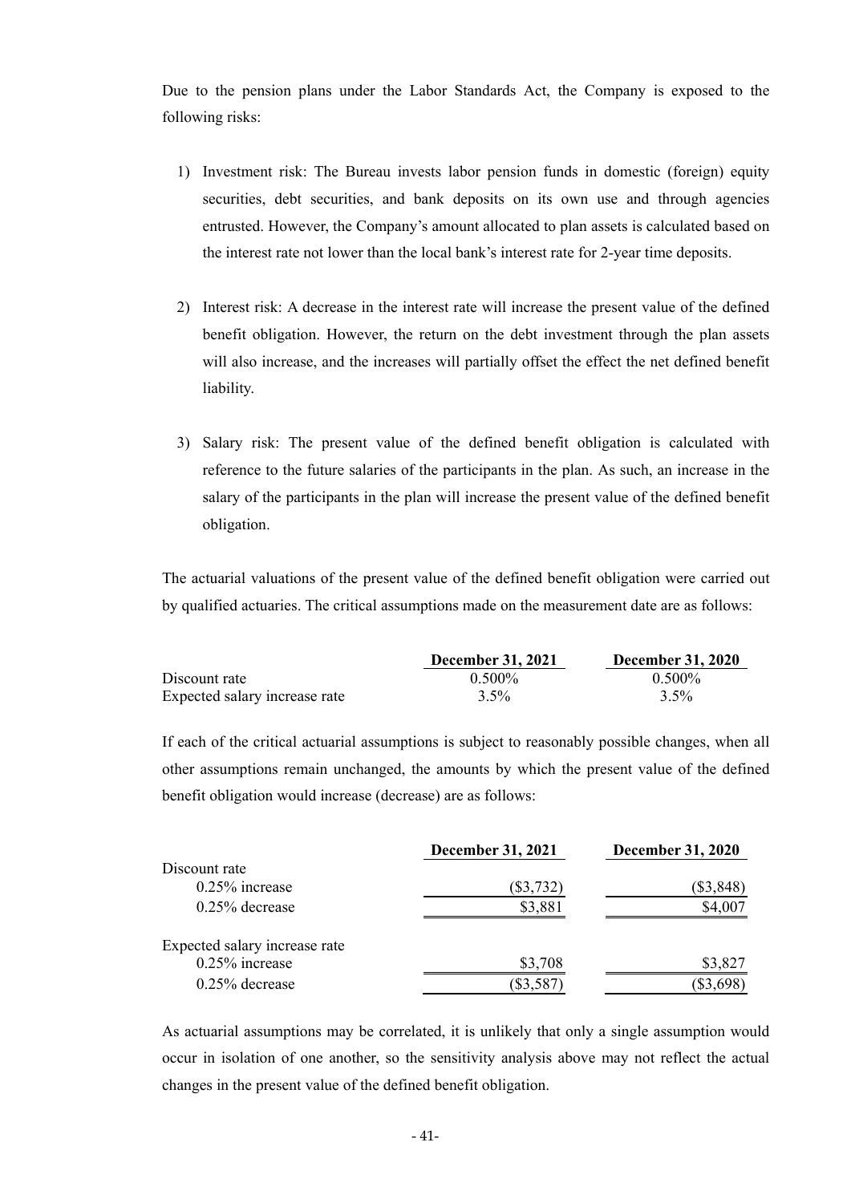Due to the pension plans under the Labor Standards Act, the Company is exposed to the following risks:

1) Investment risk: The Bureau invests labor pension funds in domestic (foreign) equity securities, debt securities, and bank deposits on its own use and through agencies entrusted. However, the Company's amount allocated to plan assets is calculated based on the interest rate not lower than the local bank's interest rate for 2-year time deposits.

2) Interest risk: A decrease in the interest rate will increase the present value of the defined benefit obligation. However, the return on the debt investment through the plan assets will also increase, and the increases will partially offset the effect the net defined benefit liability.

3) Salary risk: The present value of the defined benefit obligation is calculated with reference to the future salaries of the participants in the plan. As such, an increase in the salary of the participants in the plan will increase the present value of the defined benefit obligation.

The actuarial valuations of the present value of the defined benefit obligation were carried out by qualified actuaries. The critical assumptions made on the measurement date are as follows:

| | December 31, 2021 | December 31, 2020 |
|---|---|---|
| Discount rate | 0.500% | 0.500% |
| Expected salary increase rate | 3.5% | 3.5% |

If each of the critical actuarial assumptions is subject to reasonably possible changes, when all other assumptions remain unchanged, the amounts by which the present value of the defined benefit obligation would increase (decrease) are as follows:

| | December 31, 2021 | December 31, 2020 |
|---|---|---|
| Discount rate | | |
| 0.25% increase | ($3,732) | ($3,848) |
| 0.25% decrease | $3,881 | $4,007 |
| Expected salary increase rate | | |
| 0.25% increase | $3,708 | $3,827 |
| 0.25% decrease | ($3,587) | ($3,698) |

As actuarial assumptions may be correlated, it is unlikely that only a single assumption would occur in isolation of one another, so the sensitivity analysis above may not reflect the actual changes in the present value of the defined benefit obligation.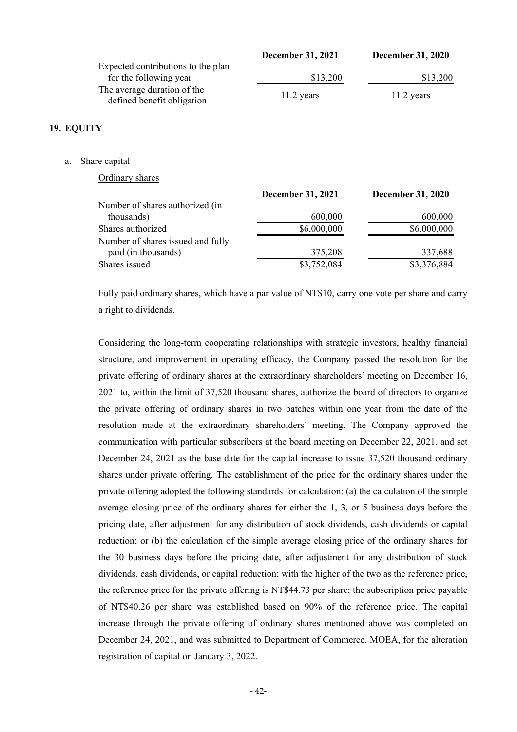| | December 31, 2021 | December 31, 2020 |
|---|---|---|
| Expected contributions to the plan for the following year | $13,200 | $13,200 |
| The average duration of the defined benefit obligation | 11.2 years | 11.2 years |

## 19. EQUITY

a. Share capital

Ordinary shares

| | December 31, 2021 | December 31, 2020 |
|---|---|---|
| Number of shares authorized (in thousands) | 600,000 | 600,000 |
| Shares authorized | $6,000,000 | $6,000,000 |
| Number of shares issued and fully paid (in thousands) | 375,208 | 337,688 |
| Shares issued | $3,752,084 | $3,376,884 |

Fully paid ordinary shares, which have a par value of NT$10, carry one vote per share and carry a right to dividends.

Considering the long-term cooperating relationships with strategic investors, healthy financial structure, and improvement in operating efficacy, the Company passed the resolution for the private offering of ordinary shares at the extraordinary shareholders' meeting on December 16, 2021 to, within the limit of 37,520 thousand shares, authorize the board of directors to organize the private offering of ordinary shares in two batches within one year from the date of the resolution made at the extraordinary shareholders' meeting. The Company approved the communication with particular subscribers at the board meeting on December 22, 2021, and set December 24, 2021 as the base date for the capital increase to issue 37,520 thousand ordinary shares under private offering. The establishment of the price for the ordinary shares under the private offering adopted the following standards for calculation: (a) the calculation of the simple average closing price of the ordinary shares for either the 1, 3, or 5 business days before the pricing date, after adjustment for any distribution of stock dividends, cash dividends or capital reduction; or (b) the calculation of the simple average closing price of the ordinary shares for the 30 business days before the pricing date, after adjustment for any distribution of stock dividends, cash dividends, or capital reduction; with the higher of the two as the reference price, the reference price for the private offering is NT$44.73 per share; the subscription price payable of NT$40.26 per share was established based on 90% of the reference price. The capital increase through the private offering of ordinary shares mentioned above was completed on December 24, 2021, and was submitted to Department of Commerce, MOEA, for the alteration registration of capital on January 3, 2022.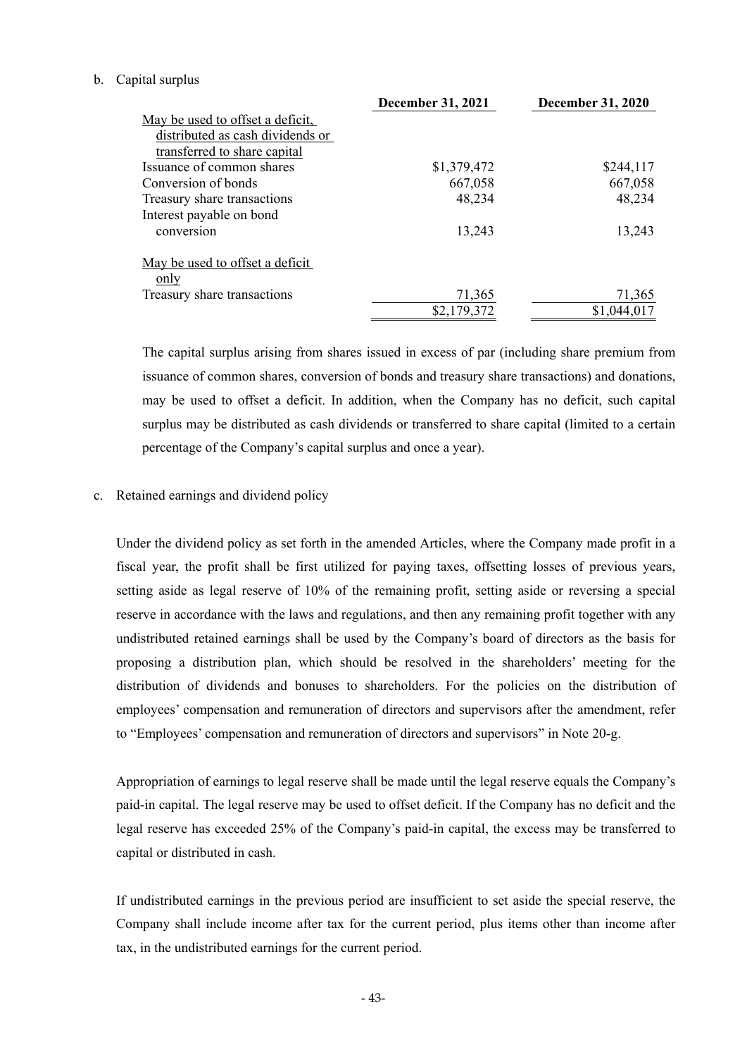b. Capital surplus

| | December 31, 2021 | December 31, 2020 |
|---|---|---|
| May be used to offset a deficit, distributed as cash dividends or transferred to share capital | | |
| Issuance of common shares | $1,379,472 | $244,117 |
| Conversion of bonds | 667,058 | 667,058 |
| Treasury share transactions | 48,234 | 48,234 |
| Interest payable on bond conversion | 13,243 | 13,243 |
| May be used to offset a deficit only | | |
| Treasury share transactions | 71,365 | 71,365 |
| | $2,179,372 | $1,044,017 |

The capital surplus arising from shares issued in excess of par (including share premium from issuance of common shares, conversion of bonds and treasury share transactions) and donations, may be used to offset a deficit. In addition, when the Company has no deficit, such capital surplus may be distributed as cash dividends or transferred to share capital (limited to a certain percentage of the Company's capital surplus and once a year).

c. Retained earnings and dividend policy

Under the dividend policy as set forth in the amended Articles, where the Company made profit in a fiscal year, the profit shall be first utilized for paying taxes, offsetting losses of previous years, setting aside as legal reserve of 10% of the remaining profit, setting aside or reversing a special reserve in accordance with the laws and regulations, and then any remaining profit together with any undistributed retained earnings shall be used by the Company's board of directors as the basis for proposing a distribution plan, which should be resolved in the shareholders' meeting for the distribution of dividends and bonuses to shareholders. For the policies on the distribution of employees' compensation and remuneration of directors and supervisors after the amendment, refer to "Employees' compensation and remuneration of directors and supervisors" in Note 20-g.

Appropriation of earnings to legal reserve shall be made until the legal reserve equals the Company's paid-in capital. The legal reserve may be used to offset deficit. If the Company has no deficit and the legal reserve has exceeded 25% of the Company's paid-in capital, the excess may be transferred to capital or distributed in cash.

If undistributed earnings in the previous period are insufficient to set aside the special reserve, the Company shall include income after tax for the current period, plus items other than income after tax, in the undistributed earnings for the current period.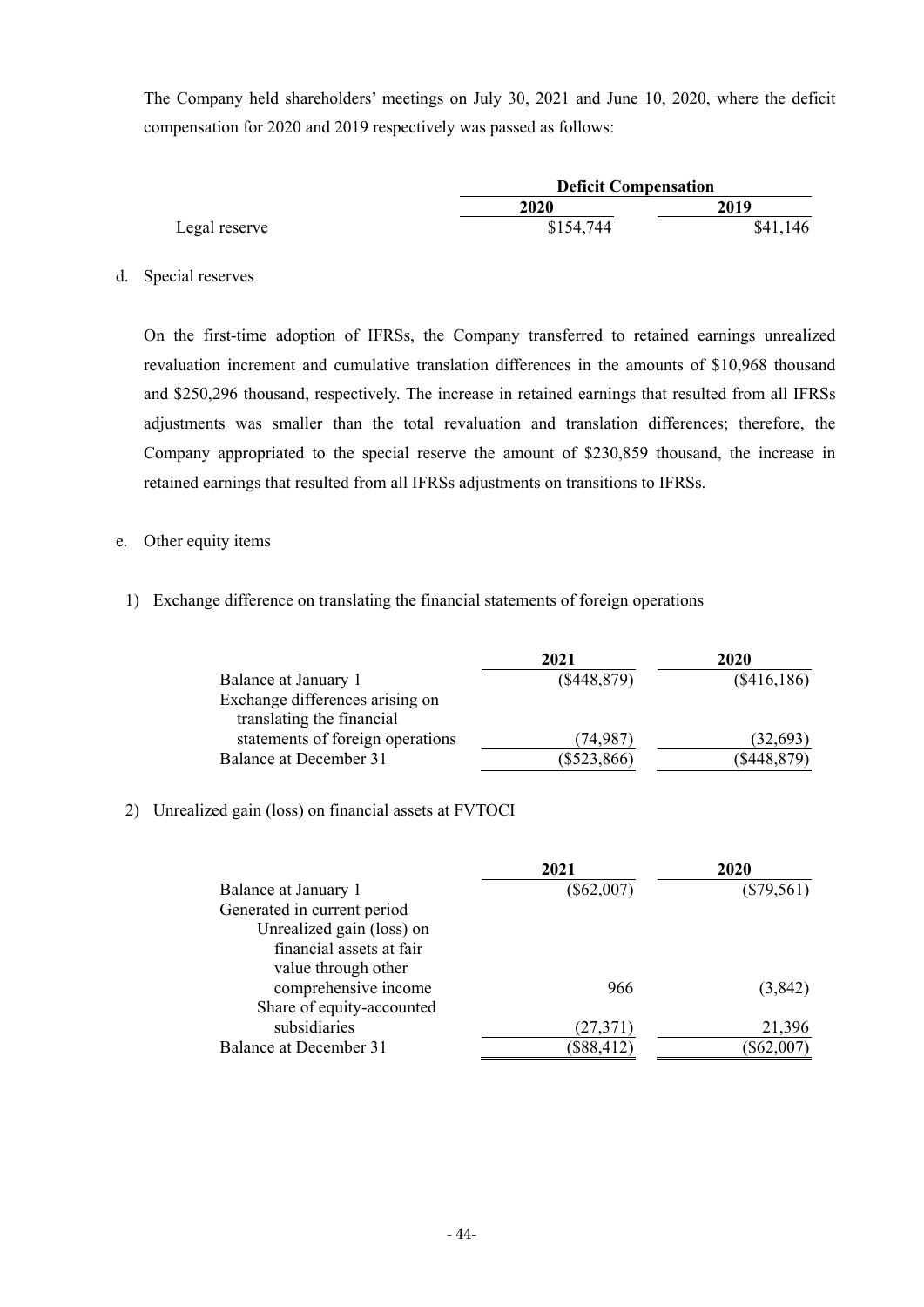The Company held shareholders' meetings on July 30, 2021 and June 10, 2020, where the deficit compensation for 2020 and 2019 respectively was passed as follows:

| | Deficit Compensation | |
|---|---|---|
| | 2020 | 2019 |
| Legal reserve | $154,744 | $41,146 |

d. Special reserves

On the first-time adoption of IFRSs, the Company transferred to retained earnings unrealized revaluation increment and cumulative translation differences in the amounts of $10,968 thousand and $250,296 thousand, respectively. The increase in retained earnings that resulted from all IFRSs adjustments was smaller than the total revaluation and translation differences; therefore, the Company appropriated to the special reserve the amount of $230,859 thousand, the increase in retained earnings that resulted from all IFRSs adjustments on transitions to IFRSs.

e. Other equity items

1) Exchange difference on translating the financial statements of foreign operations

| | 2021 | 2020 |
|---|---|---|
| Balance at January 1 | ($448,879) | ($416,186) |
| Exchange differences arising on translating the financial statements of foreign operations | (74,987) | (32,693) |
| Balance at December 31 | ($523,866) | ($448,879) |

2) Unrealized gain (loss) on financial assets at FVTOCI

| | 2021 | 2020 |
|---|---|---|
| Balance at January 1 | ($62,007) | ($79,561) |
| Generated in current period | | |
| Unrealized gain (loss) on financial assets at fair value through other comprehensive income | 966 | (3,842) |
| Share of equity-accounted subsidiaries | (27,371) | 21,396 |
| Balance at December 31 | ($88,412) | ($62,007) |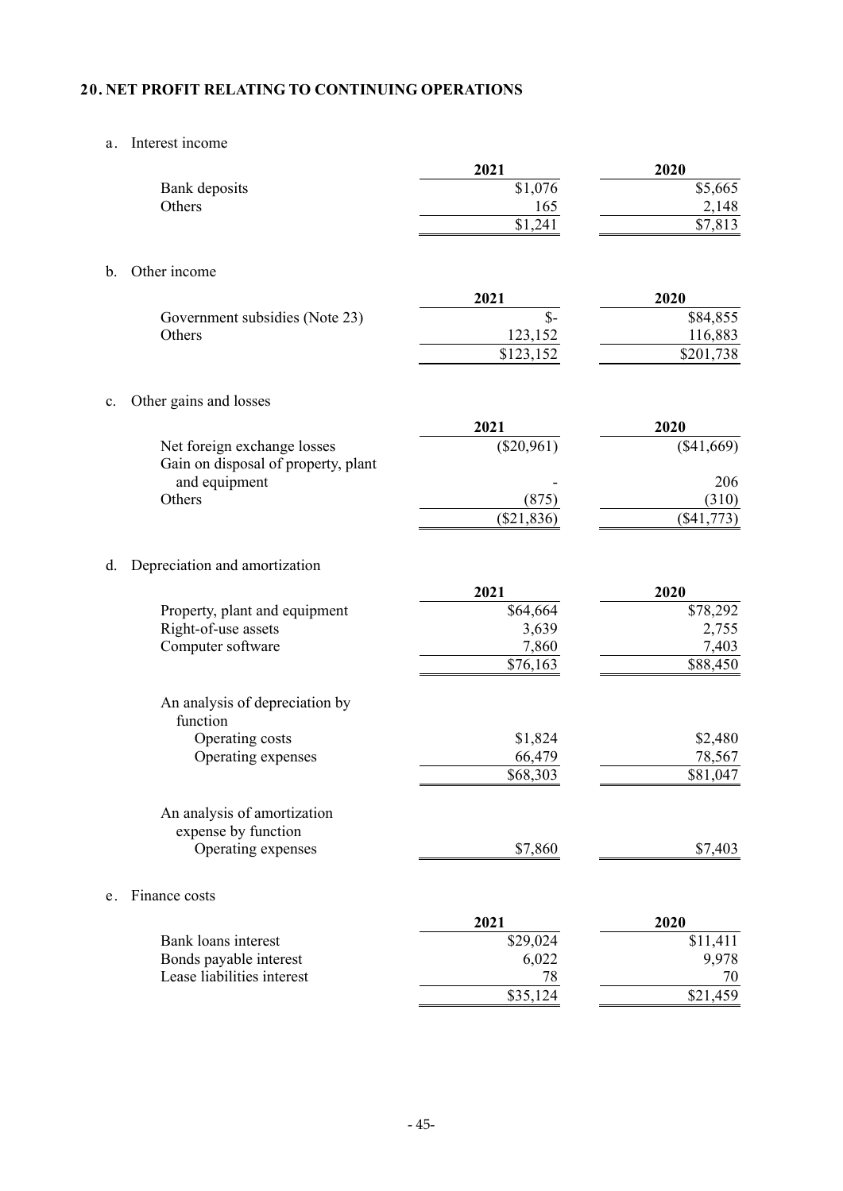## 20. NET PROFIT RELATING TO CONTINUING OPERATIONS

a. Interest income

| | 2021 | 2020 |
|---|---|---|
| Bank deposits | $1,076 | $5,665 |
| Others | 165 | 2,148 |
| | $1,241 | $7,813 |

b. Other income

| | 2021 | 2020 |
|---|---|---|
| Government subsidies (Note 23) | $- | $84,855 |
| Others | 123,152 | 116,883 |
| | $123,152 | $201,738 |

c. Other gains and losses

| | 2021 | 2020 |
|---|---|---|
| Net foreign exchange losses | ($20,961) | ($41,669) |
| Gain on disposal of property, plant and equipment | - | 206 |
| Others | (875) | (310) |
| | ($21,836) | ($41,773) |

d. Depreciation and amortization

| | 2021 | 2020 |
|---|---|---|
| Property, plant and equipment | $64,664 | $78,292 |
| Right-of-use assets | 3,639 | 2,755 |
| Computer software | 7,860 | 7,403 |
| | $76,163 | $88,450 |
| An analysis of depreciation by function | | |
| Operating costs | $1,824 | $2,480 |
| Operating expenses | 66,479 | 78,567 |
| | $68,303 | $81,047 |
| An analysis of amortization expense by function | | |
| Operating expenses | $7,860 | $7,403 |

e. Finance costs

| | 2021 | 2020 |
|---|---|---|
| Bank loans interest | $29,024 | $11,411 |
| Bonds payable interest | 6,022 | 9,978 |
| Lease liabilities interest | 78 | 70 |
| | $35,124 | $21,459 |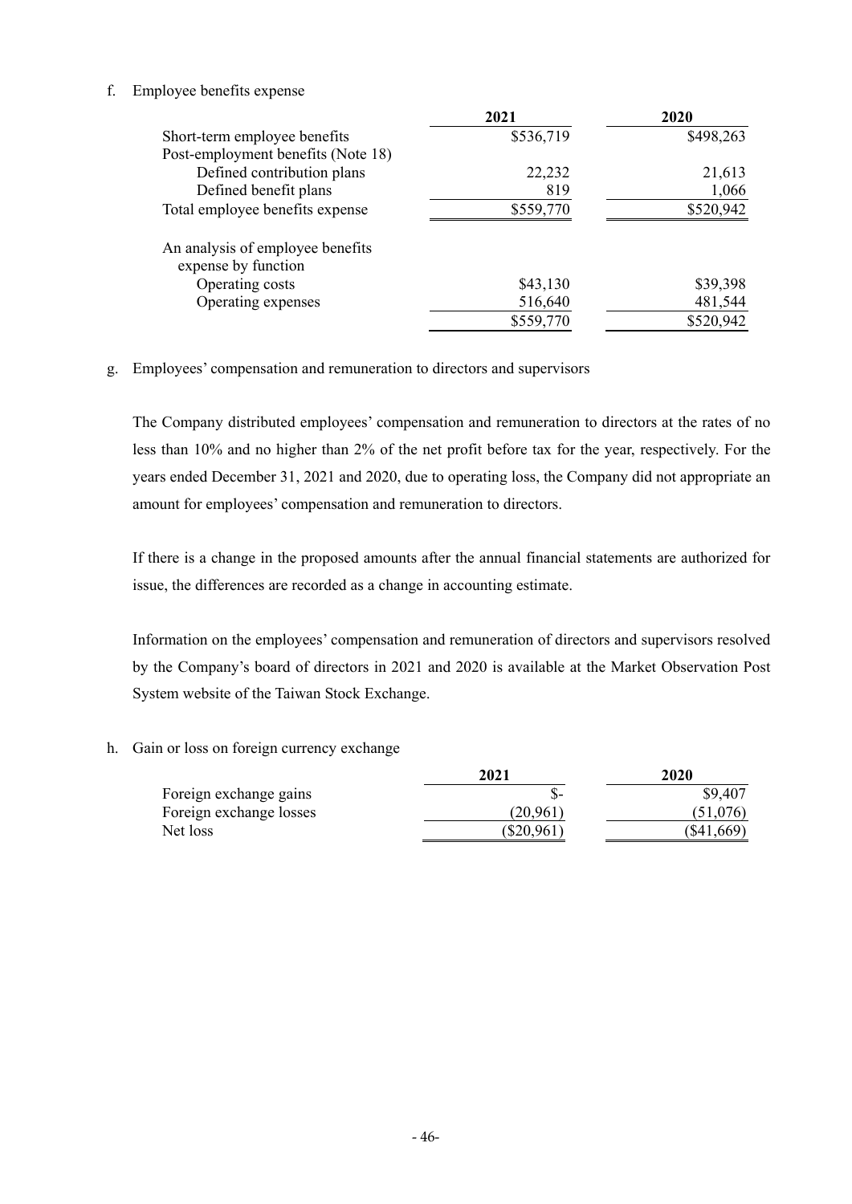f. Employee benefits expense

| | 2021 | 2020 |
|---|---|---|
| Short-term employee benefits | $536,719 | $498,263 |
| Post-employment benefits (Note 18) | | |
| Defined contribution plans | 22,232 | 21,613 |
| Defined benefit plans | 819 | 1,066 |
| Total employee benefits expense | $559,770 | $520,942 |
| | | |
| An analysis of employee benefits expense by function | | |
| Operating costs | $43,130 | $39,398 |
| Operating expenses | 516,640 | 481,544 |
| | $559,770 | $520,942 |

g. Employees' compensation and remuneration to directors and supervisors

The Company distributed employees' compensation and remuneration to directors at the rates of no less than 10% and no higher than 2% of the net profit before tax for the year, respectively. For the years ended December 31, 2021 and 2020, due to operating loss, the Company did not appropriate an amount for employees' compensation and remuneration to directors.

If there is a change in the proposed amounts after the annual financial statements are authorized for issue, the differences are recorded as a change in accounting estimate.

Information on the employees' compensation and remuneration of directors and supervisors resolved by the Company's board of directors in 2021 and 2020 is available at the Market Observation Post System website of the Taiwan Stock Exchange.

h. Gain or loss on foreign currency exchange

| | 2021 | 2020 |
|---|---|---|
| Foreign exchange gains | $- | $9,407 |
| Foreign exchange losses | (20,961) | (51,076) |
| Net loss | ($20,961) | ($41,669) |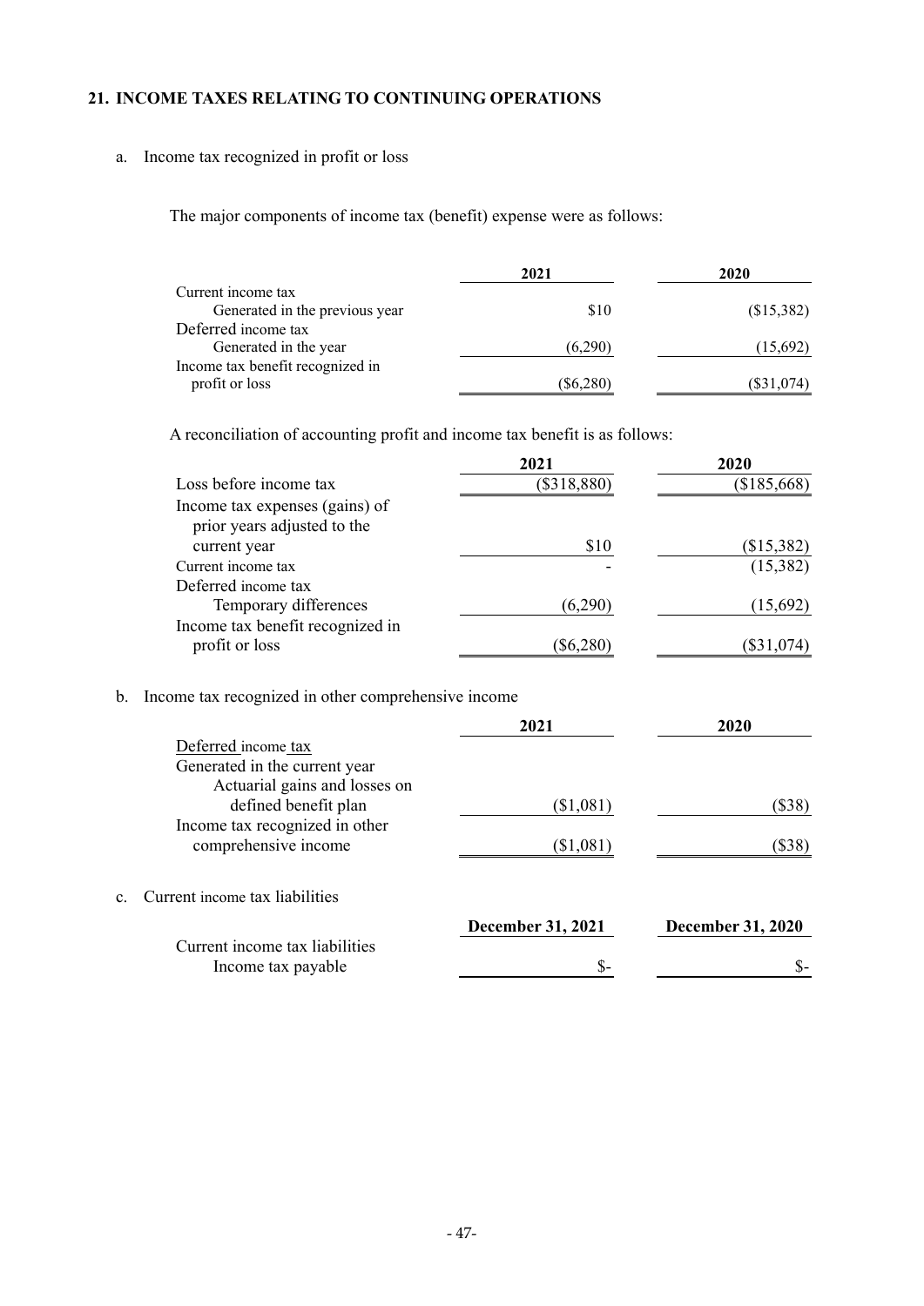## 21. INCOME TAXES RELATING TO CONTINUING OPERATIONS

a. Income tax recognized in profit or loss

The major components of income tax (benefit) expense were as follows:

| | 2021 | 2020 |
|---|---|---|
| Current income tax | | |
| Generated in the previous year | $10 | ($15,382) |
| Deferred income tax | | |
| Generated in the year | (6,290) | (15,692) |
| Income tax benefit recognized in profit or loss | ($6,280) | ($31,074) |

A reconciliation of accounting profit and income tax benefit is as follows:

| | 2021 | 2020 |
|---|---|---|
| Loss before income tax | ($318,880) | ($185,668) |
| Income tax expenses (gains) of prior years adjusted to the current year | $10 | ($15,382) |
| Current income tax | - | (15,382) |
| Deferred income tax | | |
| Temporary differences | (6,290) | (15,692) |
| Income tax benefit recognized in profit or loss | ($6,280) | ($31,074) |

b. Income tax recognized in other comprehensive income

| | 2021 | 2020 |
|---|---|---|
| Deferred income tax | | |
| Generated in the current year | | |
| Actuarial gains and losses on defined benefit plan | ($1,081) | ($38) |
| Income tax recognized in other comprehensive income | ($1,081) | ($38) |

c. Current income tax liabilities

| | December 31, 2021 | December 31, 2020 |
|---|---|---|
| Current income tax liabilities | | |
| Income tax payable | $- | $- |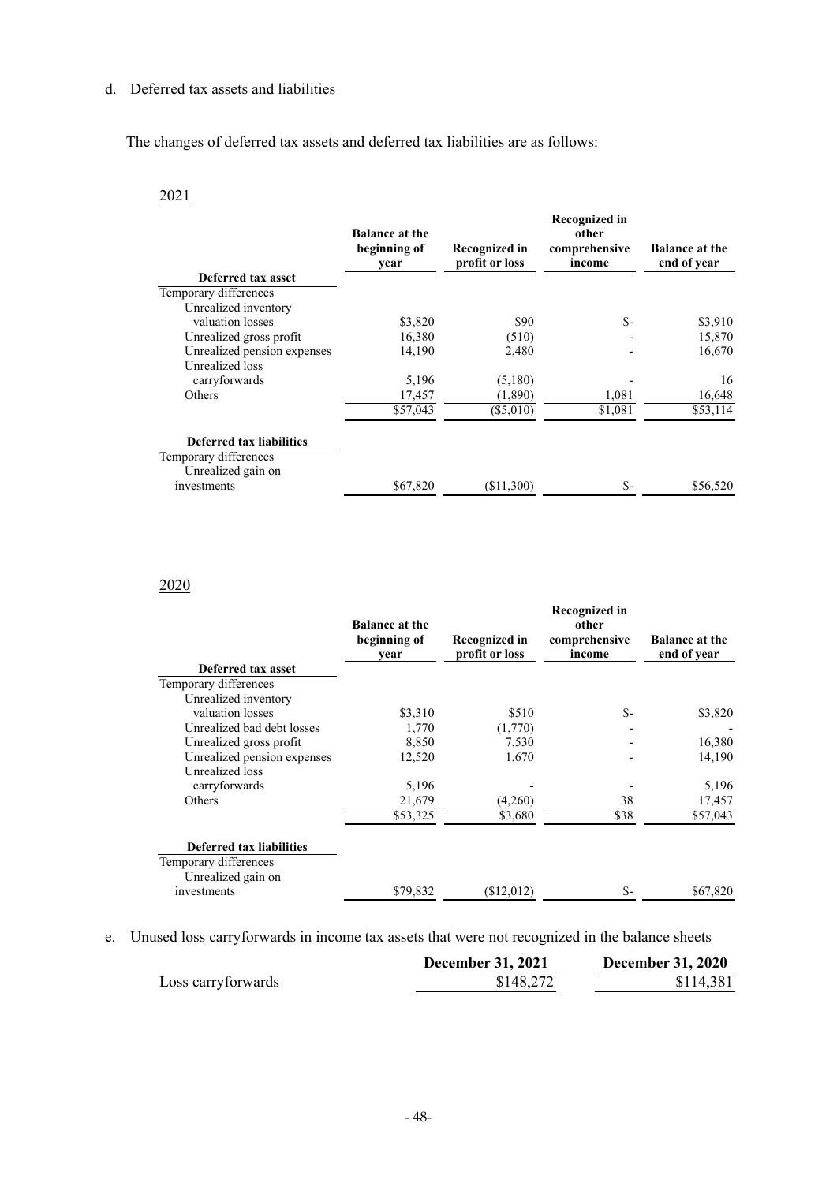d. Deferred tax assets and liabilities

The changes of deferred tax assets and deferred tax liabilities are as follows:

2021

| | Balance at the beginning of year | Recognized in profit or loss | Recognized in other comprehensive income | Balance at the end of year |
|---|---|---|---|---|
| **Deferred tax asset** | | | | |
| Temporary differences | | | | |
| Unrealized inventory valuation losses | $3,820 | $90 | $- | $3,910 |
| Unrealized gross profit | 16,380 | (510) | - | 15,870 |
| Unrealized pension expenses | 14,190 | 2,480 | - | 16,670 |
| Unrealized loss carryforwards | 5,196 | (5,180) | - | 16 |
| Others | 17,457 | (1,890) | 1,081 | 16,648 |
| | $57,043 | ($5,010) | $1,081 | $53,114 |
| **Deferred tax liabilities** | | | | |
| Temporary differences | | | | |
| Unrealized gain on investments | $67,820 | ($11,300) | $- | $56,520 |

2020

| | Balance at the beginning of year | Recognized in profit or loss | Recognized in other comprehensive income | Balance at the end of year |
|---|---|---|---|---|
| **Deferred tax asset** | | | | |
| Temporary differences | | | | |
| Unrealized inventory valuation losses | $3,310 | $510 | $- | $3,820 |
| Unrealized bad debt losses | 1,770 | (1,770) | - | - |
| Unrealized gross profit | 8,850 | 7,530 | - | 16,380 |
| Unrealized pension expenses | 12,520 | 1,670 | - | 14,190 |
| Unrealized loss carryforwards | 5,196 | - | - | 5,196 |
| Others | 21,679 | (4,260) | 38 | 17,457 |
| | $53,325 | $3,680 | $38 | $57,043 |
| **Deferred tax liabilities** | | | | |
| Temporary differences | | | | |
| Unrealized gain on investments | $79,832 | ($12,012) | $- | $67,820 |

e. Unused loss carryforwards in income tax assets that were not recognized in the balance sheets

| | December 31, 2021 | December 31, 2020 |
|---|---|---|
| Loss carryforwards | $148,272 | $114,381 |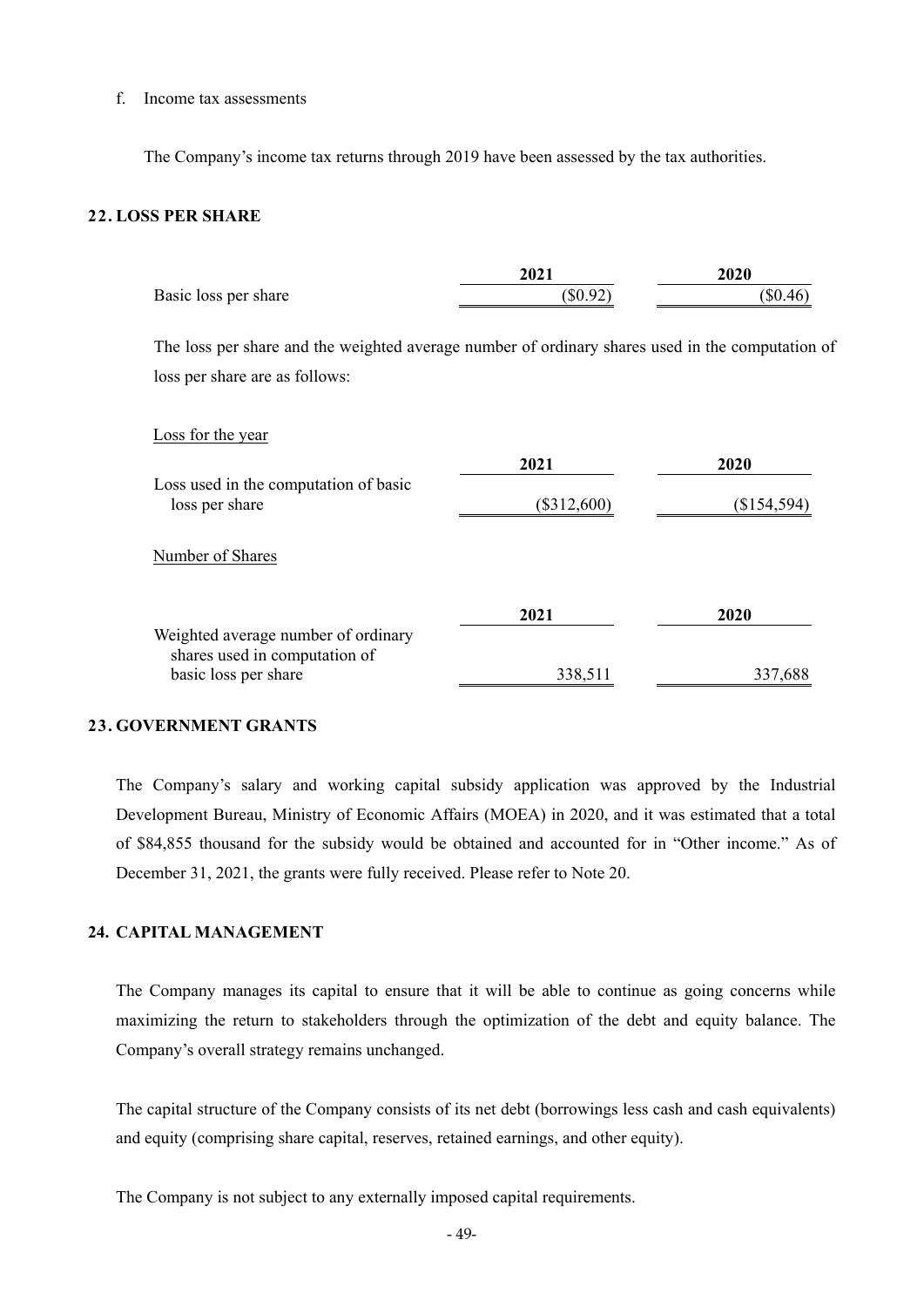f. Income tax assessments

The Company's income tax returns through 2019 have been assessed by the tax authorities.

## 22. LOSS PER SHARE

| | 2021 | 2020 |
|---|---|---|
| Basic loss per share | ($0.92) | ($0.46) |

The loss per share and the weighted average number of ordinary shares used in the computation of loss per share are as follows:

Loss for the year

| | 2021 | 2020 |
|---|---|---|
| Loss used in the computation of basic loss per share | ($312,600) | ($154,594) |

Number of Shares

| | 2021 | 2020 |
|---|---|---|
| Weighted average number of ordinary shares used in computation of basic loss per share | 338,511 | 337,688 |

## 23. GOVERNMENT GRANTS

The Company's salary and working capital subsidy application was approved by the Industrial Development Bureau, Ministry of Economic Affairs (MOEA) in 2020, and it was estimated that a total of $84,855 thousand for the subsidy would be obtained and accounted for in "Other income." As of December 31, 2021, the grants were fully received. Please refer to Note 20.

## 24. CAPITAL MANAGEMENT

The Company manages its capital to ensure that it will be able to continue as going concerns while maximizing the return to stakeholders through the optimization of the debt and equity balance. The Company's overall strategy remains unchanged.

The capital structure of the Company consists of its net debt (borrowings less cash and cash equivalents) and equity (comprising share capital, reserves, retained earnings, and other equity).

The Company is not subject to any externally imposed capital requirements.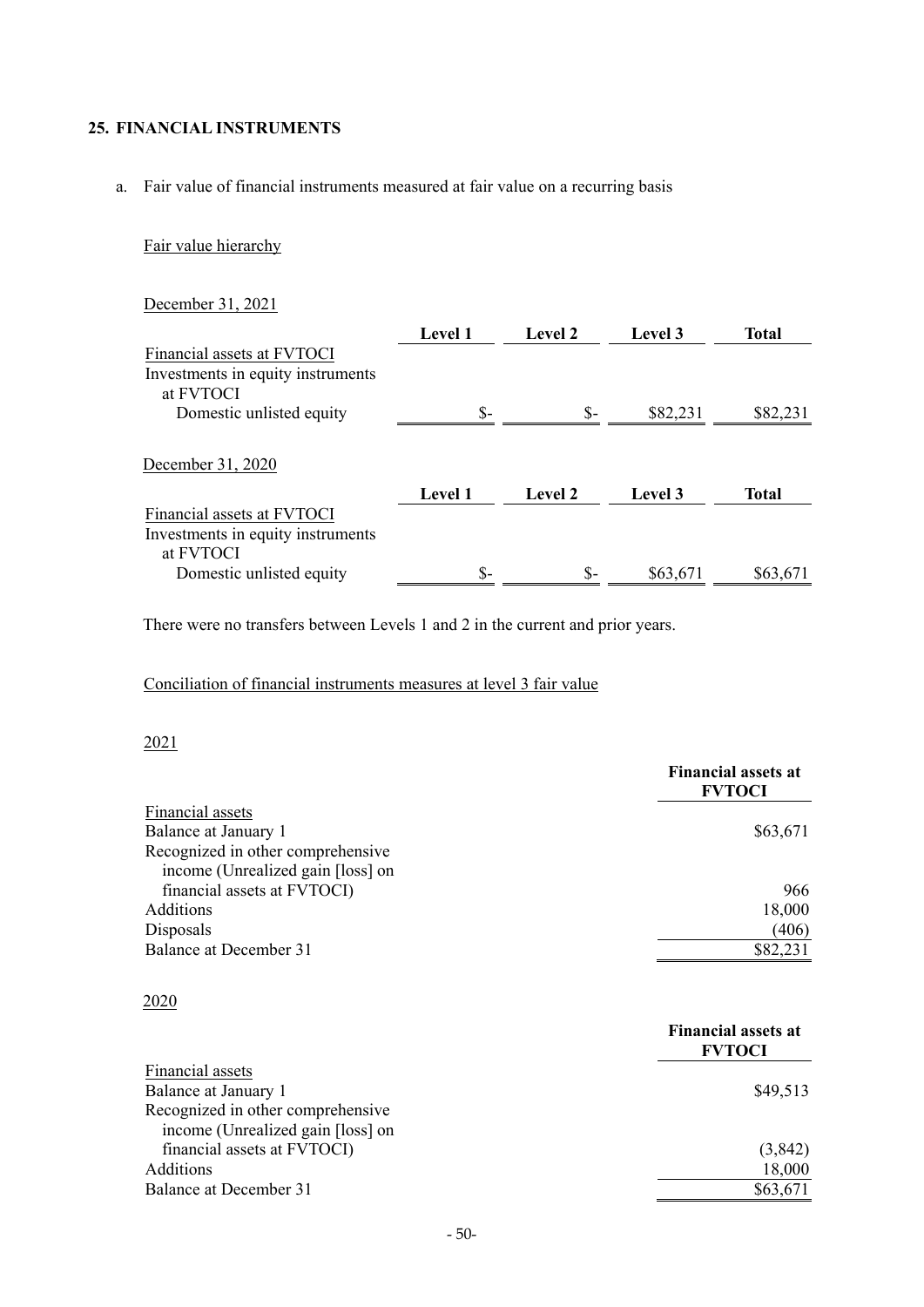## 25. FINANCIAL INSTRUMENTS

a. Fair value of financial instruments measured at fair value on a recurring basis

Fair value hierarchy

December 31, 2021

| | Level 1 | Level 2 | Level 3 | Total |
|---|---|---|---|---|
| Financial assets at FVTOCI | | | | |
| Investments in equity instruments at FVTOCI | | | | |
| Domestic unlisted equity | $- | $- | $82,231 | $82,231 |

December 31, 2020

| | Level 1 | Level 2 | Level 3 | Total |
|---|---|---|---|---|
| Financial assets at FVTOCI | | | | |
| Investments in equity instruments at FVTOCI | | | | |
| Domestic unlisted equity | $- | $- | $63,671 | $63,671 |

There were no transfers between Levels 1 and 2 in the current and prior years.

Conciliation of financial instruments measures at level 3 fair value

2021

| | Financial assets at FVTOCI |
|---|---|
| Financial assets | |
| Balance at January 1 | $63,671 |
| Recognized in other comprehensive income (Unrealized gain [loss] on financial assets at FVTOCI) | 966 |
| Additions | 18,000 |
| Disposals | (406) |
| Balance at December 31 | $82,231 |

2020

| | Financial assets at FVTOCI |
|---|---|
| Financial assets | |
| Balance at January 1 | $49,513 |
| Recognized in other comprehensive income (Unrealized gain [loss] on financial assets at FVTOCI) | (3,842) |
| Additions | 18,000 |
| Balance at December 31 | $63,671 |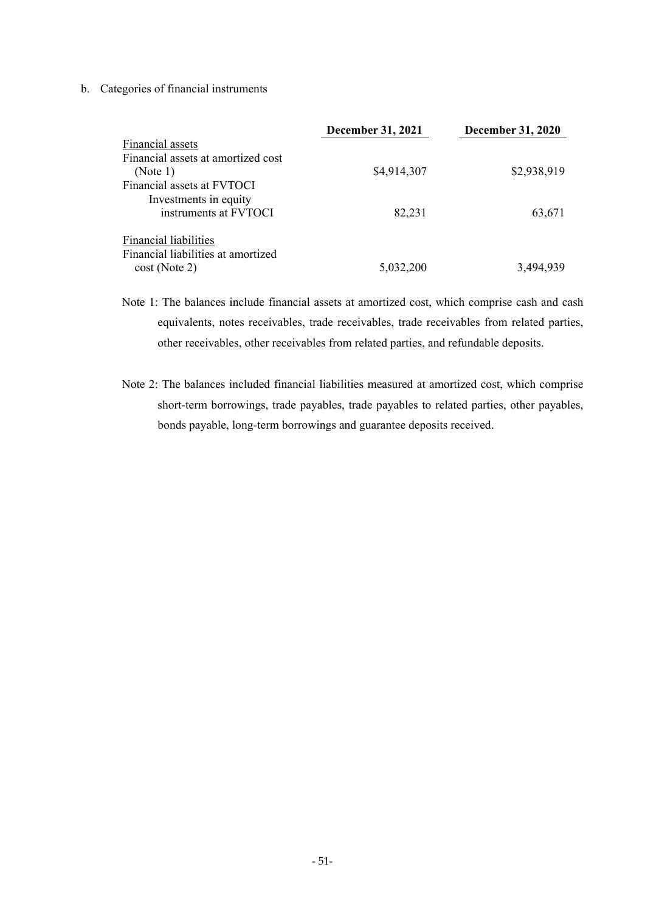b. Categories of financial instruments

| | December 31, 2021 | December 31, 2020 |
|---|---|---|
| Financial assets | | |
| Financial assets at amortized cost (Note 1) | $4,914,307 | $2,938,919 |
| Financial assets at FVTOCI | | |
| Investments in equity instruments at FVTOCI | 82,231 | 63,671 |
| Financial liabilities | | |
| Financial liabilities at amortized cost (Note 2) | 5,032,200 | 3,494,939 |

Note 1: The balances include financial assets at amortized cost, which comprise cash and cash equivalents, notes receivables, trade receivables, trade receivables from related parties, other receivables, other receivables from related parties, and refundable deposits.

Note 2: The balances included financial liabilities measured at amortized cost, which comprise short-term borrowings, trade payables, trade payables to related parties, other payables, bonds payable, long-term borrowings and guarantee deposits received.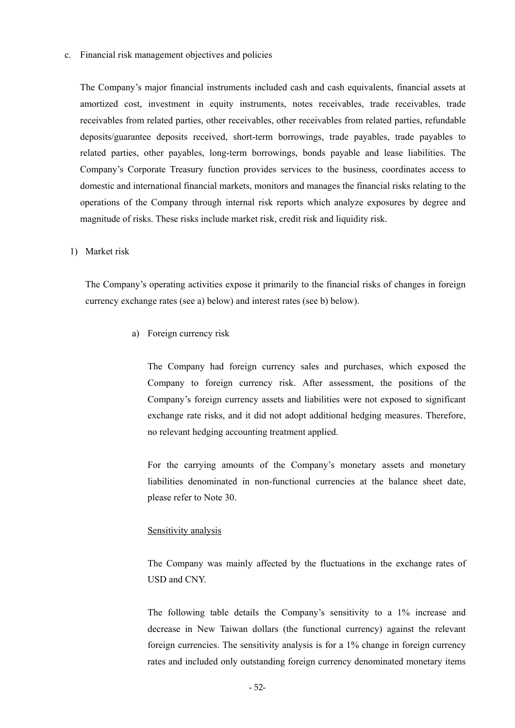c. Financial risk management objectives and policies

The Company's major financial instruments included cash and cash equivalents, financial assets at amortized cost, investment in equity instruments, notes receivables, trade receivables, trade receivables from related parties, other receivables, other receivables from related parties, refundable deposits/guarantee deposits received, short-term borrowings, trade payables, trade payables to related parties, other payables, long-term borrowings, bonds payable and lease liabilities. The Company's Corporate Treasury function provides services to the business, coordinates access to domestic and international financial markets, monitors and manages the financial risks relating to the operations of the Company through internal risk reports which analyze exposures by degree and magnitude of risks. These risks include market risk, credit risk and liquidity risk.

1) Market risk

The Company's operating activities expose it primarily to the financial risks of changes in foreign currency exchange rates (see a) below) and interest rates (see b) below).

a) Foreign currency risk

The Company had foreign currency sales and purchases, which exposed the Company to foreign currency risk. After assessment, the positions of the Company's foreign currency assets and liabilities were not exposed to significant exchange rate risks, and it did not adopt additional hedging measures. Therefore, no relevant hedging accounting treatment applied.

For the carrying amounts of the Company's monetary assets and monetary liabilities denominated in non-functional currencies at the balance sheet date, please refer to Note 30.

<u>Sensitivity analysis</u>

The Company was mainly affected by the fluctuations in the exchange rates of USD and CNY.

The following table details the Company's sensitivity to a 1% increase and decrease in New Taiwan dollars (the functional currency) against the relevant foreign currencies. The sensitivity analysis is for a 1% change in foreign currency rates and included only outstanding foreign currency denominated monetary items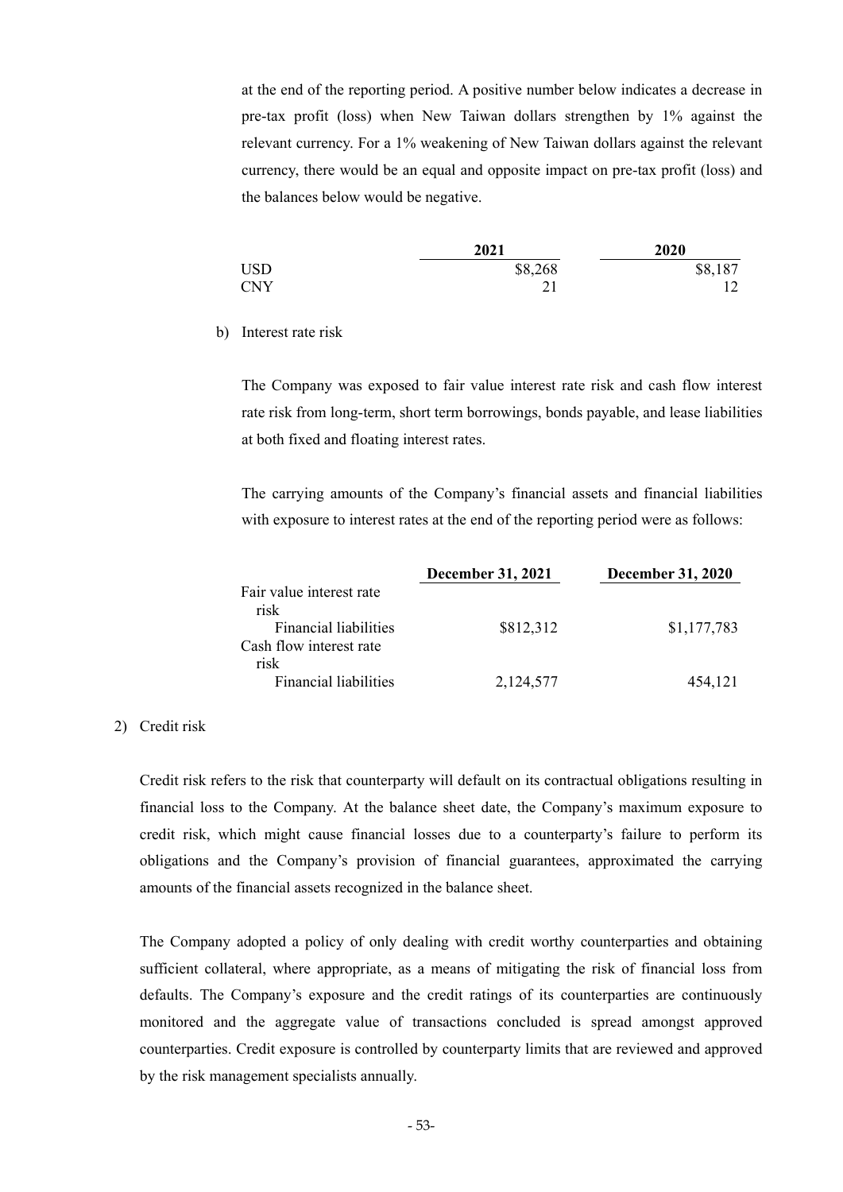at the end of the reporting period. A positive number below indicates a decrease in pre-tax profit (loss) when New Taiwan dollars strengthen by 1% against the relevant currency. For a 1% weakening of New Taiwan dollars against the relevant currency, there would be an equal and opposite impact on pre-tax profit (loss) and the balances below would be negative.

| | 2021 | 2020 |
|---|---|---|
| USD | $8,268 | $8,187 |
| CNY | 21 | 12 |

b) Interest rate risk

The Company was exposed to fair value interest rate risk and cash flow interest rate risk from long-term, short term borrowings, bonds payable, and lease liabilities at both fixed and floating interest rates.

The carrying amounts of the Company's financial assets and financial liabilities with exposure to interest rates at the end of the reporting period were as follows:

| | December 31, 2021 | December 31, 2020 |
|---|---|---|
| Fair value interest rate risk | | |
| Financial liabilities | $812,312 | $1,177,783 |
| Cash flow interest rate risk | | |
| Financial liabilities | 2,124,577 | 454,121 |

2) Credit risk

Credit risk refers to the risk that counterparty will default on its contractual obligations resulting in financial loss to the Company. At the balance sheet date, the Company's maximum exposure to credit risk, which might cause financial losses due to a counterparty's failure to perform its obligations and the Company's provision of financial guarantees, approximated the carrying amounts of the financial assets recognized in the balance sheet.

The Company adopted a policy of only dealing with credit worthy counterparties and obtaining sufficient collateral, where appropriate, as a means of mitigating the risk of financial loss from defaults. The Company's exposure and the credit ratings of its counterparties are continuously monitored and the aggregate value of transactions concluded is spread amongst approved counterparties. Credit exposure is controlled by counterparty limits that are reviewed and approved by the risk management specialists annually.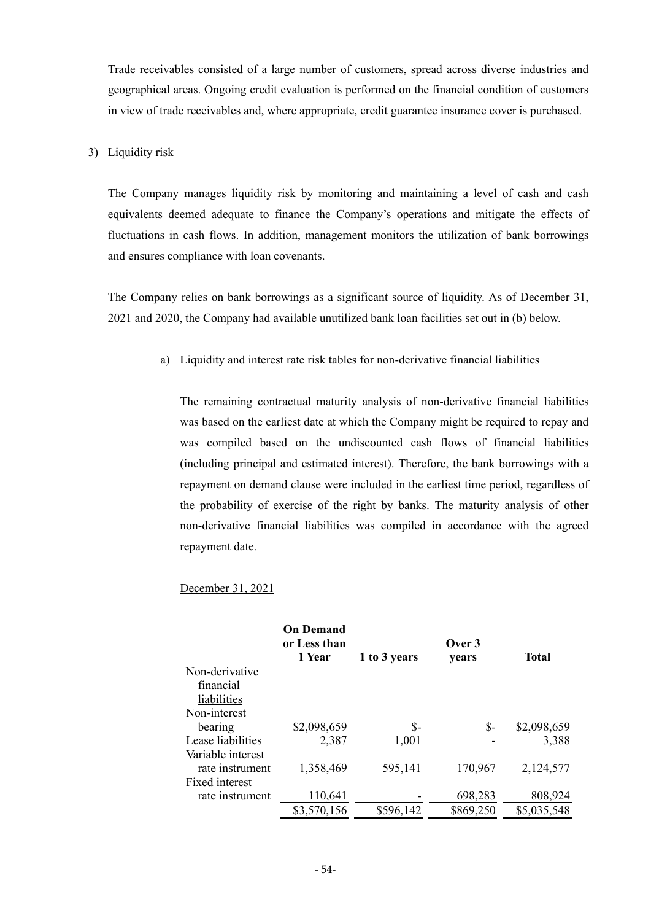Trade receivables consisted of a large number of customers, spread across diverse industries and geographical areas. Ongoing credit evaluation is performed on the financial condition of customers in view of trade receivables and, where appropriate, credit guarantee insurance cover is purchased.

3) Liquidity risk

The Company manages liquidity risk by monitoring and maintaining a level of cash and cash equivalents deemed adequate to finance the Company's operations and mitigate the effects of fluctuations in cash flows. In addition, management monitors the utilization of bank borrowings and ensures compliance with loan covenants.

The Company relies on bank borrowings as a significant source of liquidity. As of December 31, 2021 and 2020, the Company had available unutilized bank loan facilities set out in (b) below.

a) Liquidity and interest rate risk tables for non-derivative financial liabilities

The remaining contractual maturity analysis of non-derivative financial liabilities was based on the earliest date at which the Company might be required to repay and was compiled based on the undiscounted cash flows of financial liabilities (including principal and estimated interest). Therefore, the bank borrowings with a repayment on demand clause were included in the earliest time period, regardless of the probability of exercise of the right by banks. The maturity analysis of other non-derivative financial liabilities was compiled in accordance with the agreed repayment date.

December 31, 2021

| | On Demand or Less than 1 Year | 1 to 3 years | Over 3 years | Total |
|---|---|---|---|---|
| Non-derivative financial liabilities | | | | |
| Non-interest bearing | $2,098,659 | $- | $- | $2,098,659 |
| Lease liabilities | 2,387 | 1,001 | - | 3,388 |
| Variable interest rate instrument | 1,358,469 | 595,141 | 170,967 | 2,124,577 |
| Fixed interest rate instrument | 110,641 | - | 698,283 | 808,924 |
| | $3,570,156 | $596,142 | $869,250 | $5,035,548 |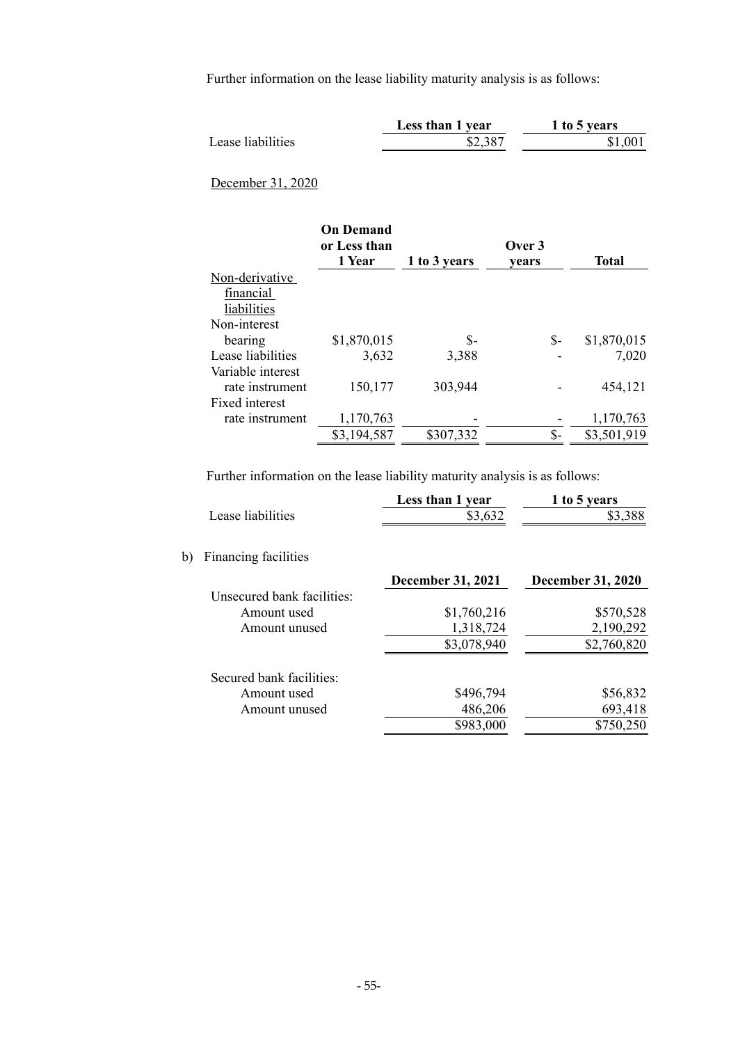Further information on the lease liability maturity analysis is as follows:

| | Less than 1 year | 1 to 5 years |
|---|---|---|
| Lease liabilities | \$2,387 | \$1,001 |

December 31, 2020

| | On Demand or Less than 1 Year | 1 to 3 years | Over 3 years | Total |
|---|---|---|---|---|
| Non-derivative financial liabilities | | | | |
| Non-interest bearing | \$1,870,015 | \$- | \$- | \$1,870,015 |
| Lease liabilities | 3,632 | 3,388 | - | 7,020 |
| Variable interest rate instrument | 150,177 | 303,944 | - | 454,121 |
| Fixed interest rate instrument | 1,170,763 | - | - | 1,170,763 |
| | \$3,194,587 | \$307,332 | \$- | \$3,501,919 |

Further information on the lease liability maturity analysis is as follows:

| | Less than 1 year | 1 to 5 years |
|---|---|---|
| Lease liabilities | \$3,632 | \$3,388 |

b) Financing facilities

| | December 31, 2021 | December 31, 2020 |
|---|---|---|
| Unsecured bank facilities: | | |
| Amount used | \$1,760,216 | \$570,528 |
| Amount unused | 1,318,724 | 2,190,292 |
| | \$3,078,940 | \$2,760,820 |
| | | |
| Secured bank facilities: | | |
| Amount used | \$496,794 | \$56,832 |
| Amount unused | 486,206 | 693,418 |
| | \$983,000 | \$750,250 |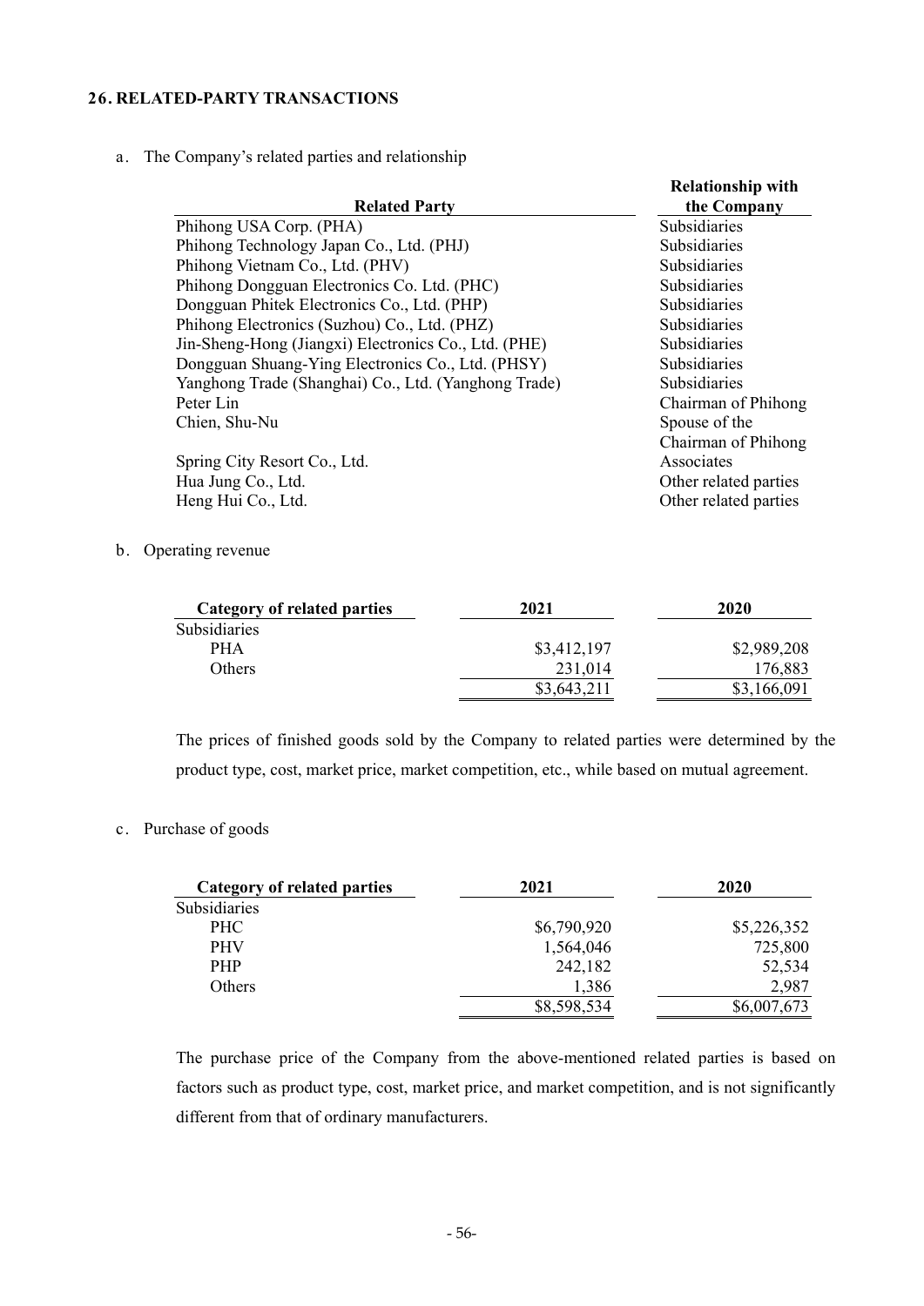## 26. RELATED-PARTY TRANSACTIONS

a. The Company's related parties and relationship

| Related Party | Relationship with the Company |
|---|---|
| Phihong USA Corp. (PHA) | Subsidiaries |
| Phihong Technology Japan Co., Ltd. (PHJ) | Subsidiaries |
| Phihong Vietnam Co., Ltd. (PHV) | Subsidiaries |
| Phihong Dongguan Electronics Co. Ltd. (PHC) | Subsidiaries |
| Dongguan Phitek Electronics Co., Ltd. (PHP) | Subsidiaries |
| Phihong Electronics (Suzhou) Co., Ltd. (PHZ) | Subsidiaries |
| Jin-Sheng-Hong (Jiangxi) Electronics Co., Ltd. (PHE) | Subsidiaries |
| Dongguan Shuang-Ying Electronics Co., Ltd. (PHSY) | Subsidiaries |
| Yanghong Trade (Shanghai) Co., Ltd. (Yanghong Trade) | Subsidiaries |
| Peter Lin | Chairman of Phihong |
| Chien, Shu-Nu | Spouse of the Chairman of Phihong |
| Spring City Resort Co., Ltd. | Associates |
| Hua Jung Co., Ltd. | Other related parties |
| Heng Hui Co., Ltd. | Other related parties |

b. Operating revenue

| Category of related parties | 2021 | 2020 |
|---|---|---|
| Subsidiaries | | |
| PHA | $3,412,197 | $2,989,208 |
| Others | 231,014 | 176,883 |
| | $3,643,211 | $3,166,091 |

The prices of finished goods sold by the Company to related parties were determined by the product type, cost, market price, market competition, etc., while based on mutual agreement.

c. Purchase of goods

| Category of related parties | 2021 | 2020 |
|---|---|---|
| Subsidiaries | | |
| PHC | $6,790,920 | $5,226,352 |
| PHV | 1,564,046 | 725,800 |
| PHP | 242,182 | 52,534 |
| Others | 1,386 | 2,987 |
| | $8,598,534 | $6,007,673 |

The purchase price of the Company from the above-mentioned related parties is based on factors such as product type, cost, market price, and market competition, and is not significantly different from that of ordinary manufacturers.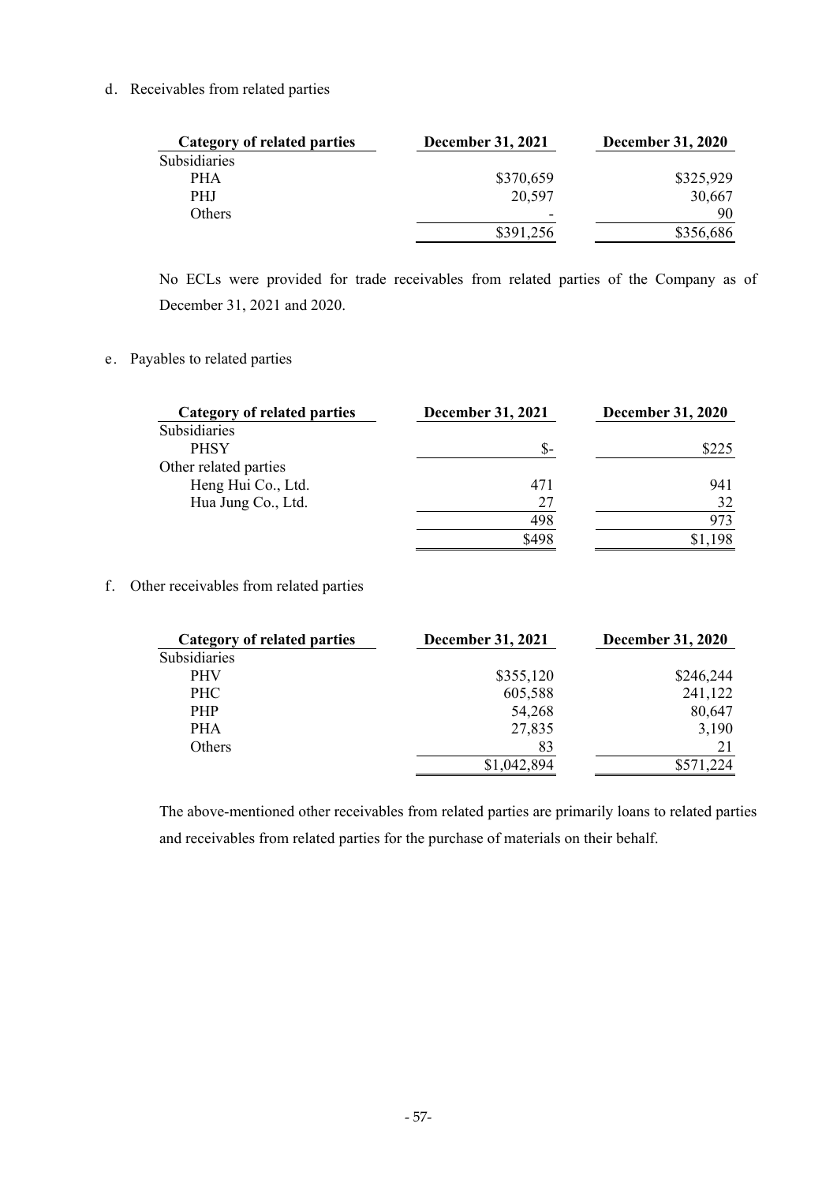d. Receivables from related parties

| Category of related parties | December 31, 2021 | December 31, 2020 |
|---|---|---|
| Subsidiaries | | |
| PHA | $370,659 | $325,929 |
| PHJ | 20,597 | 30,667 |
| Others | - | 90 |
| | $391,256 | $356,686 |

No ECLs were provided for trade receivables from related parties of the Company as of December 31, 2021 and 2020.

e. Payables to related parties

| Category of related parties | December 31, 2021 | December 31, 2020 |
|---|---|---|
| Subsidiaries | | |
| PHSY | $- | $225 |
| Other related parties | | |
| Heng Hui Co., Ltd. | 471 | 941 |
| Hua Jung Co., Ltd. | 27 | 32 |
| | 498 | 973 |
| | $498 | $1,198 |

f. Other receivables from related parties

| Category of related parties | December 31, 2021 | December 31, 2020 |
|---|---|---|
| Subsidiaries | | |
| PHV | $355,120 | $246,244 |
| PHC | 605,588 | 241,122 |
| PHP | 54,268 | 80,647 |
| PHA | 27,835 | 3,190 |
| Others | 83 | 21 |
| | $1,042,894 | $571,224 |

The above-mentioned other receivables from related parties are primarily loans to related parties and receivables from related parties for the purchase of materials on their behalf.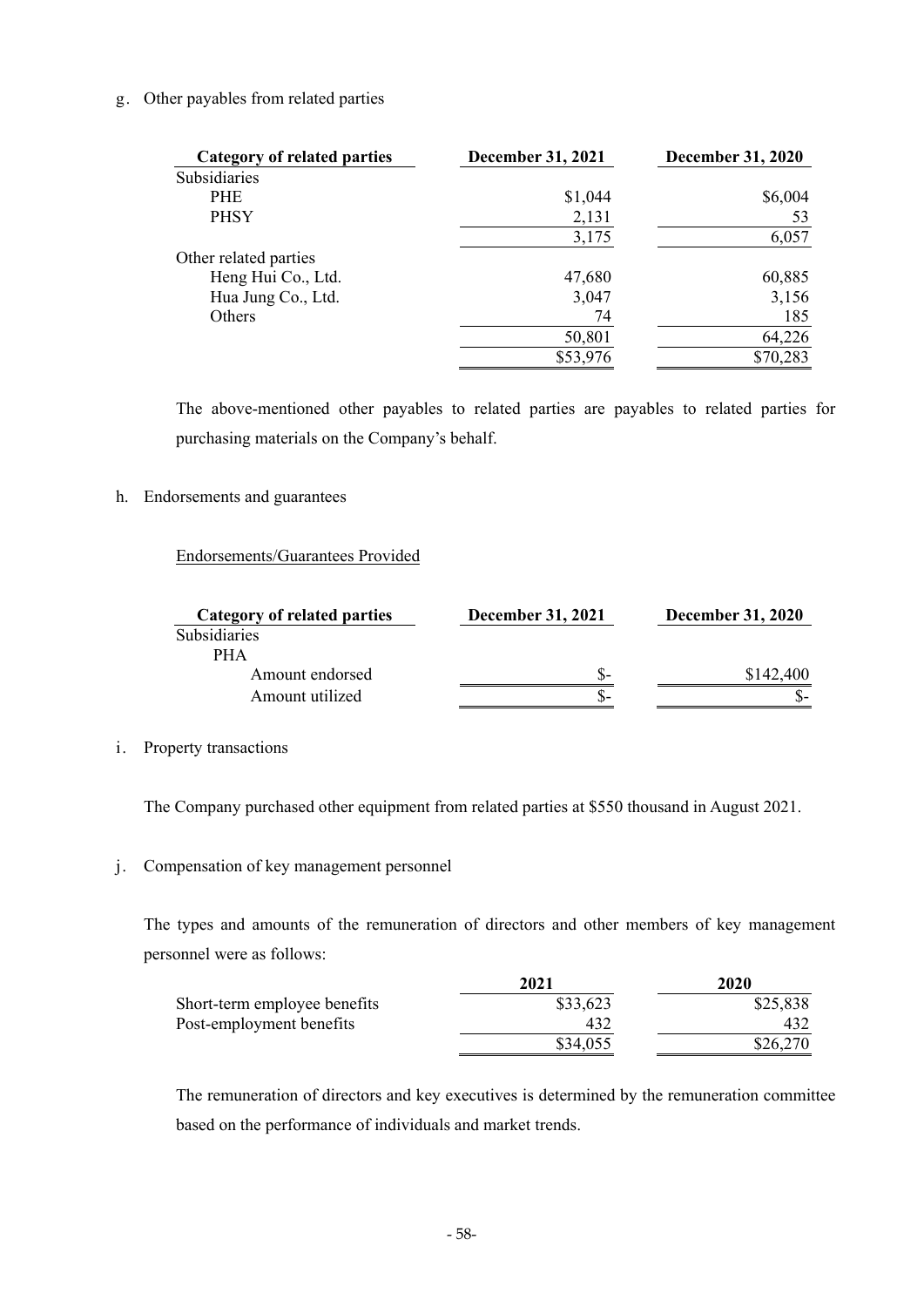g. Other payables from related parties

| Category of related parties | December 31, 2021 | December 31, 2020 |
|---|---|---|
| Subsidiaries | | |
| PHE | $1,044 | $6,004 |
| PHSY | 2,131 | 53 |
| | 3,175 | 6,057 |
| Other related parties | | |
| Heng Hui Co., Ltd. | 47,680 | 60,885 |
| Hua Jung Co., Ltd. | 3,047 | 3,156 |
| Others | 74 | 185 |
| | 50,801 | 64,226 |
| | $53,976 | $70,283 |

The above-mentioned other payables to related parties are payables to related parties for purchasing materials on the Company's behalf.

h. Endorsements and guarantees

Endorsements/Guarantees Provided

| Category of related parties | December 31, 2021 | December 31, 2020 |
|---|---|---|
| Subsidiaries | | |
| PHA | | |
| Amount endorsed | $- | $142,400 |
| Amount utilized | $- | $- |

i. Property transactions

The Company purchased other equipment from related parties at $550 thousand in August 2021.

j. Compensation of key management personnel

The types and amounts of the remuneration of directors and other members of key management personnel were as follows:

| | 2021 | 2020 |
|---|---|---|
| Short-term employee benefits | $33,623 | $25,838 |
| Post-employment benefits | 432 | 432 |
| | $34,055 | $26,270 |

The remuneration of directors and key executives is determined by the remuneration committee based on the performance of individuals and market trends.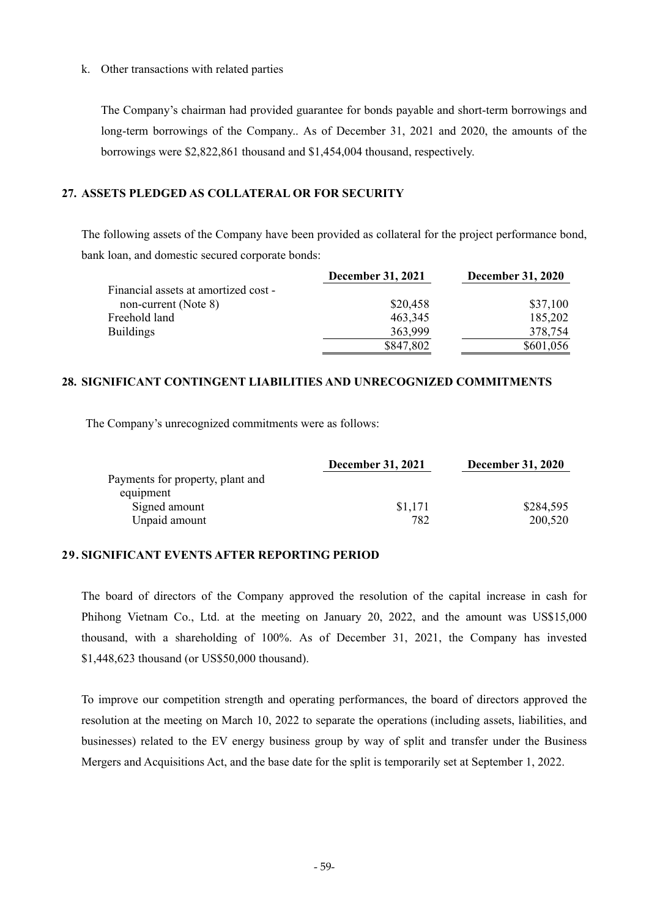k. Other transactions with related parties

The Company's chairman had provided guarantee for bonds payable and short-term borrowings and long-term borrowings of the Company.. As of December 31, 2021 and 2020, the amounts of the borrowings were $2,822,861 thousand and $1,454,004 thousand, respectively.

## 27. ASSETS PLEDGED AS COLLATERAL OR FOR SECURITY

The following assets of the Company have been provided as collateral for the project performance bond, bank loan, and domestic secured corporate bonds:

| | December 31, 2021 | December 31, 2020 |
|---|---|---|
| Financial assets at amortized cost - non-current (Note 8) | $20,458 | $37,100 |
| Freehold land | 463,345 | 185,202 |
| Buildings | 363,999 | 378,754 |
| | $847,802 | $601,056 |

## 28. SIGNIFICANT CONTINGENT LIABILITIES AND UNRECOGNIZED COMMITMENTS

The Company's unrecognized commitments were as follows:

| | December 31, 2021 | December 31, 2020 |
|---|---|---|
| Payments for property, plant and equipment | | |
| Signed amount | $1,171 | $284,595 |
| Unpaid amount | 782 | 200,520 |

## 29. SIGNIFICANT EVENTS AFTER REPORTING PERIOD

The board of directors of the Company approved the resolution of the capital increase in cash for Phihong Vietnam Co., Ltd. at the meeting on January 20, 2022, and the amount was US$15,000 thousand, with a shareholding of 100%. As of December 31, 2021, the Company has invested $1,448,623 thousand (or US$50,000 thousand).

To improve our competition strength and operating performances, the board of directors approved the resolution at the meeting on March 10, 2022 to separate the operations (including assets, liabilities, and businesses) related to the EV energy business group by way of split and transfer under the Business Mergers and Acquisitions Act, and the base date for the split is temporarily set at September 1, 2022.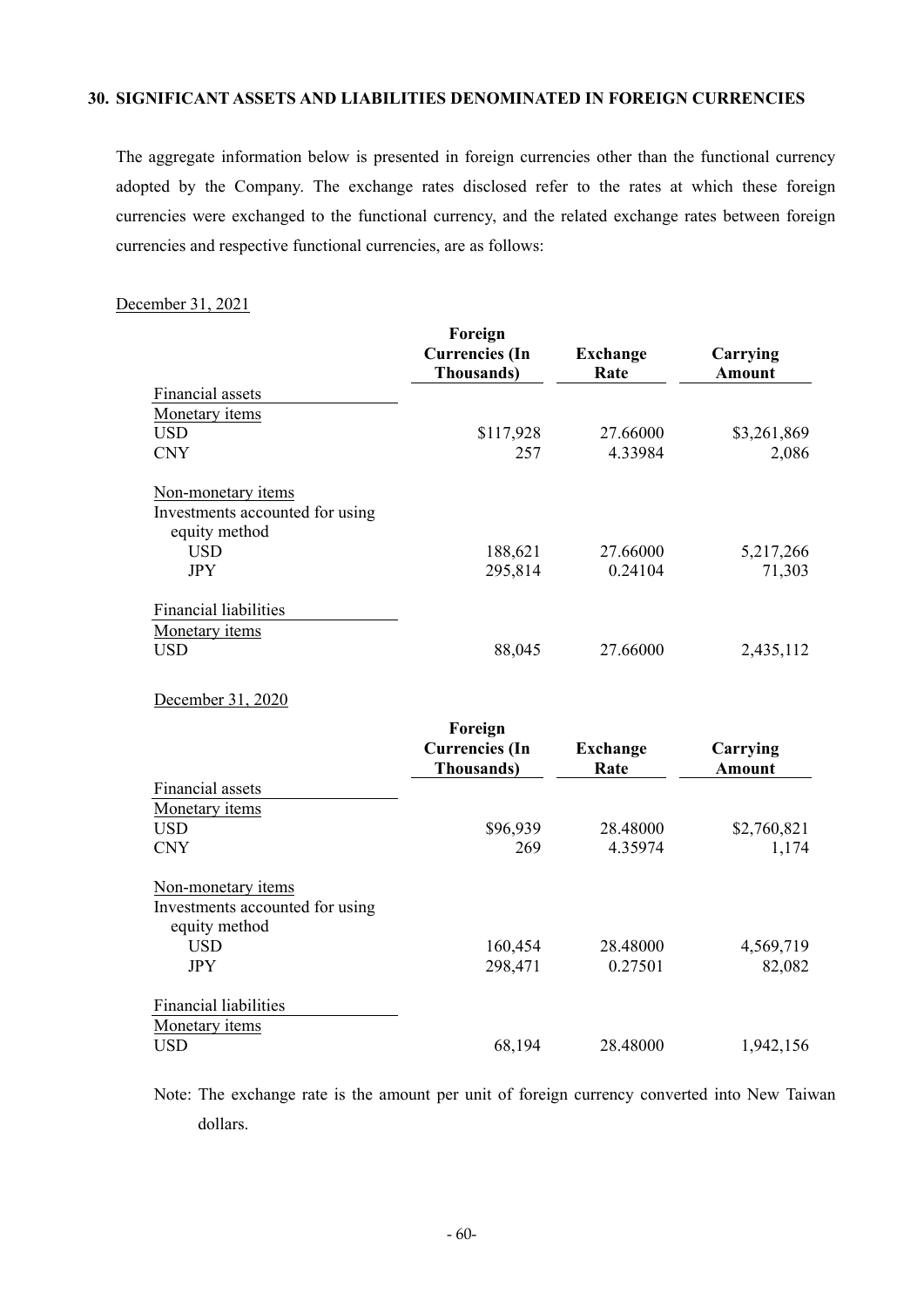## 30. SIGNIFICANT ASSETS AND LIABILITIES DENOMINATED IN FOREIGN CURRENCIES

The aggregate information below is presented in foreign currencies other than the functional currency adopted by the Company. The exchange rates disclosed refer to the rates at which these foreign currencies were exchanged to the functional currency, and the related exchange rates between foreign currencies and respective functional currencies, are as follows:

December 31, 2021

| | Foreign Currencies (In Thousands) | Exchange Rate | Carrying Amount |
|---|---|---|---|
| Financial assets | | | |
| Monetary items | | | |
| USD | $117,928 | 27.66000 | $3,261,869 |
| CNY | 257 | 4.33984 | 2,086 |
| Non-monetary items | | | |
| Investments accounted for using equity method | | | |
| USD | 188,621 | 27.66000 | 5,217,266 |
| JPY | 295,814 | 0.24104 | 71,303 |
| Financial liabilities | | | |
| Monetary items | | | |
| USD | 88,045 | 27.66000 | 2,435,112 |

December 31, 2020

| | Foreign Currencies (In Thousands) | Exchange Rate | Carrying Amount |
|---|---|---|---|
| Financial assets | | | |
| Monetary items | | | |
| USD | $96,939 | 28.48000 | $2,760,821 |
| CNY | 269 | 4.35974 | 1,174 |
| Non-monetary items | | | |
| Investments accounted for using equity method | | | |
| USD | 160,454 | 28.48000 | 4,569,719 |
| JPY | 298,471 | 0.27501 | 82,082 |
| Financial liabilities | | | |
| Monetary items | | | |
| USD | 68,194 | 28.48000 | 1,942,156 |

Note: The exchange rate is the amount per unit of foreign currency converted into New Taiwan dollars.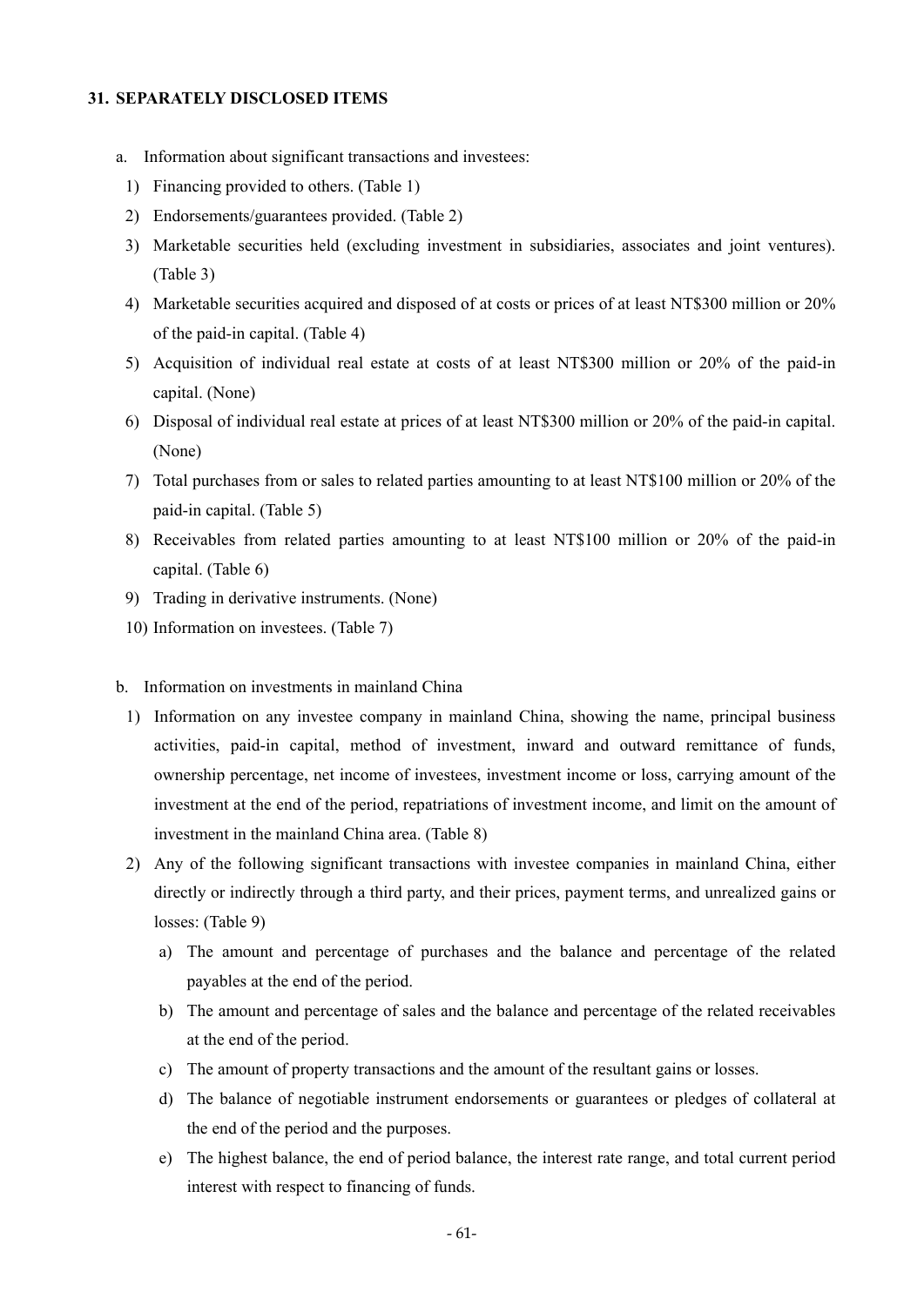## 31. SEPARATELY DISCLOSED ITEMS

a. Information about significant transactions and investees:

1) Financing provided to others. (Table 1)
2) Endorsements/guarantees provided. (Table 2)
3) Marketable securities held (excluding investment in subsidiaries, associates and joint ventures). (Table 3)
4) Marketable securities acquired and disposed of at costs or prices of at least NT$300 million or 20% of the paid-in capital. (Table 4)
5) Acquisition of individual real estate at costs of at least NT$300 million or 20% of the paid-in capital. (None)
6) Disposal of individual real estate at prices of at least NT$300 million or 20% of the paid-in capital. (None)
7) Total purchases from or sales to related parties amounting to at least NT$100 million or 20% of the paid-in capital. (Table 5)
8) Receivables from related parties amounting to at least NT$100 million or 20% of the paid-in capital. (Table 6)
9) Trading in derivative instruments. (None)
10) Information on investees. (Table 7)

b. Information on investments in mainland China

1) Information on any investee company in mainland China, showing the name, principal business activities, paid-in capital, method of investment, inward and outward remittance of funds, ownership percentage, net income of investees, investment income or loss, carrying amount of the investment at the end of the period, repatriations of investment income, and limit on the amount of investment in the mainland China area. (Table 8)
2) Any of the following significant transactions with investee companies in mainland China, either directly or indirectly through a third party, and their prices, payment terms, and unrealized gains or losses: (Table 9)
   a) The amount and percentage of purchases and the balance and percentage of the related payables at the end of the period.
   b) The amount and percentage of sales and the balance and percentage of the related receivables at the end of the period.
   c) The amount of property transactions and the amount of the resultant gains or losses.
   d) The balance of negotiable instrument endorsements or guarantees or pledges of collateral at the end of the period and the purposes.
   e) The highest balance, the end of period balance, the interest rate range, and total current period interest with respect to financing of funds.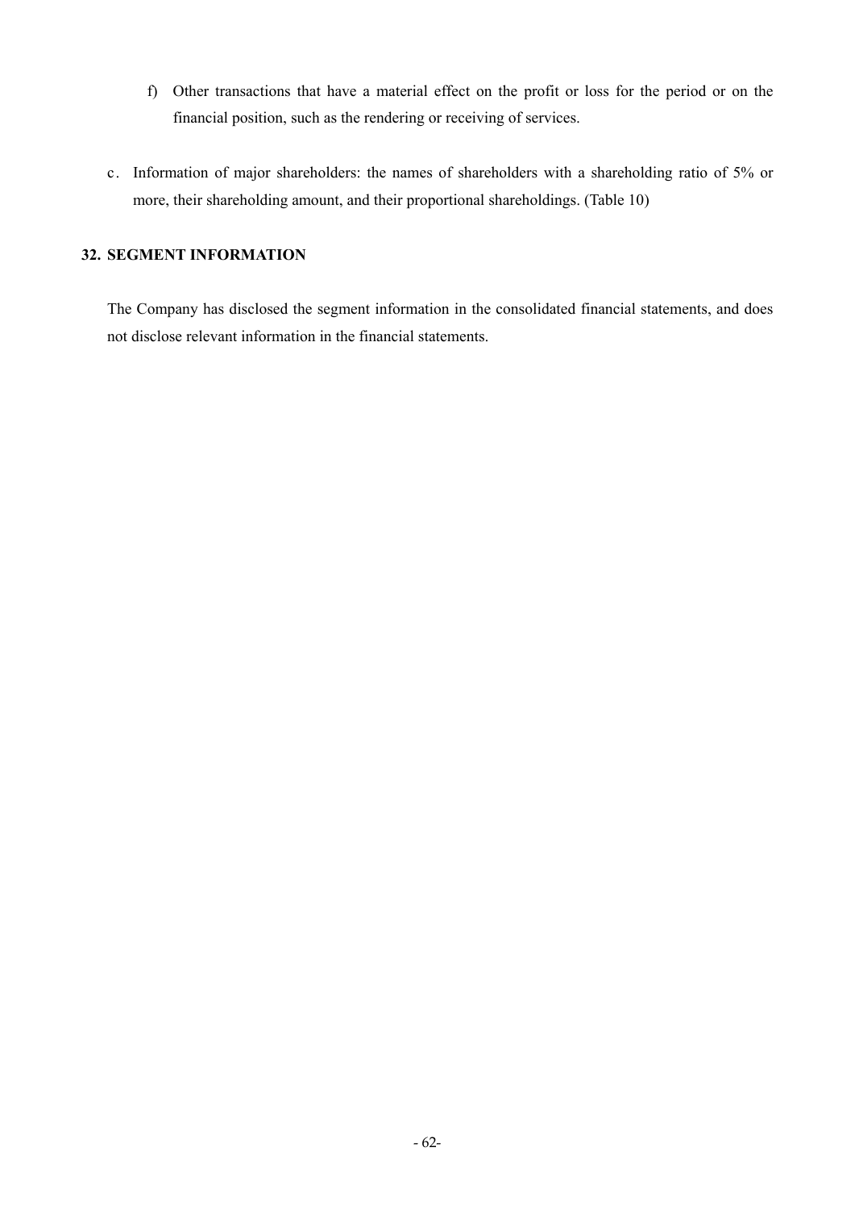f) Other transactions that have a material effect on the profit or loss for the period or on the financial position, such as the rendering or receiving of services.

c. Information of major shareholders: the names of shareholders with a shareholding ratio of 5% or more, their shareholding amount, and their proportional shareholdings. (Table 10)

## 32. SEGMENT INFORMATION

The Company has disclosed the segment information in the consolidated financial statements, and does not disclose relevant information in the financial statements.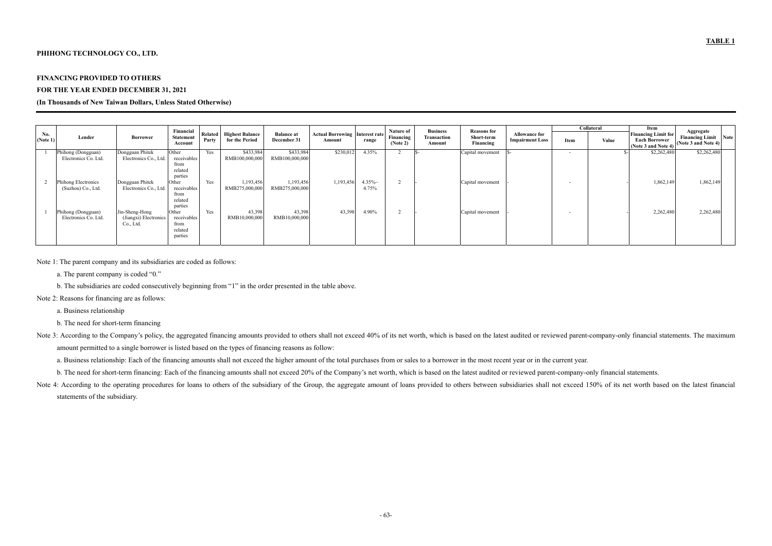**TABLE 1**

**PHIHONG TECHNOLOGY CO., LTD.**

**FINANCING PROVIDED TO OTHERS**

**FOR THE YEAR ENDED DECEMBER 31, 2021**

**(In Thousands of New Taiwan Dollars, Unless Stated Otherwise)**

| No. (Note 1) | Lender | Borrower | Financial Statement Account | Related Party | Highest Balance for the Period | Balance at December 31 | Actual Borrowing Amount | Interest rate range | Nature of Financing (Note 2) | Business Transaction Amount | Reasons for Short-term Financing | Allowance for Impairment Loss | Collateral | | Item Financing Limit for Each Borrower (Note 3 and Note 4) | Aggregate Financing Limit (Note 3 and Note 4) | Note |
|---|---|---|---|---|---|---|---|---|---|---|---|---|---|---|---|---|---|
| | | | | | | | | | | | | | Item | Value | | | |
| 1 | Phihong (Dongguan) Electronics Co. Ltd. | Dongguan Phitek Electronics Co., Ltd. | Other receivables from related parties | Yes | $433,984 RMB100,000,000 | $433,984 RMB100,000,000 | $230,012 | 4.35% | 2 | $- | Capital movement | $- | - | $- | $2,262,480 | $2,262,480 | |
| 2 | Phihong Electronics (Suzhou) Co., Ltd. | Dongguan Phitek Electronics Co., Ltd. | Other receivables from related parties | Yes | 1,193,456 RMB275,000,000 | 1,193,456 RMB275,000,000 | 1,193,456 | 4.35%~ 4.75% | 2 | - | Capital movement | - | - | - | 1,862,149 | 1,862,149 | |
| 1 | Phihong (Dongguan) Electronics Co. Ltd. | Jin-Sheng-Hong (Jiangxi) Electronics Co., Ltd. | Other receivables from related parties | Yes | 43,398 RMB10,000,000 | 43,398 RMB10,000,000 | 43,398 | 4.90% | 2 | - | Capital movement | - | - | - | 2,262,480 | 2,262,480 | |

Note 1: The parent company and its subsidiaries are coded as follows:

a. The parent company is coded "0."

b. The subsidiaries are coded consecutively beginning from "1" in the order presented in the table above.

Note 2: Reasons for financing are as follows:

a. Business relationship

b. The need for short-term financing

Note 3: According to the Company's policy, the aggregated financing amounts provided to others shall not exceed 40% of its net worth, which is based on the latest audited or reviewed parent-company-only financial statements. The maximum amount permitted to a single borrower is listed based on the types of financing reasons as follow:

a. Business relationship: Each of the financing amounts shall not exceed the higher amount of the total purchases from or sales to a borrower in the most recent year or in the current year.

b. The need for short-term financing: Each of the financing amounts shall not exceed 20% of the Company's net worth, which is based on the latest audited or reviewed parent-company-only financial statements.

Note 4: According to the operating procedures for loans to others of the subsidiary of the Group, the aggregate amount of loans provided to others between subsidiaries shall not exceed 150% of its net worth based on the latest financial statements of the subsidiary.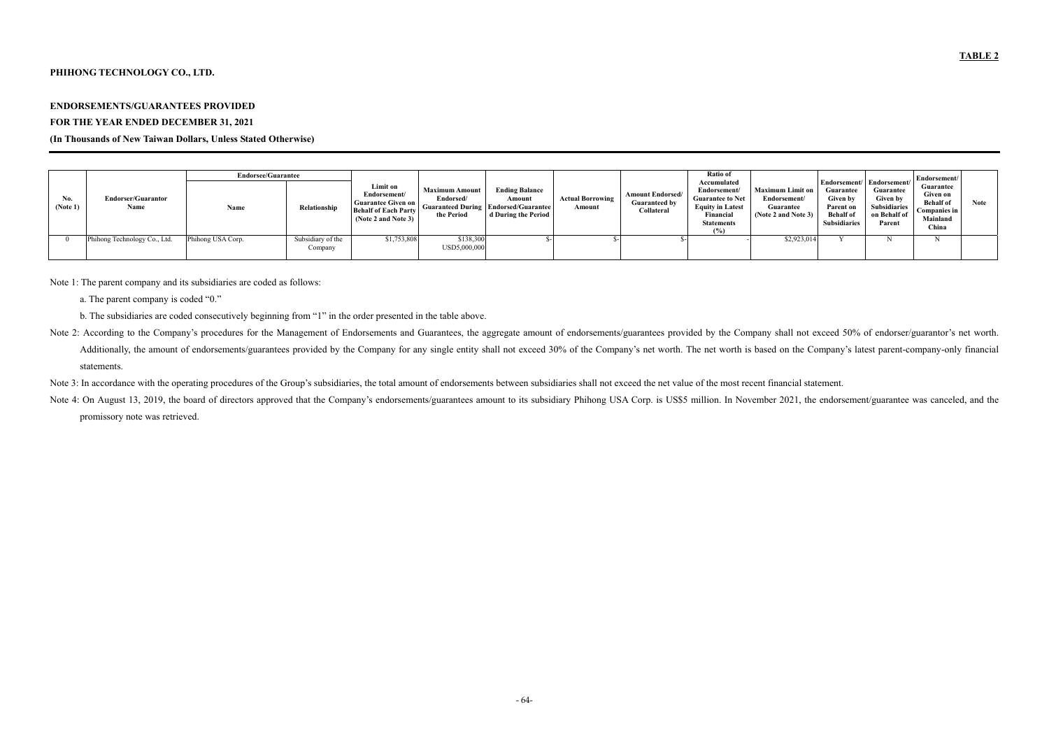**TABLE 2**

**PHIHONG TECHNOLOGY CO., LTD.**

**ENDORSEMENTS/GUARANTEES PROVIDED**
**FOR THE YEAR ENDED DECEMBER 31, 2021**
**(In Thousands of New Taiwan Dollars, Unless Stated Otherwise)**

| No. (Note 1) | Endorser/Guarantor Name | Endorsee/Guarantee | | Limit on Endorsement/ Guarantee Given on Behalf of Each Party (Note 2 and Note 3) | Maximum Amount Endorsed/ Guaranteed During the Period | Ending Balance Amount Endorsed/Guaranteed During the Period | Actual Borrowing Amount | Amount Endorsed/ Guaranteed by Collateral | Ratio of Accumulated Endorsement/ Guarantee to Net Equity in Latest Financial Statements (%) | Maximum Limit on Endorsement/ Guarantee (Note 2 and Note 3) | Endorsement/ Guarantee Given by Parent on Behalf of Subsidiaries | Endorsement/ Guarantee Given by Subsidiaries on Behalf of Parent | Endorsement/ Guarantee Given on Behalf of Companies in Mainland China | Note |
|---|---|---|---|---|---|---|---|---|---|---|---|---|---|---|
| | | Name | Relationship | | | | | | | | | | | |
| 0 | Phihong Technology Co., Ltd. | Phihong USA Corp. | Subsidiary of the Company | $1,753,808 | $138,300 USD5,000,000 | $- | $- | $- | - | $2,923,014 | Y | N | N | |

Note 1: The parent company and its subsidiaries are coded as follows:

a. The parent company is coded "0."

b. The subsidiaries are coded consecutively beginning from "1" in the order presented in the table above.

Note 2: According to the Company's procedures for the Management of Endorsements and Guarantees, the aggregate amount of endorsements/guarantees provided by the Company shall not exceed 50% of endorser/guarantor's net worth. Additionally, the amount of endorsements/guarantees provided by the Company for any single entity shall not exceed 30% of the Company's net worth. The net worth is based on the Company's latest parent-company-only financial statements.

Note 3: In accordance with the operating procedures of the Group's subsidiaries, the total amount of endorsements between subsidiaries shall not exceed the net value of the most recent financial statement.

Note 4: On August 13, 2019, the board of directors approved that the Company's endorsements/guarantees amount to its subsidiary Phihong USA Corp. is US$5 million. In November 2021, the endorsement/guarantee was canceled, and the promissory note was retrieved.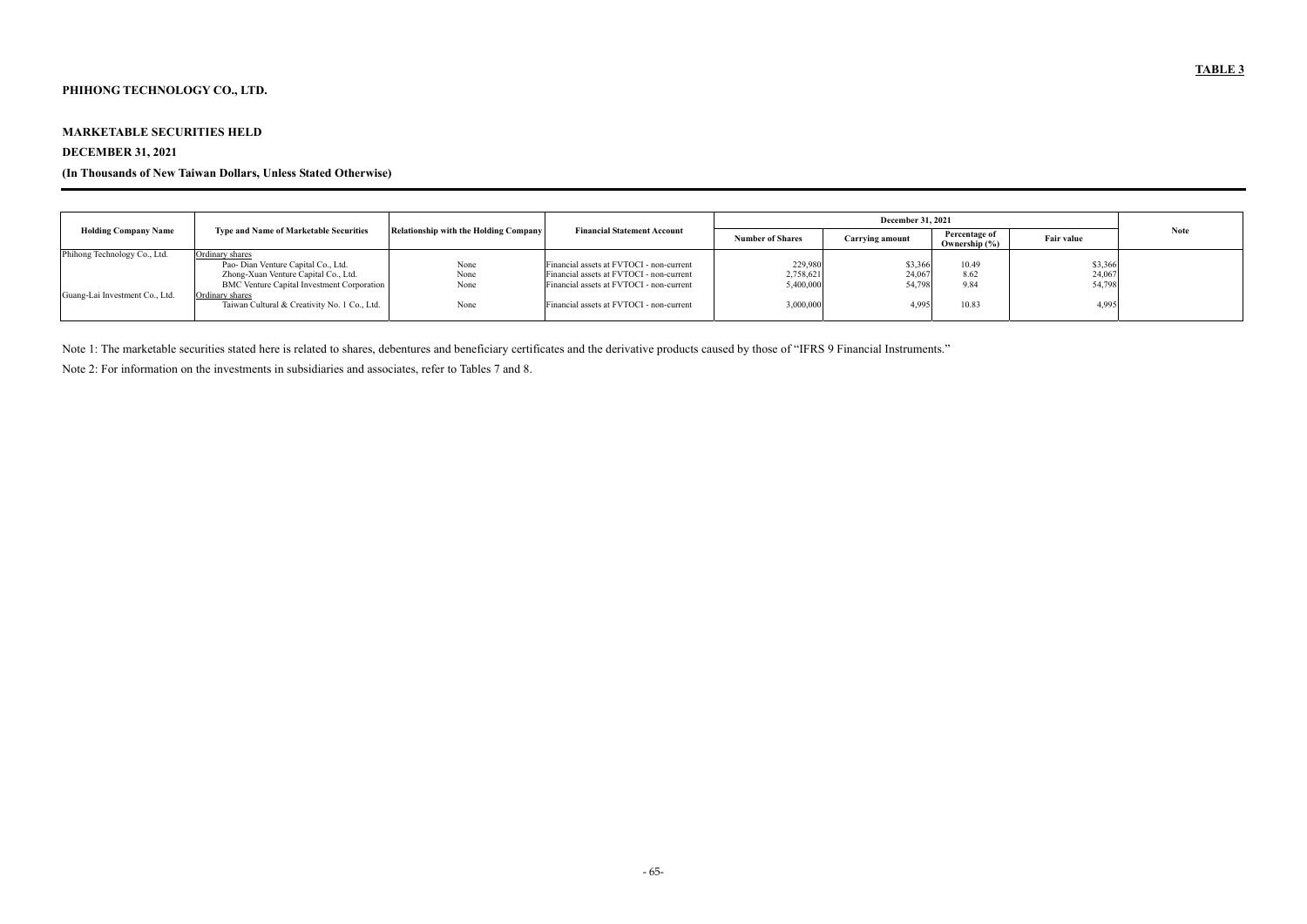**TABLE 3**

**PHIHONG TECHNOLOGY CO., LTD.**

**MARKETABLE SECURITIES HELD**

**DECEMBER 31, 2021**

**(In Thousands of New Taiwan Dollars, Unless Stated Otherwise)**

| Holding Company Name | Type and Name of Marketable Securities | Relationship with the Holding Company | Financial Statement Account | December 31, 2021 | | | | Note |
|---|---|---|---|---|---|---|---|---|
| | | | | Number of Shares | Carrying amount | Percentage of Ownership (%) | Fair value | |
| Phihong Technology Co., Ltd. | Ordinary shares | | | | | | | |
| | Pao- Dian Venture Capital Co., Ltd. | None | Financial assets at FVTOCI - non-current | 229,980 | $3,366 | 10.49 | $3,366 | |
| | Zhong-Xuan Venture Capital Co., Ltd. | None | Financial assets at FVTOCI - non-current | 2,758,621 | 24,067 | 8.62 | 24,067 | |
| | BMC Venture Capital Investment Corporation | None | Financial assets at FVTOCI - non-current | 5,400,000 | 54,798 | 9.84 | 54,798 | |
| Guang-Lai Investment Co., Ltd. | Ordinary shares | | | | | | | |
| | Taiwan Cultural & Creativity No. 1 Co., Ltd. | None | Financial assets at FVTOCI - non-current | 3,000,000 | 4,995 | 10.83 | 4,995 | |

Note 1: The marketable securities stated here is related to shares, debentures and beneficiary certificates and the derivative products caused by those of "IFRS 9 Financial Instruments."

Note 2: For information on the investments in subsidiaries and associates, refer to Tables 7 and 8.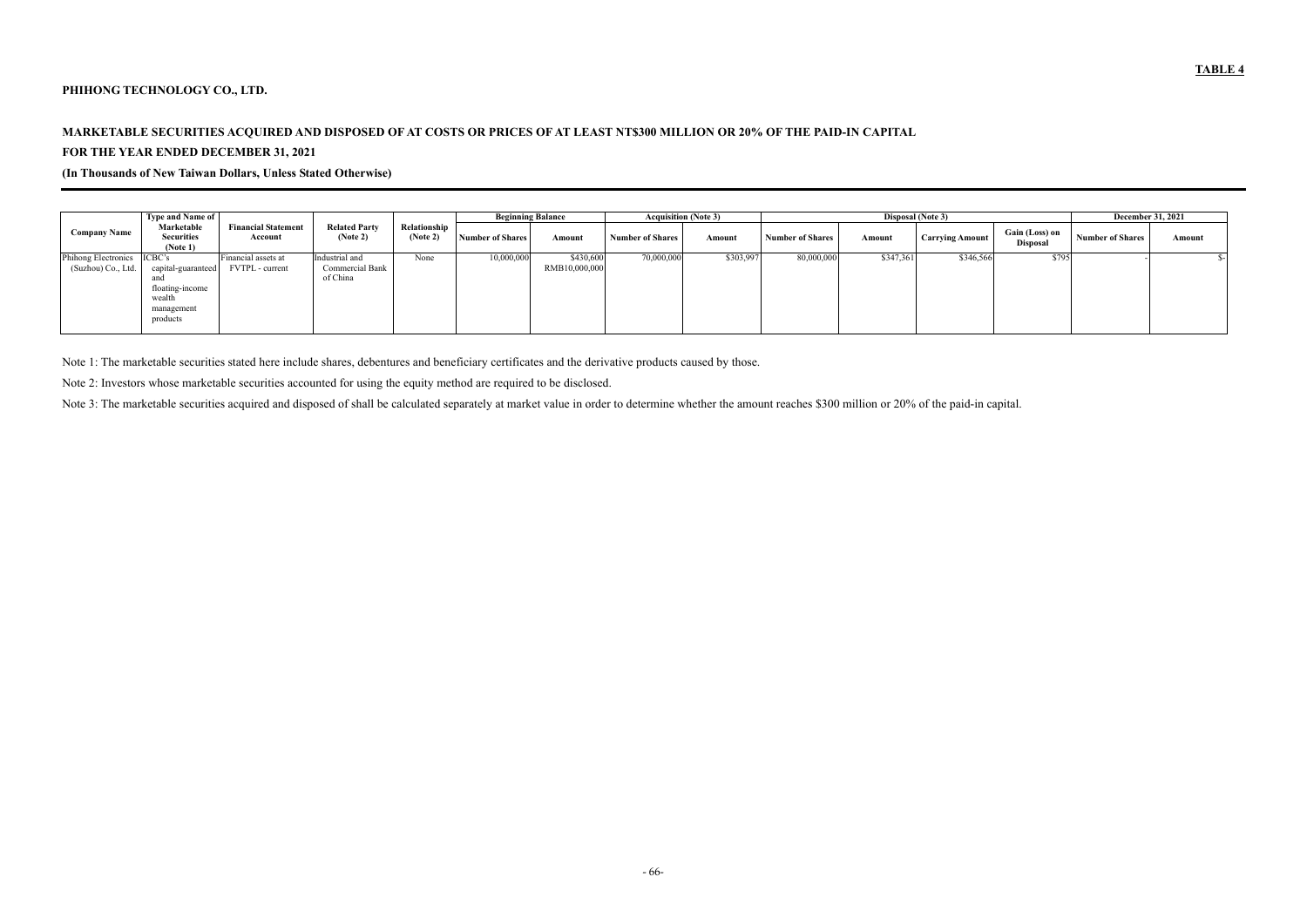**TABLE 4**

**PHIHONG TECHNOLOGY CO., LTD.**

**MARKETABLE SECURITIES ACQUIRED AND DISPOSED OF AT COSTS OR PRICES OF AT LEAST NT$300 MILLION OR 20% OF THE PAID-IN CAPITAL**

**FOR THE YEAR ENDED DECEMBER 31, 2021**

**(In Thousands of New Taiwan Dollars, Unless Stated Otherwise)**

| Company Name | Type and Name of Marketable Securities (Note 1) | Financial Statement Account | Related Party (Note 2) | Relationship (Note 2) | Beginning Balance | | Acquisition (Note 3) | | Disposal (Note 3) | | | | December 31, 2021 | |
|---|---|---|---|---|---|---|---|---|---|---|---|---|---|---|
| | | | | | Number of Shares | Amount | Number of Shares | Amount | Number of Shares | Amount | Carrying Amount | Gain (Loss) on Disposal | Number of Shares | Amount |
| Phihong Electronics (Suzhou) Co., Ltd. | ICBC's capital-guaranteed and floating-income wealth management products | Financial assets at FVTPL - current | Industrial and Commercial Bank of China | None | 10,000,000 | $430,600 RMB10,000,000 | 70,000,000 | $303,997 | 80,000,000 | $347,361 | $346,566 | $795 | - | $- |

Note 1: The marketable securities stated here include shares, debentures and beneficiary certificates and the derivative products caused by those.

Note 2: Investors whose marketable securities accounted for using the equity method are required to be disclosed.

Note 3: The marketable securities acquired and disposed of shall be calculated separately at market value in order to determine whether the amount reaches $300 million or 20% of the paid-in capital.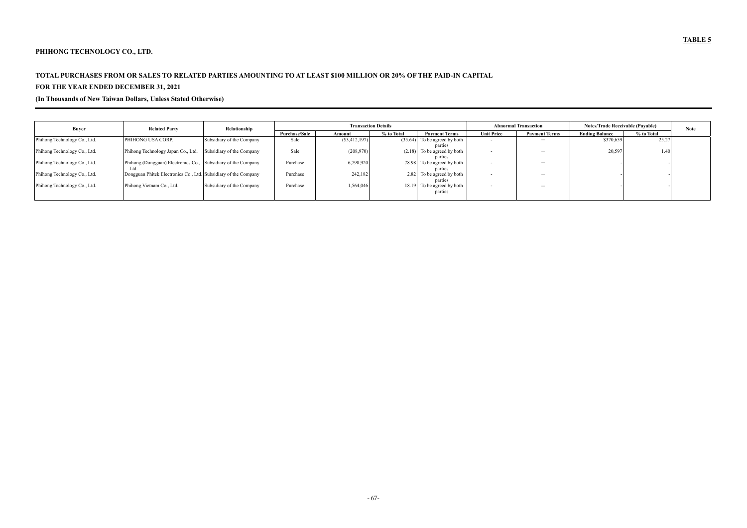**TABLE 5**

**PHIHONG TECHNOLOGY CO., LTD.**

**TOTAL PURCHASES FROM OR SALES TO RELATED PARTIES AMOUNTING TO AT LEAST \$100 MILLION OR 20% OF THE PAID-IN CAPITAL**

**FOR THE YEAR ENDED DECEMBER 31, 2021**

**(In Thousands of New Taiwan Dollars, Unless Stated Otherwise)**

| Buyer | Related Party | Relationship | Transaction Details | | | | Abnormal Transaction | | Notes/Trade Receivable (Payable) | | Note |
|---|---|---|---|---|---|---|---|---|---|---|---|
| | | | Purchase/Sale | Amount | % to Total | Payment Terms | Unit Price | Payment Terms | Ending Balance | % to Total | |
| Phihong Technology Co., Ltd. | PHIHONG USA CORP. | Subsidiary of the Company | Sale | (\$3,412,197) | (35.64) | To be agreed by both parties | - | — | \$370,659 | 25.27 | |
| Phihong Technology Co., Ltd. | Phihong Technology Japan Co., Ltd. | Subsidiary of the Company | Sale | (208,970) | (2.18) | To be agreed by both parties | - | — | 20,597 | 1.40 | |
| Phihong Technology Co., Ltd. | Phihong (Dongguan) Electronics Co., Ltd. | Subsidiary of the Company | Purchase | 6,790,920 | 78.98 | To be agreed by both parties | - | — | - | - | |
| Phihong Technology Co., Ltd. | Dongguan Phitek Electronics Co., Ltd. | Subsidiary of the Company | Purchase | 242,182 | 2.82 | To be agreed by both parties | - | — | - | - | |
| Phihong Technology Co., Ltd. | Phihong Vietnam Co., Ltd. | Subsidiary of the Company | Purchase | 1,564,046 | 18.19 | To be agreed by both parties | - | — | - | - | |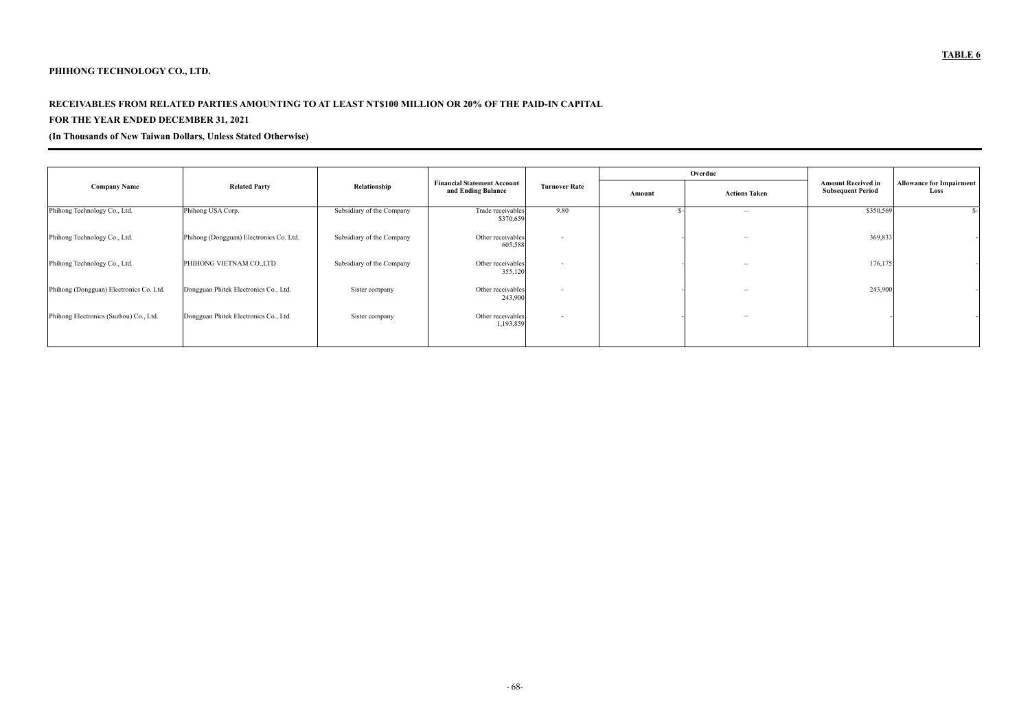**TABLE 6**

**PHIHONG TECHNOLOGY CO., LTD.**

**RECEIVABLES FROM RELATED PARTIES AMOUNTING TO AT LEAST NT$100 MILLION OR 20% OF THE PAID-IN CAPITAL**

**FOR THE YEAR ENDED DECEMBER 31, 2021**

**(In Thousands of New Taiwan Dollars, Unless Stated Otherwise)**

| Company Name | Related Party | Relationship | Financial Statement Account and Ending Balance | Turnover Rate | Overdue | | Amount Received in Subsequent Period | Allowance for Impairment Loss |
|---|---|---|---|---|---|---|---|---|
| | | | | | Amount | Actions Taken | | |
| Phihong Technology Co., Ltd. | Phihong USA Corp. | Subsidiary of the Company | Trade receivables $370,659 | 9.80 | $- | — | $350,569 | $- |
| Phihong Technology Co., Ltd. | Phihong (Dongguan) Electronics Co. Ltd. | Subsidiary of the Company | Other receivables 605,588 | - | - | — | 369,833 | - |
| Phihong Technology Co., Ltd. | PHIHONG VIETNAM CO.,LTD | Subsidiary of the Company | Other receivables 355,120 | - | - | — | 176,175 | - |
| Phihong (Dongguan) Electronics Co. Ltd. | Dongguan Phitek Electronics Co., Ltd. | Sister company | Other receivables 243,900 | - | - | — | 243,900 | - |
| Phihong Electronics (Suzhou) Co., Ltd. | Dongguan Phitek Electronics Co., Ltd. | Sister company | Other receivables 1,193,859 | - | - | — | - | - |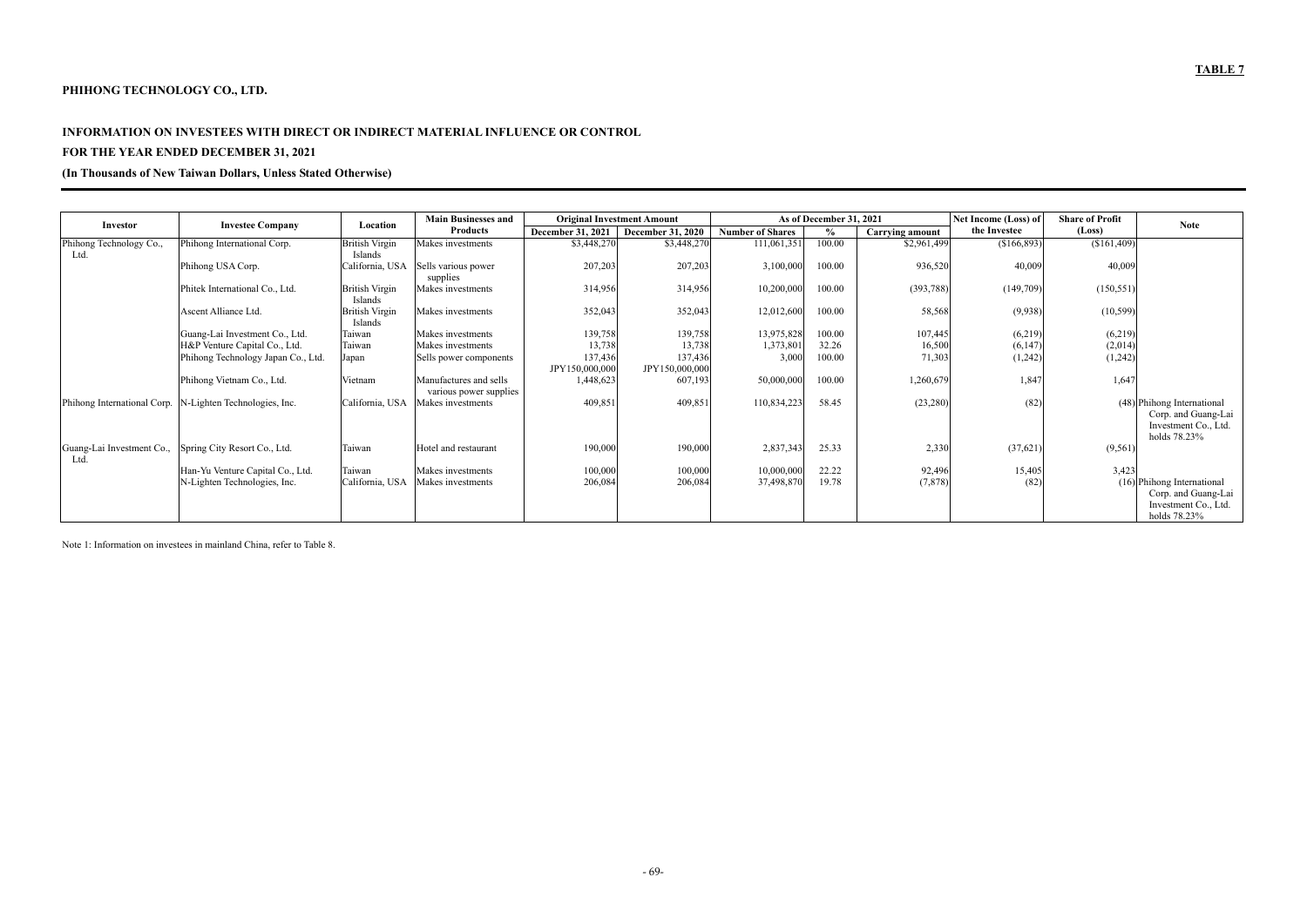**TABLE 7**

**PHIHONG TECHNOLOGY CO., LTD.**

**INFORMATION ON INVESTEES WITH DIRECT OR INDIRECT MATERIAL INFLUENCE OR CONTROL**

**FOR THE YEAR ENDED DECEMBER 31, 2021**

**(In Thousands of New Taiwan Dollars, Unless Stated Otherwise)**

| Investor | Investee Company | Location | Main Businesses and Products | Original Investment Amount | | As of December 31, 2021 | | | Net Income (Loss) of the Investee | Share of Profit (Loss) | Note |
|---|---|---|---|---|---|---|---|---|---|---|---|
| | | | | December 31, 2021 | December 31, 2020 | Number of Shares | % | Carrying amount | | | |
| Phihong Technology Co., Ltd. | Phihong International Corp. | British Virgin Islands | Makes investments | $3,448,270 | $3,448,270 | 111,061,351 | 100.00 | $2,961,499 | ($166,893) | ($161,409) | |
| | Phihong USA Corp. | California, USA | Sells various power supplies | 207,203 | 207,203 | 3,100,000 | 100.00 | 936,520 | 40,009 | 40,009 | |
| | Phitek International Co., Ltd. | British Virgin Islands | Makes investments | 314,956 | 314,956 | 10,200,000 | 100.00 | (393,788) | (149,709) | (150,551) | |
| | Ascent Alliance Ltd. | British Virgin Islands | Makes investments | 352,043 | 352,043 | 12,012,600 | 100.00 | 58,568 | (9,938) | (10,599) | |
| | Guang-Lai Investment Co., Ltd. | Taiwan | Makes investments | 139,758 | 139,758 | 13,975,828 | 100.00 | 107,445 | (6,219) | (6,219) | |
| | H&P Venture Capital Co., Ltd. | Taiwan | Makes investments | 13,738 | 13,738 | 1,373,801 | 32.26 | 16,500 | (6,147) | (2,014) | |
| | Phihong Technology Japan Co., Ltd. | Japan | Sells power components | 137,436 JPY150,000,000 | 137,436 JPY150,000,000 | 3,000 | 100.00 | 71,303 | (1,242) | (1,242) | |
| | Phihong Vietnam Co., Ltd. | Vietnam | Manufactures and sells various power supplies | 1,448,623 | 607,193 | 50,000,000 | 100.00 | 1,260,679 | 1,847 | 1,647 | |
| Phihong International Corp. | N-Lighten Technologies, Inc. | California, USA | Makes investments | 409,851 | 409,851 | 110,834,223 | 58.45 | (23,280) | (82) | (48) | Phihong International Corp. and Guang-Lai Investment Co., Ltd. holds 78.23% |
| Guang-Lai Investment Co., Ltd. | Spring City Resort Co., Ltd. | Taiwan | Hotel and restaurant | 190,000 | 190,000 | 2,837,343 | 25.33 | 2,330 | (37,621) | (9,561) | |
| | Han-Yu Venture Capital Co., Ltd. | Taiwan | Makes investments | 100,000 | 100,000 | 10,000,000 | 22.22 | 92,496 | 15,405 | 3,423 | |
| | N-Lighten Technologies, Inc. | California, USA | Makes investments | 206,084 | 206,084 | 37,498,870 | 19.78 | (7,878) | (82) | (16) | Phihong International Corp. and Guang-Lai Investment Co., Ltd. holds 78.23% |

Note 1: Information on investees in mainland China, refer to Table 8.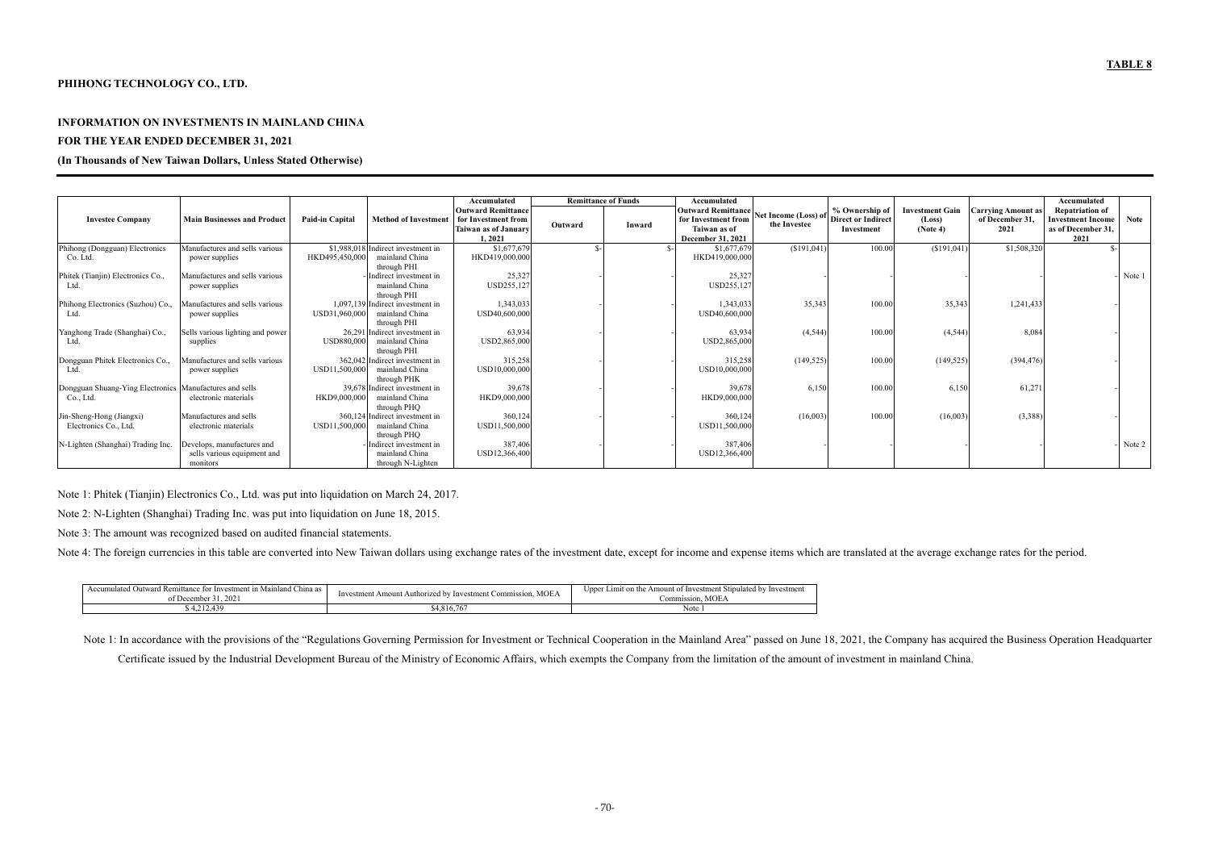**TABLE 8**

**PHIHONG TECHNOLOGY CO., LTD.**

**INFORMATION ON INVESTMENTS IN MAINLAND CHINA**
**FOR THE YEAR ENDED DECEMBER 31, 2021**
**(In Thousands of New Taiwan Dollars, Unless Stated Otherwise)**

| Investee Company | Main Businesses and Product | Paid-in Capital | Method of Investment | Accumulated Outward Remittance for Investment from Taiwan as of January 1, 2021 | Remittance of Funds | | Accumulated Outward Remittance for Investment from Taiwan as of December 31, 2021 | Net Income (Loss) of the Investee | % Ownership of Direct or Indirect Investment | Investment Gain (Loss) (Note 4) | Carrying Amount as of December 31, 2021 | Accumulated Repatriation of Investment Income as of December 31, 2021 | Note |
|---|---|---|---|---|---|---|---|---|---|---|---|---|---|
| | | | | | Outward | Inward | | | | | | | |
| Phihong (Dongguan) Electronics Co. Ltd. | Manufactures and sells various power supplies | $1,988,018 HKD495,450,000 | Indirect investment in mainland China through PHI | $1,677,679 HKD419,000,000 | $- | $- | $1,677,679 HKD419,000,000 | ($191,041) | 100.00 | ($191,041) | $1,508,320 | $- | |
| Phitek (Tianjin) Electronics Co., Ltd. | Manufactures and sells various power supplies | - | Indirect investment in mainland China through PHI | 25,327 USD255,127 | - | - | 25,327 USD255,127 | - | - | - | - | - | Note 1 |
| Phihong Electronics (Suzhou) Co., Ltd. | Manufactures and sells various power supplies | 1,097,139 USD31,960,000 | Indirect investment in mainland China through PHI | 1,343,033 USD40,600,000 | - | - | 1,343,033 USD40,600,000 | 35,343 | 100.00 | 35,343 | 1,241,433 | - | |
| Yanghong Trade (Shanghai) Co., Ltd. | Sells various lighting and power supplies | 26,291 USD880,000 | Indirect investment in mainland China through PHI | 63,934 USD2,865,000 | - | - | 63,934 USD2,865,000 | (4,544) | 100.00 | (4,544) | 8,084 | - | |
| Dongguan Phitek Electronics Co., Ltd. | Manufactures and sells various power supplies | 362,042 USD11,500,000 | Indirect investment in mainland China through PHK | 315,258 USD10,000,000 | - | - | 315,258 USD10,000,000 | (149,525) | 100.00 | (149,525) | (394,476) | - | |
| Dongguan Shuang-Ying Electronics Co., Ltd. | Manufactures and sells electronic materials | 39,678 HKD9,000,000 | Indirect investment in mainland China through PHQ | 39,678 HKD9,000,000 | - | - | 39,678 HKD9,000,000 | 6,150 | 100.00 | 6,150 | 61,271 | - | |
| Jin-Sheng-Hong (Jiangxi) Electronics Co., Ltd. | Manufactures and sells electronic materials | 360,124 USD11,500,000 | Indirect investment in mainland China through PHQ | 360,124 USD11,500,000 | - | - | 360,124 USD11,500,000 | (16,003) | 100.00 | (16,003) | (3,388) | - | |
| N-Lighten (Shanghai) Trading Inc. | Develops, manufactures and sells various equipment and monitors | - | Indirect investment in mainland China through N-Lighten | 387,406 USD12,366,400 | - | - | 387,406 USD12,366,400 | - | - | - | - | - | Note 2 |

Note 1: Phitek (Tianjin) Electronics Co., Ltd. was put into liquidation on March 24, 2017.

Note 2: N-Lighten (Shanghai) Trading Inc. was put into liquidation on June 18, 2015.

Note 3: The amount was recognized based on audited financial statements.

Note 4: The foreign currencies in this table are converted into New Taiwan dollars using exchange rates of the investment date, except for income and expense items which are translated at the average exchange rates for the period.

| Accumulated Outward Remittance for Investment in Mainland China as of December 31, 2021 | Investment Amount Authorized by Investment Commission, MOEA | Upper Limit on the Amount of Investment Stipulated by Investment Commission, MOEA |
|---|---|---|
| $ 4,212,439 | $4,816,767 | Note 1 |

Note 1: In accordance with the provisions of the "Regulations Governing Permission for Investment or Technical Cooperation in the Mainland Area" passed on June 18, 2021, the Company has acquired the Business Operation Headquarter Certificate issued by the Industrial Development Bureau of the Ministry of Economic Affairs, which exempts the Company from the limitation of the amount of investment in mainland China.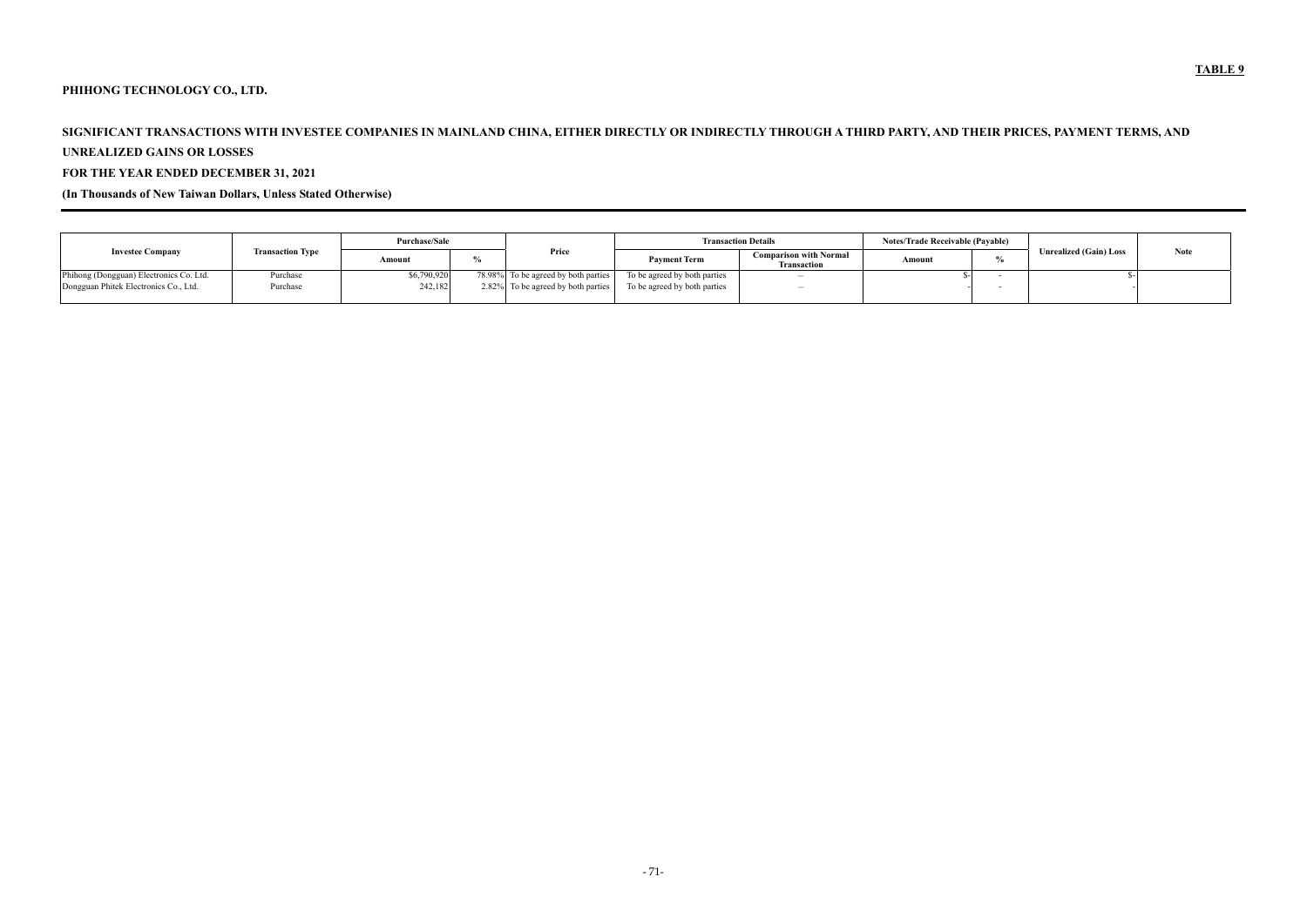**TABLE 9**

**PHIHONG TECHNOLOGY CO., LTD.**

**SIGNIFICANT TRANSACTIONS WITH INVESTEE COMPANIES IN MAINLAND CHINA, EITHER DIRECTLY OR INDIRECTLY THROUGH A THIRD PARTY, AND THEIR PRICES, PAYMENT TERMS, AND UNREALIZED GAINS OR LOSSES**

**FOR THE YEAR ENDED DECEMBER 31, 2021**

**(In Thousands of New Taiwan Dollars, Unless Stated Otherwise)**

| Investee Company | Transaction Type | Purchase/Sale | | Price | Transaction Details | | Notes/Trade Receivable (Payable) | | Unrealized (Gain) Loss | Note |
|---|---|---|---|---|---|---|---|---|---|---|
| | | Amount | % | | Payment Term | Comparison with Normal Transaction | Amount | % | | |
| Phihong (Dongguan) Electronics Co. Ltd. | Purchase | $6,790,920 | 78.98% | To be agreed by both parties | To be agreed by both parties | – | $- | - | $- | |
| Dongguan Phitek Electronics Co., Ltd. | Purchase | 242,182 | 2.82% | To be agreed by both parties | To be agreed by both parties | – | - | - | - | |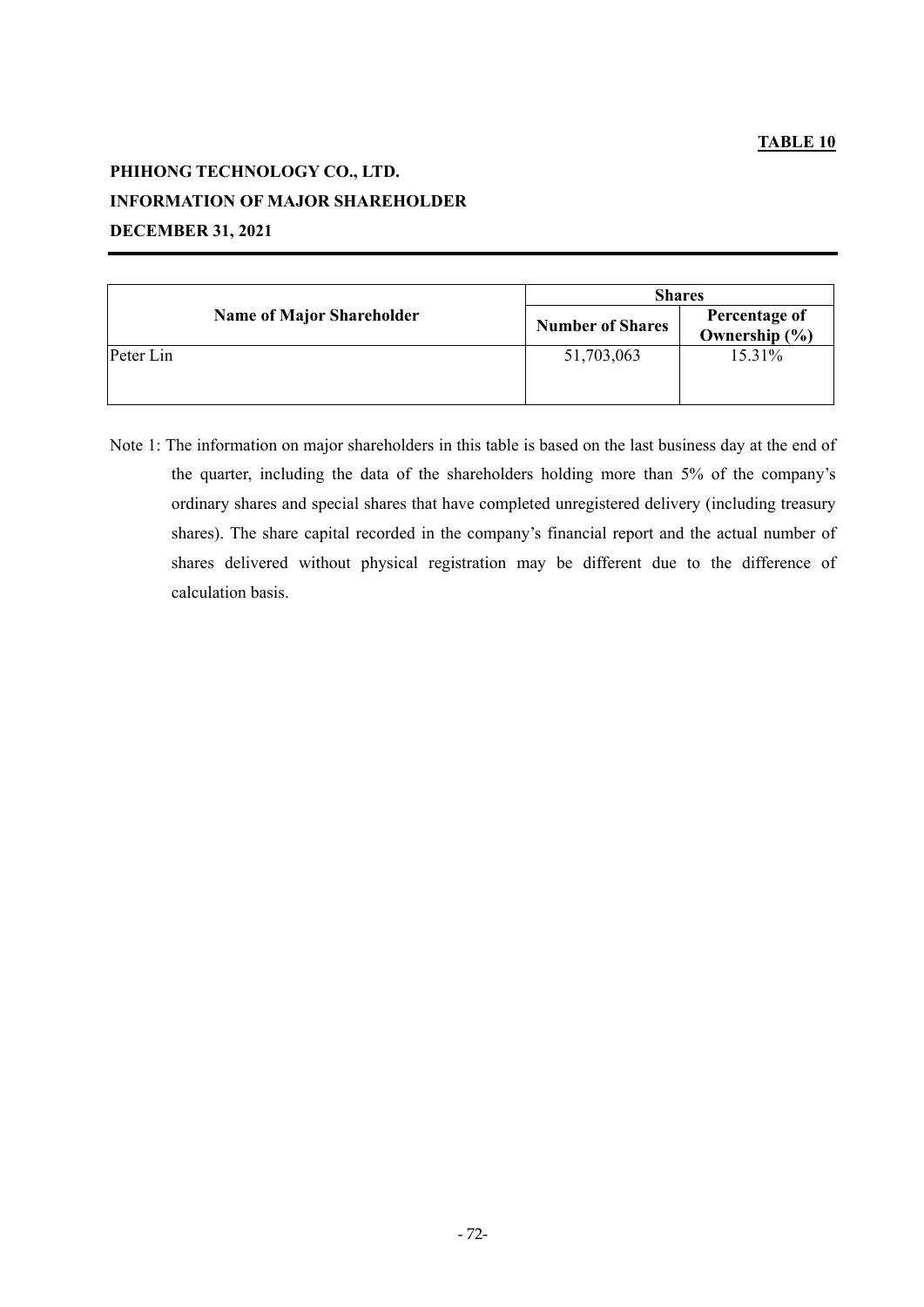**TABLE 10**

**PHIHONG TECHNOLOGY CO., LTD.**
**INFORMATION OF MAJOR SHAREHOLDER**
**DECEMBER 31, 2021**

| Name of Major Shareholder | Shares | |
|---|---|---|
| | Number of Shares | Percentage of Ownership (%) |
| Peter Lin | 51,703,063 | 15.31% |

Note 1: The information on major shareholders in this table is based on the last business day at the end of the quarter, including the data of the shareholders holding more than 5% of the company's ordinary shares and special shares that have completed unregistered delivery (including treasury shares). The share capital recorded in the company's financial report and the actual number of shares delivered without physical registration may be different due to the difference of calculation basis.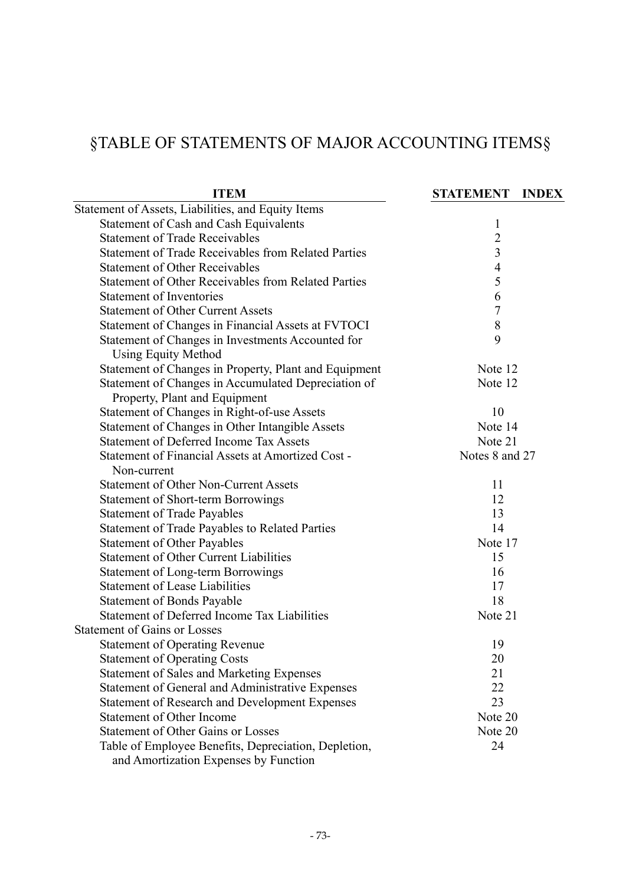# §TABLE OF STATEMENTS OF MAJOR ACCOUNTING ITEMS§

| ITEM | STATEMENT INDEX |
|---|---|
| Statement of Assets, Liabilities, and Equity Items | |
| Statement of Cash and Cash Equivalents | 1 |
| Statement of Trade Receivables | 2 |
| Statement of Trade Receivables from Related Parties | 3 |
| Statement of Other Receivables | 4 |
| Statement of Other Receivables from Related Parties | 5 |
| Statement of Inventories | 6 |
| Statement of Other Current Assets | 7 |
| Statement of Changes in Financial Assets at FVTOCI | 8 |
| Statement of Changes in Investments Accounted for Using Equity Method | 9 |
| Statement of Changes in Property, Plant and Equipment | Note 12 |
| Statement of Changes in Accumulated Depreciation of Property, Plant and Equipment | Note 12 |
| Statement of Changes in Right-of-use Assets | 10 |
| Statement of Changes in Other Intangible Assets | Note 14 |
| Statement of Deferred Income Tax Assets | Note 21 |
| Statement of Financial Assets at Amortized Cost - Non-current | Notes 8 and 27 |
| Statement of Other Non-Current Assets | 11 |
| Statement of Short-term Borrowings | 12 |
| Statement of Trade Payables | 13 |
| Statement of Trade Payables to Related Parties | 14 |
| Statement of Other Payables | Note 17 |
| Statement of Other Current Liabilities | 15 |
| Statement of Long-term Borrowings | 16 |
| Statement of Lease Liabilities | 17 |
| Statement of Bonds Payable | 18 |
| Statement of Deferred Income Tax Liabilities | Note 21 |
| Statement of Gains or Losses | |
| Statement of Operating Revenue | 19 |
| Statement of Operating Costs | 20 |
| Statement of Sales and Marketing Expenses | 21 |
| Statement of General and Administrative Expenses | 22 |
| Statement of Research and Development Expenses | 23 |
| Statement of Other Income | Note 20 |
| Statement of Other Gains or Losses | Note 20 |
| Table of Employee Benefits, Depreciation, Depletion, and Amortization Expenses by Function | 24 |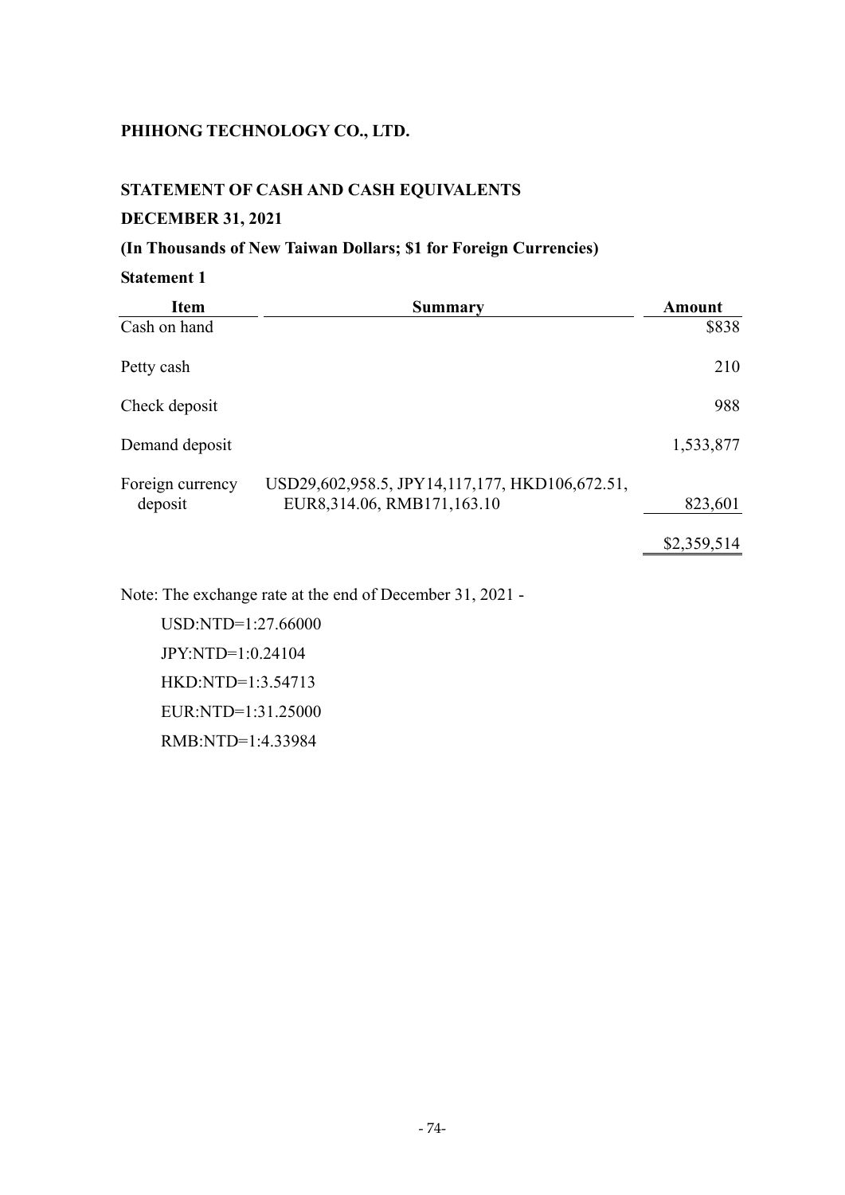**PHIHONG TECHNOLOGY CO., LTD.**

**STATEMENT OF CASH AND CASH EQUIVALENTS**

**DECEMBER 31, 2021**

**(In Thousands of New Taiwan Dollars; $1 for Foreign Currencies)**

**Statement 1**

| Item | Summary | Amount |
|---|---|---|
| Cash on hand | | $838 |
| Petty cash | | 210 |
| Check deposit | | 988 |
| Demand deposit | | 1,533,877 |
| Foreign currency deposit | USD29,602,958.5, JPY14,117,177, HKD106,672.51, EUR8,314.06, RMB171,163.10 | 823,601 |
| | | $2,359,514 |

Note: The exchange rate at the end of December 31, 2021 -

USD:NTD=1:27.66000

JPY:NTD=1:0.24104

HKD:NTD=1:3.54713

EUR:NTD=1:31.25000

RMB:NTD=1:4.33984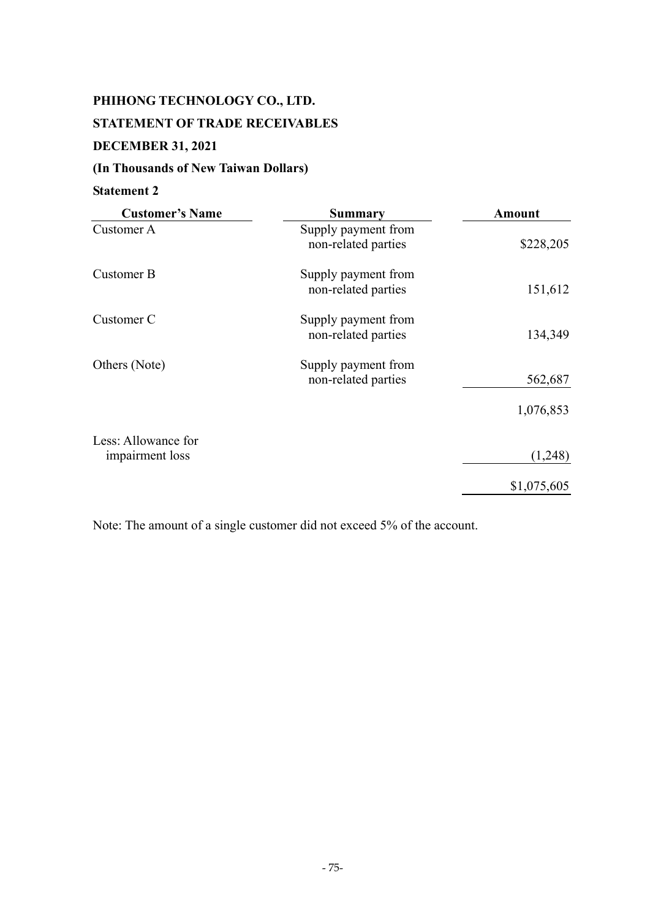**PHIHONG TECHNOLOGY CO., LTD.**

**STATEMENT OF TRADE RECEIVABLES**

**DECEMBER 31, 2021**

**(In Thousands of New Taiwan Dollars)**

**Statement 2**

| Customer's Name | Summary | Amount |
|---|---|---|
| Customer A | Supply payment from non-related parties | $228,205 |
| Customer B | Supply payment from non-related parties | 151,612 |
| Customer C | Supply payment from non-related parties | 134,349 |
| Others (Note) | Supply payment from non-related parties | 562,687 |
| | | 1,076,853 |
| Less: Allowance for impairment loss | | (1,248) |
| | | $1,075,605 |

Note: The amount of a single customer did not exceed 5% of the account.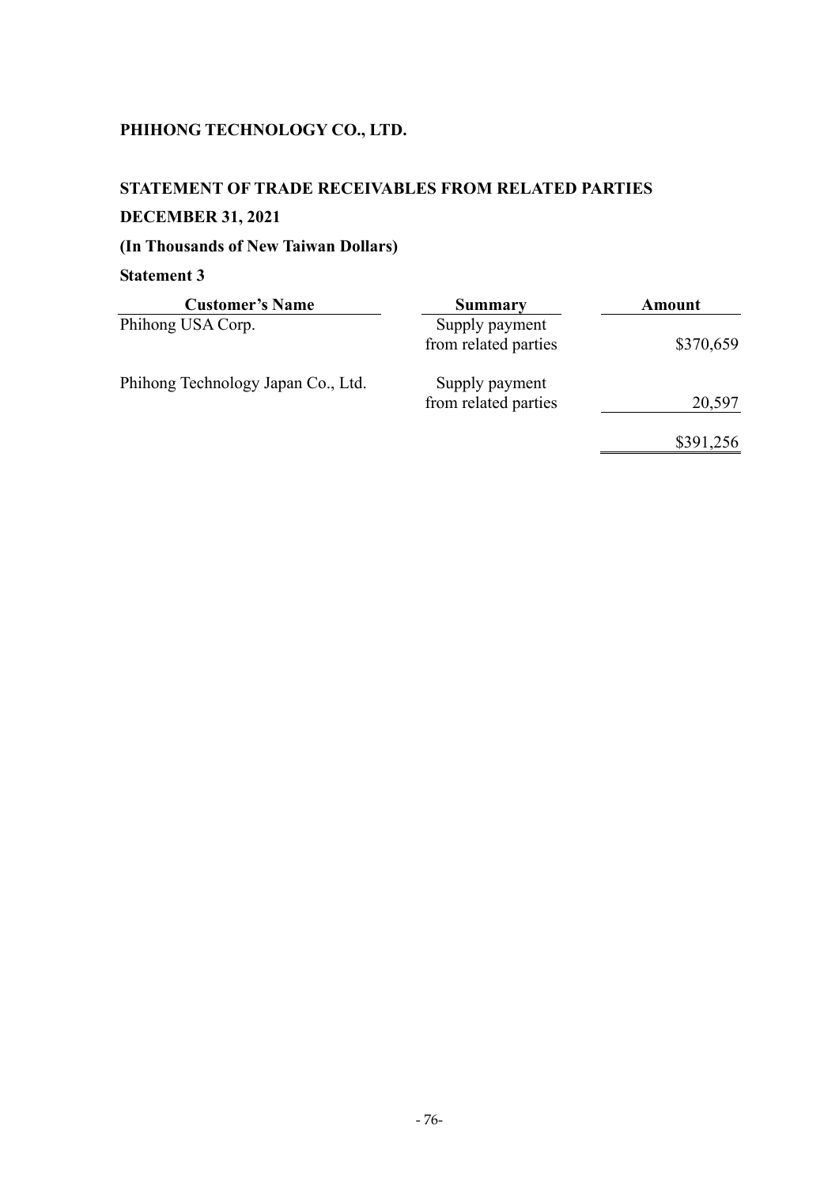**PHIHONG TECHNOLOGY CO., LTD.**

**STATEMENT OF TRADE RECEIVABLES FROM RELATED PARTIES**

**DECEMBER 31, 2021**

**(In Thousands of New Taiwan Dollars)**

**Statement 3**

| Customer's Name | Summary | Amount |
|---|---|---|
| Phihong USA Corp. | Supply payment from related parties | $370,659 |
| Phihong Technology Japan Co., Ltd. | Supply payment from related parties | 20,597 |
| | | $391,256 |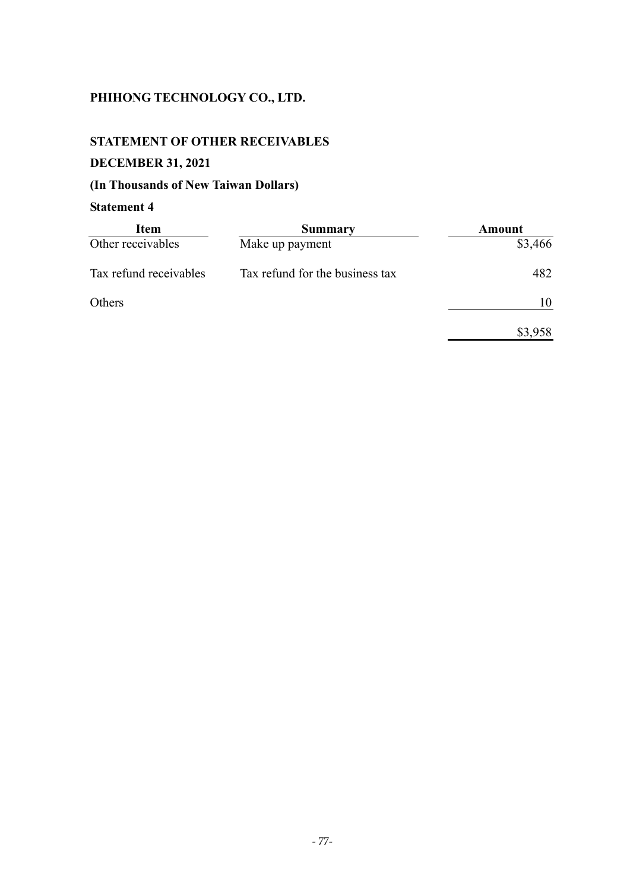**PHIHONG TECHNOLOGY CO., LTD.**

**STATEMENT OF OTHER RECEIVABLES**

**DECEMBER 31, 2021**

**(In Thousands of New Taiwan Dollars)**

**Statement 4**

| Item | Summary | Amount |
|---|---|---|
| Other receivables | Make up payment | $3,466 |
| Tax refund receivables | Tax refund for the business tax | 482 |
| Others | | 10 |
| | | $3,958 |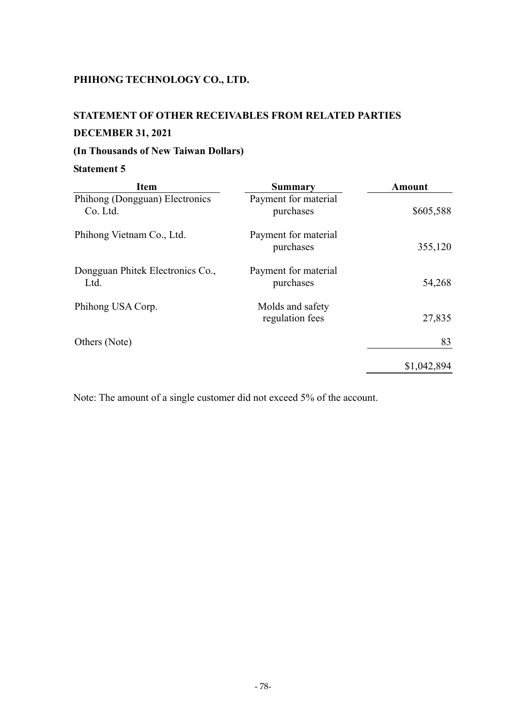**PHIHONG TECHNOLOGY CO., LTD.**

**STATEMENT OF OTHER RECEIVABLES FROM RELATED PARTIES**

**DECEMBER 31, 2021**

**(In Thousands of New Taiwan Dollars)**

**Statement 5**

| Item | Summary | Amount |
|---|---|---|
| Phihong (Dongguan) Electronics Co. Ltd. | Payment for material purchases | $605,588 |
| Phihong Vietnam Co., Ltd. | Payment for material purchases | 355,120 |
| Dongguan Phitek Electronics Co., Ltd. | Payment for material purchases | 54,268 |
| Phihong USA Corp. | Molds and safety regulation fees | 27,835 |
| Others (Note) | | 83 |
| | | $1,042,894 |

Note: The amount of a single customer did not exceed 5% of the account.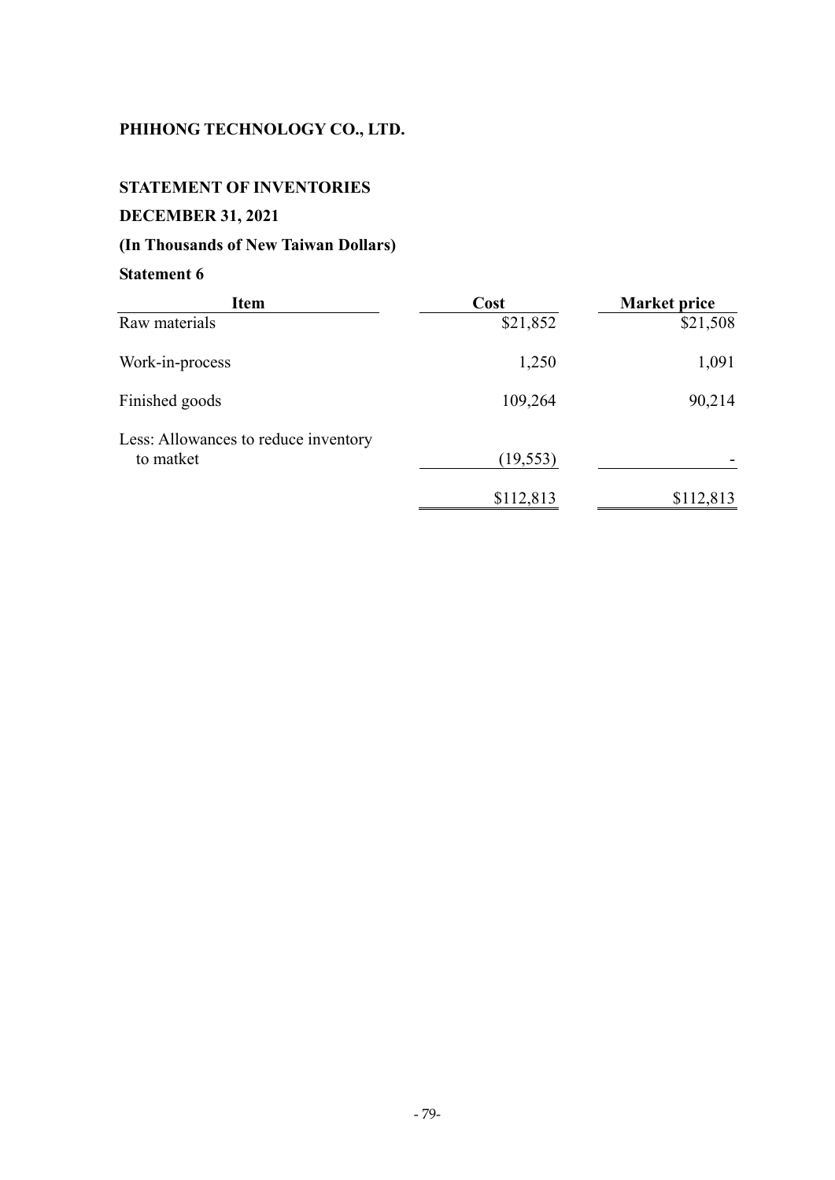**PHIHONG TECHNOLOGY CO., LTD.**

**STATEMENT OF INVENTORIES**

**DECEMBER 31, 2021**

**(In Thousands of New Taiwan Dollars)**

**Statement 6**

| Item | Cost | Market price |
|---|---|---|
| Raw materials | $21,852 | $21,508 |
| Work-in-process | 1,250 | 1,091 |
| Finished goods | 109,264 | 90,214 |
| Less: Allowances to reduce inventory to matket | (19,553) | - |
| | $112,813 | $112,813 |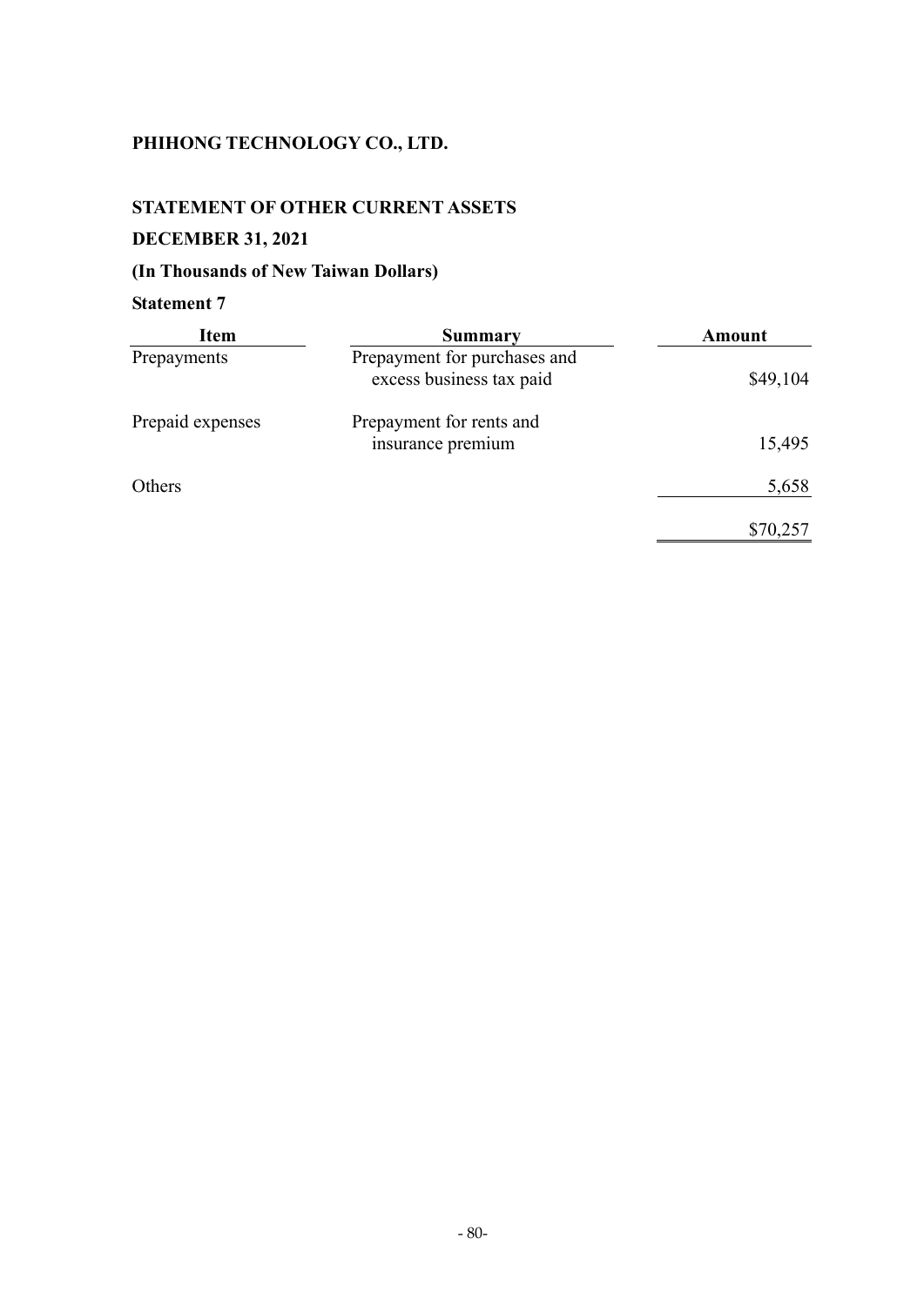**PHIHONG TECHNOLOGY CO., LTD.**

**STATEMENT OF OTHER CURRENT ASSETS**

**DECEMBER 31, 2021**

**(In Thousands of New Taiwan Dollars)**

**Statement 7**

| Item | Summary | Amount |
|---|---|---|
| Prepayments | Prepayment for purchases and excess business tax paid | $49,104 |
| Prepaid expenses | Prepayment for rents and insurance premium | 15,495 |
| Others | | 5,658 |
| | | $70,257 |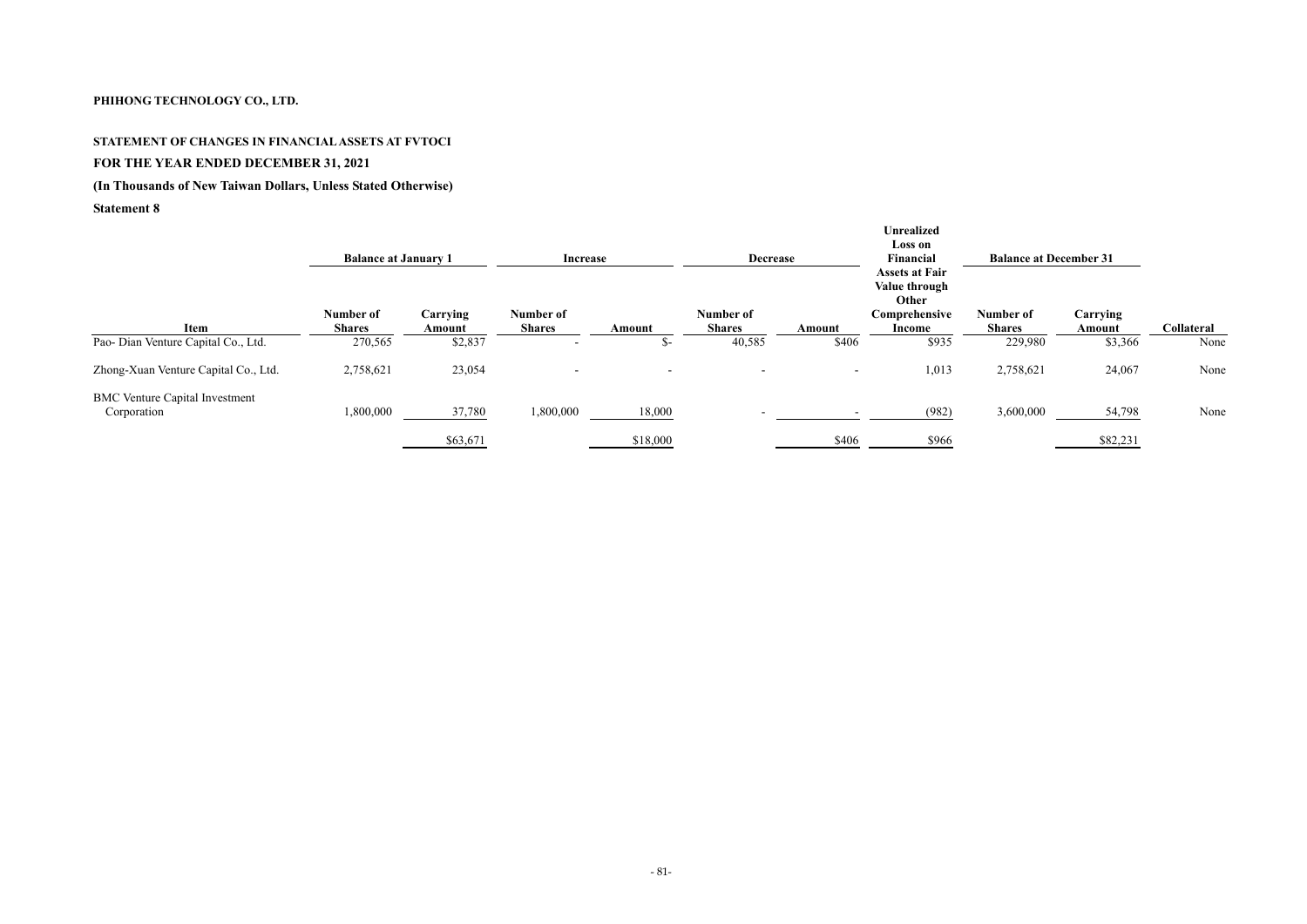**PHIHONG TECHNOLOGY CO., LTD.**

**STATEMENT OF CHANGES IN FINANCIAL ASSETS AT FVTOCI**

**FOR THE YEAR ENDED DECEMBER 31, 2021**

**(In Thousands of New Taiwan Dollars, Unless Stated Otherwise)**

**Statement 8**

| Item | Balance at January 1 | | Increase | | Decrease | | Unrealized Loss on Financial Assets at Fair Value through Other Comprehensive Income | Balance at December 31 | | Collateral |
|---|---|---|---|---|---|---|---|---|---|---|
| | Number of Shares | Carrying Amount | Number of Shares | Amount | Number of Shares | Amount | | Number of Shares | Carrying Amount | |
| Pao- Dian Venture Capital Co., Ltd. | 270,565 | $2,837 | - | $- | 40,585 | $406 | $935 | 229,980 | $3,366 | None |
| Zhong-Xuan Venture Capital Co., Ltd. | 2,758,621 | 23,054 | - | - | - | - | 1,013 | 2,758,621 | 24,067 | None |
| BMC Venture Capital Investment Corporation | 1,800,000 | 37,780 | 1,800,000 | 18,000 | - | - | (982) | 3,600,000 | 54,798 | None |
| | | $63,671 | | $18,000 | | $406 | $966 | | $82,231 | |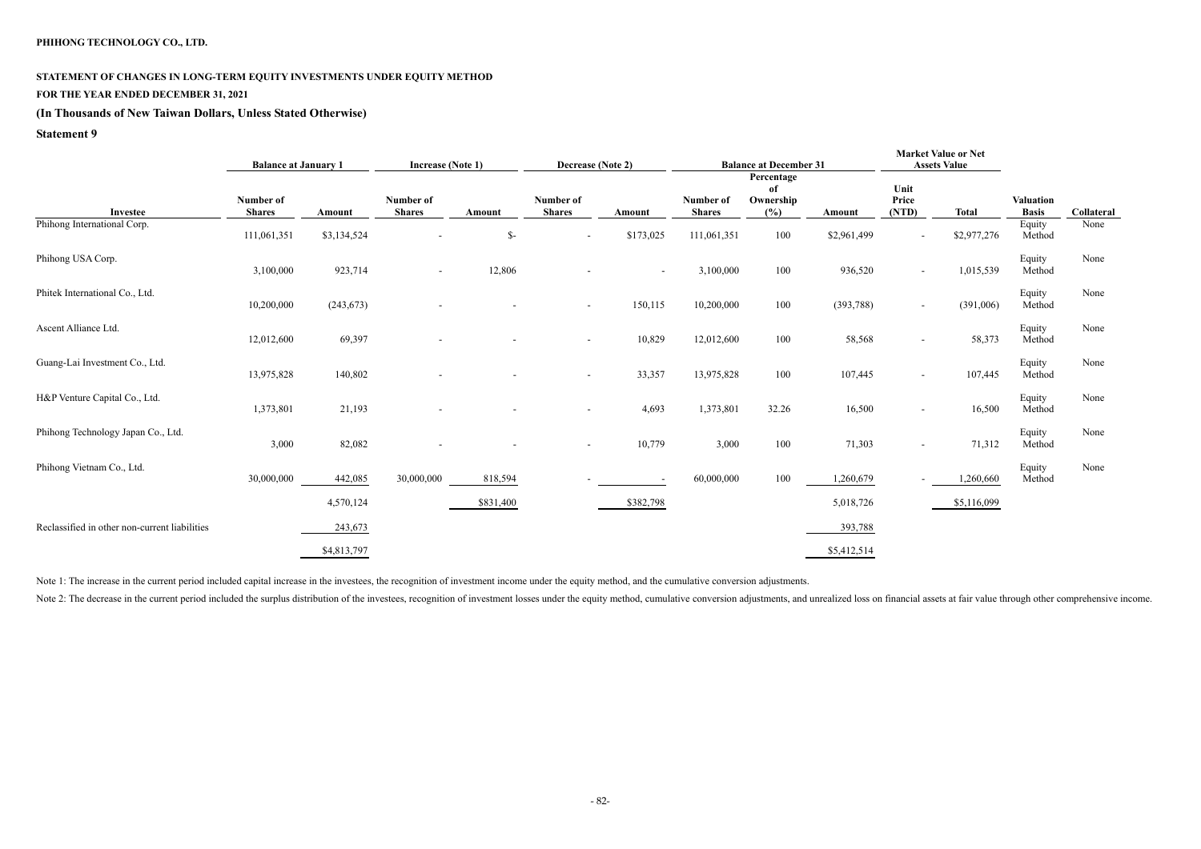**PHIHONG TECHNOLOGY CO., LTD.**

**STATEMENT OF CHANGES IN LONG-TERM EQUITY INVESTMENTS UNDER EQUITY METHOD**

**FOR THE YEAR ENDED DECEMBER 31, 2021**

**(In Thousands of New Taiwan Dollars, Unless Stated Otherwise)**

**Statement 9**

| | Balance at January 1 | | Increase (Note 1) | | Decrease (Note 2) | | Balance at December 31 | | | Market Value or Net Assets Value | | | |
|---|---|---|---|---|---|---|---|---|---|---|---|---|---|
| Investee | Number of Shares | Amount | Number of Shares | Amount | Number of Shares | Amount | Number of Shares | Percentage of Ownership (%) | Amount | Unit Price (NTD) | Total | Valuation Basis | Collateral |
| Phihong International Corp. | 111,061,351 | $3,134,524 | - | $- | - | $173,025 | 111,061,351 | 100 | $2,961,499 | - | $2,977,276 | Equity Method | None |
| Phihong USA Corp. | 3,100,000 | 923,714 | - | 12,806 | - | - | 3,100,000 | 100 | 936,520 | - | 1,015,539 | Equity Method | None |
| Phitek International Co., Ltd. | 10,200,000 | (243,673) | - | - | - | 150,115 | 10,200,000 | 100 | (393,788) | - | (391,006) | Equity Method | None |
| Ascent Alliance Ltd. | 12,012,600 | 69,397 | - | - | - | 10,829 | 12,012,600 | 100 | 58,568 | - | 58,373 | Equity Method | None |
| Guang-Lai Investment Co., Ltd. | 13,975,828 | 140,802 | - | - | - | 33,357 | 13,975,828 | 100 | 107,445 | - | 107,445 | Equity Method | None |
| H&P Venture Capital Co., Ltd. | 1,373,801 | 21,193 | - | - | - | 4,693 | 1,373,801 | 32.26 | 16,500 | - | 16,500 | Equity Method | None |
| Phihong Technology Japan Co., Ltd. | 3,000 | 82,082 | - | - | - | 10,779 | 3,000 | 100 | 71,303 | - | 71,312 | Equity Method | None |
| Phihong Vietnam Co., Ltd. | 30,000,000 | 442,085 | 30,000,000 | 818,594 | - | - | 60,000,000 | 100 | 1,260,679 | - | 1,260,660 | Equity Method | None |
| | | 4,570,124 | | $831,400 | | $382,798 | | | 5,018,726 | | $5,116,099 | | |
| Reclassified in other non-current liabilities | | 243,673 | | | | | | | 393,788 | | | | |
| | | $4,813,797 | | | | | | | $5,412,514 | | | | |

Note 1: The increase in the current period included capital increase in the investees, the recognition of investment income under the equity method, and the cumulative conversion adjustments.

Note 2: The decrease in the current period included the surplus distribution of the investees, recognition of investment losses under the equity method, cumulative conversion adjustments, and unrealized loss on financial assets at fair value through other comprehensive income.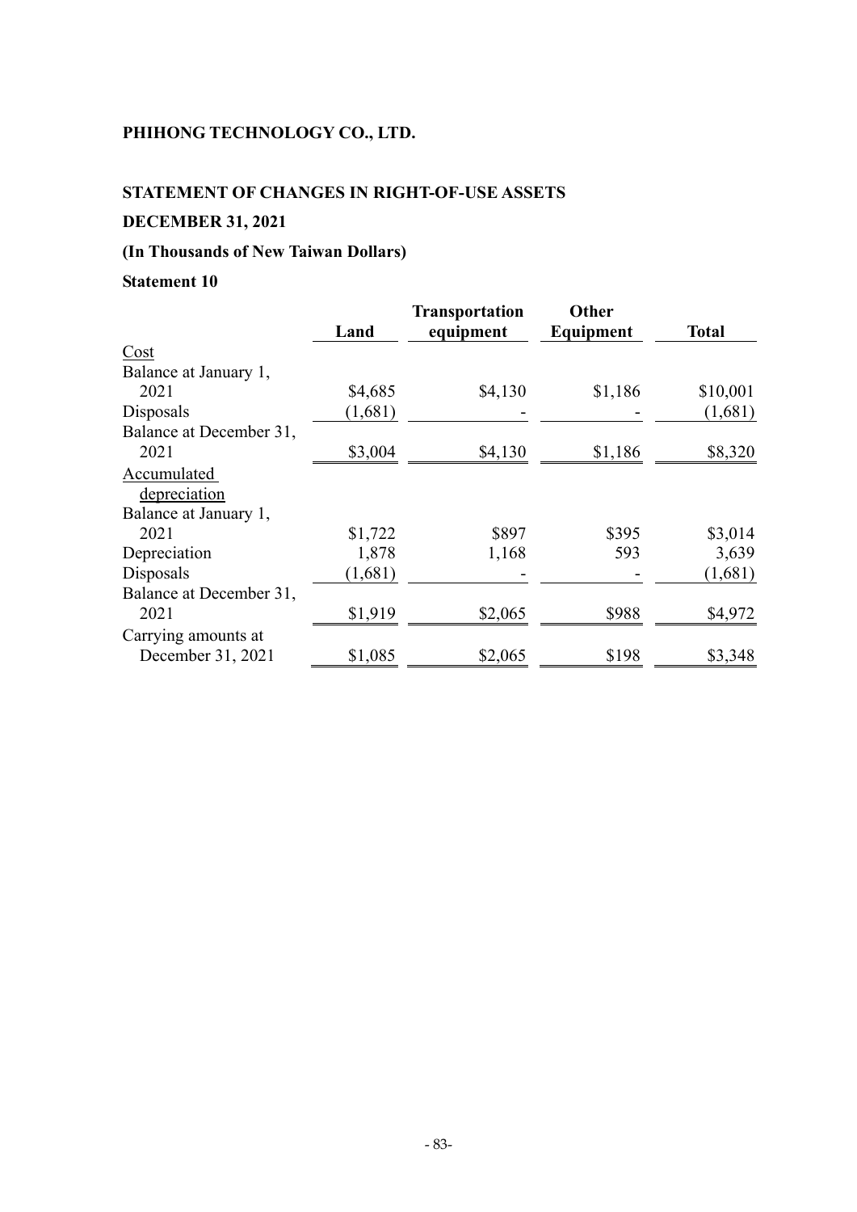**PHIHONG TECHNOLOGY CO., LTD.**

**STATEMENT OF CHANGES IN RIGHT-OF-USE ASSETS**

**DECEMBER 31, 2021**

**(In Thousands of New Taiwan Dollars)**

**Statement 10**

| | Land | Transportation equipment | Other Equipment | Total |
|---|---|---|---|---|
| Cost | | | | |
| Balance at January 1, 2021 | $4,685 | $4,130 | $1,186 | $10,001 |
| Disposals | (1,681) | - | - | (1,681) |
| Balance at December 31, 2021 | $3,004 | $4,130 | $1,186 | $8,320 |
| Accumulated depreciation | | | | |
| Balance at January 1, 2021 | $1,722 | $897 | $395 | $3,014 |
| Depreciation | 1,878 | 1,168 | 593 | 3,639 |
| Disposals | (1,681) | - | - | (1,681) |
| Balance at December 31, 2021 | $1,919 | $2,065 | $988 | $4,972 |
| Carrying amounts at December 31, 2021 | $1,085 | $2,065 | $198 | $3,348 |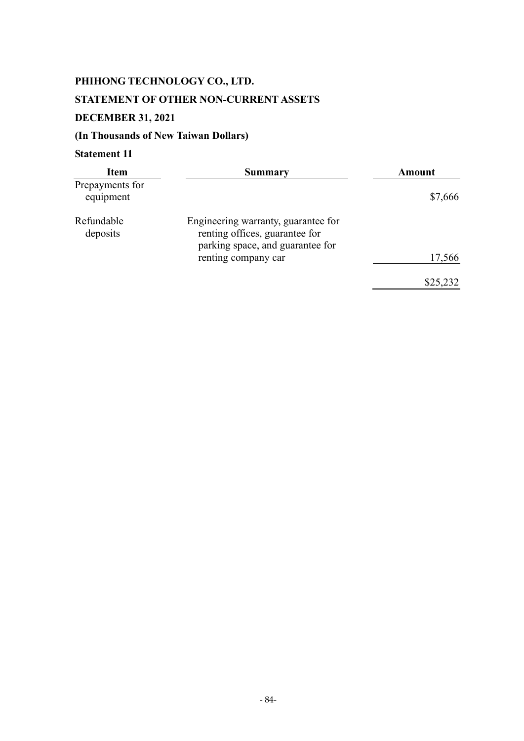**PHIHONG TECHNOLOGY CO., LTD.**

**STATEMENT OF OTHER NON-CURRENT ASSETS**

**DECEMBER 31, 2021**

**(In Thousands of New Taiwan Dollars)**

**Statement 11**

| Item | Summary | Amount |
|---|---|---|
| Prepayments for equipment | | $7,666 |
| Refundable deposits | Engineering warranty, guarantee for renting offices, guarantee for parking space, and guarantee for renting company car | 17,566 |
| | | $25,232 |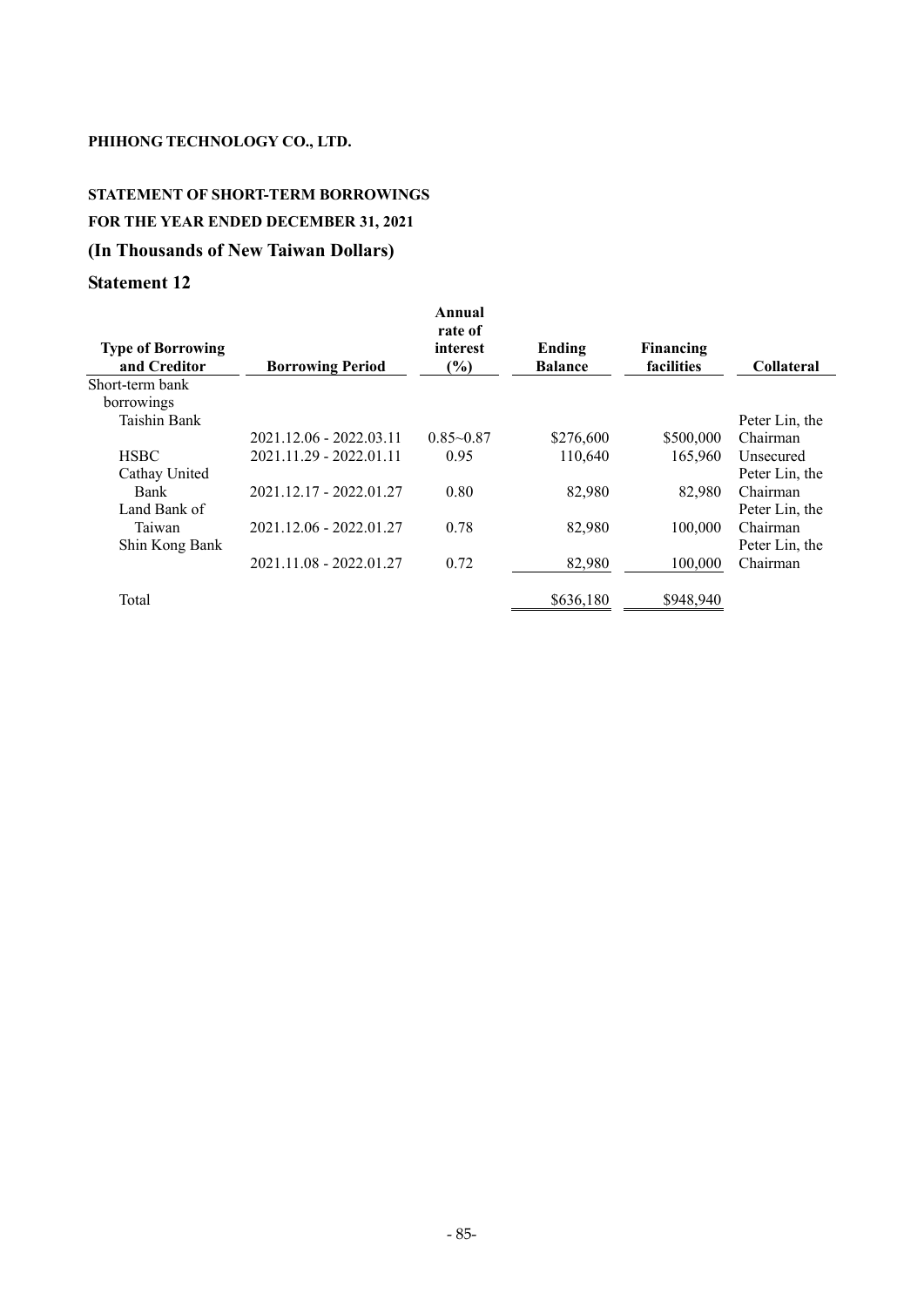**PHIHONG TECHNOLOGY CO., LTD.**

**STATEMENT OF SHORT-TERM BORROWINGS**

**FOR THE YEAR ENDED DECEMBER 31, 2021**

## (In Thousands of New Taiwan Dollars)

## Statement 12

| Type of Borrowing and Creditor | Borrowing Period | Annual rate of interest (%) | Ending Balance | Financing facilities | Collateral |
|---|---|---|---|---|---|
| Short-term bank borrowings | | | | | |
| Taishin Bank | 2021.12.06 - 2022.03.11 | 0.85~0.87 | $276,600 | $500,000 | Peter Lin, the Chairman |
| HSBC | 2021.11.29 - 2022.01.11 | 0.95 | 110,640 | 165,960 | Unsecured |
| Cathay United Bank | 2021.12.17 - 2022.01.27 | 0.80 | 82,980 | 82,980 | Peter Lin, the Chairman |
| Land Bank of Taiwan | 2021.12.06 - 2022.01.27 | 0.78 | 82,980 | 100,000 | Peter Lin, the Chairman |
| Shin Kong Bank | 2021.11.08 - 2022.01.27 | 0.72 | 82,980 | 100,000 | Peter Lin, the Chairman |
| Total | | | $636,180 | $948,940 | |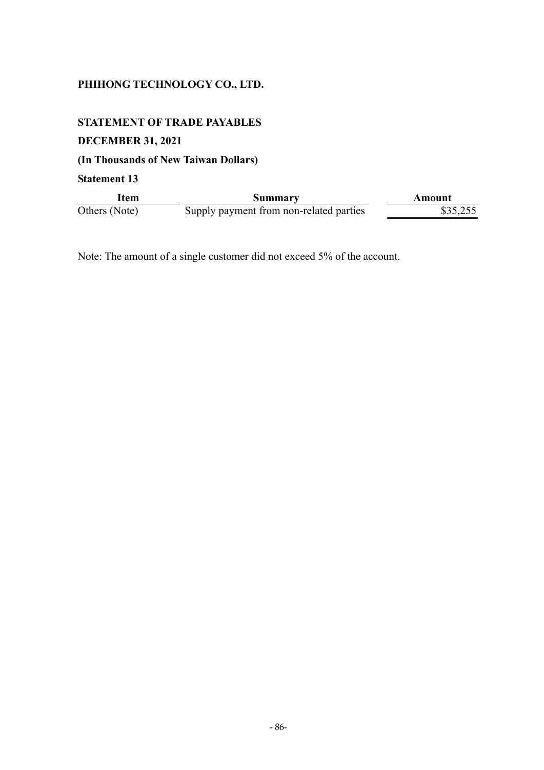**PHIHONG TECHNOLOGY CO., LTD.**

**STATEMENT OF TRADE PAYABLES**

**DECEMBER 31, 2021**

**(In Thousands of New Taiwan Dollars)**

**Statement 13**

| Item | Summary | Amount |
|---|---|---|
| Others (Note) | Supply payment from non-related parties | $35,255 |

Note: The amount of a single customer did not exceed 5% of the account.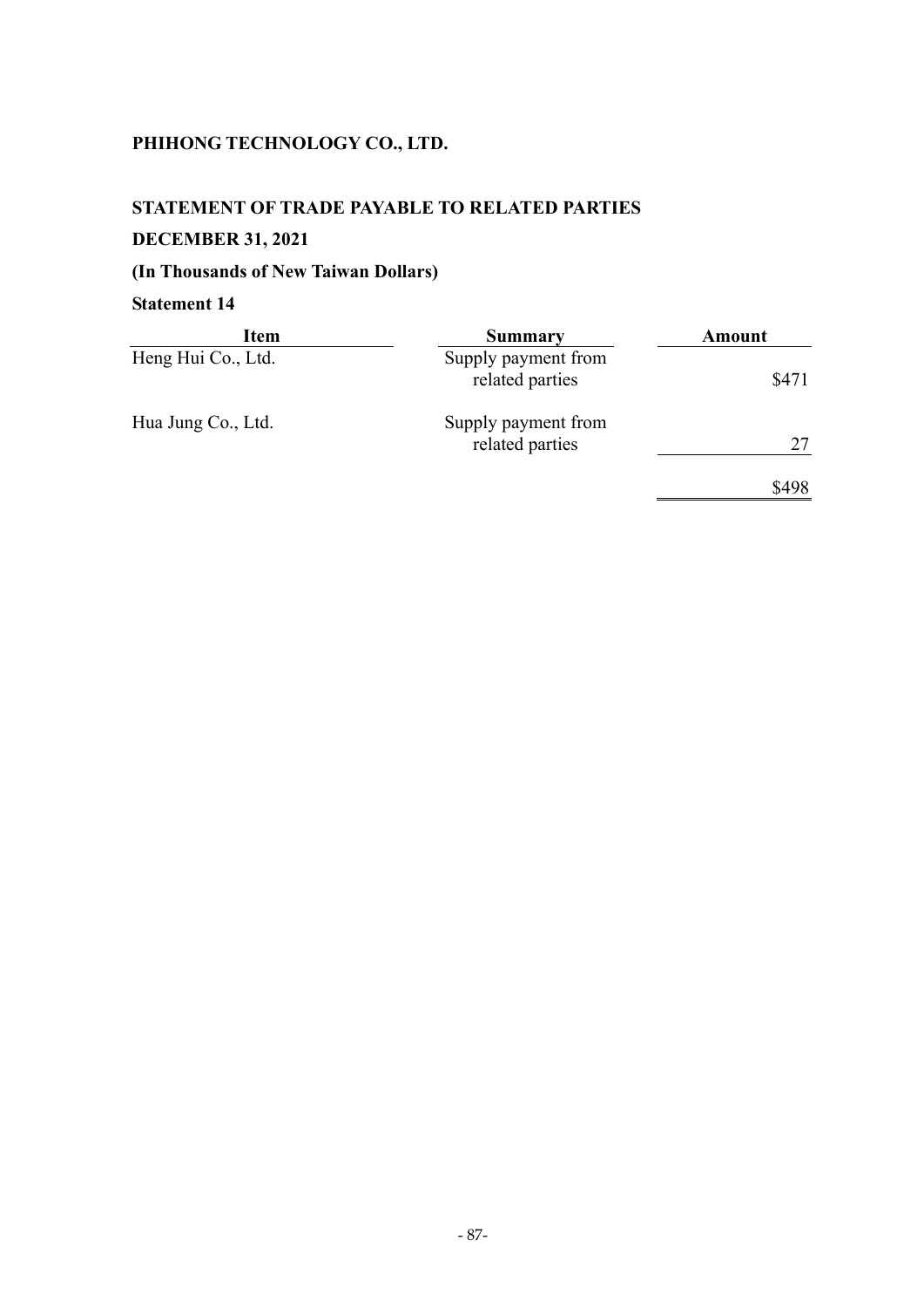**PHIHONG TECHNOLOGY CO., LTD.**

**STATEMENT OF TRADE PAYABLE TO RELATED PARTIES**

**DECEMBER 31, 2021**

**(In Thousands of New Taiwan Dollars)**

**Statement 14**

| Item | Summary | Amount |
|---|---|---|
| Heng Hui Co., Ltd. | Supply payment from related parties | $471 |
| Hua Jung Co., Ltd. | Supply payment from related parties | 27 |
| | | $498 |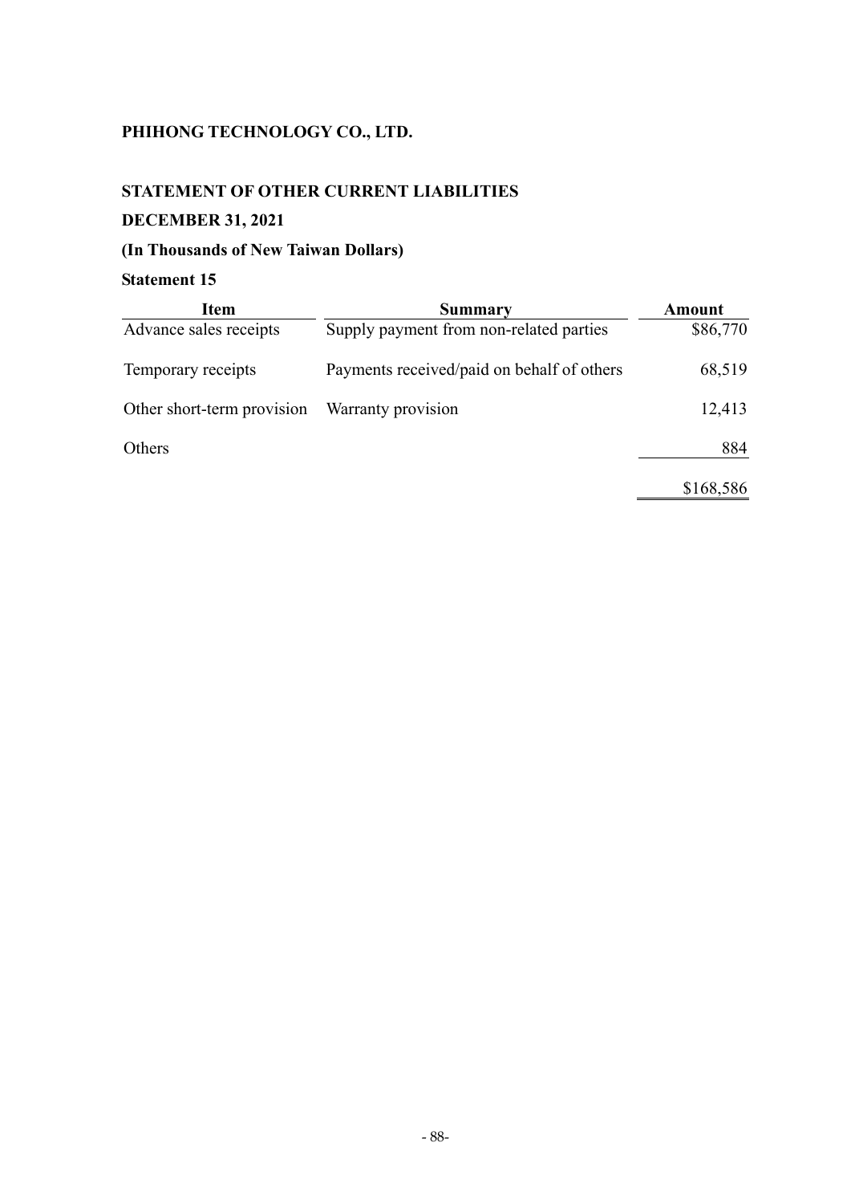**PHIHONG TECHNOLOGY CO., LTD.**

**STATEMENT OF OTHER CURRENT LIABILITIES**

**DECEMBER 31, 2021**

**(In Thousands of New Taiwan Dollars)**

**Statement 15**

| Item | Summary | Amount |
|---|---|---|
| Advance sales receipts | Supply payment from non-related parties | $86,770 |
| Temporary receipts | Payments received/paid on behalf of others | 68,519 |
| Other short-term provision | Warranty provision | 12,413 |
| Others | | 884 |
| | | $168,586 |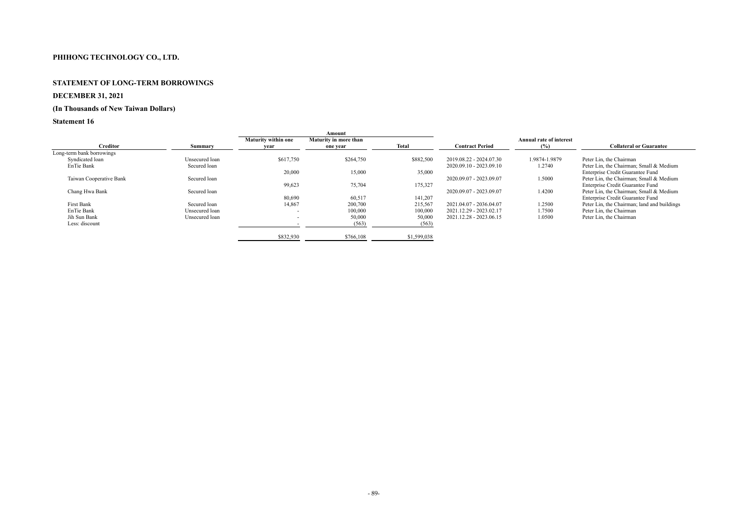**PHIHONG TECHNOLOGY CO., LTD.**

**STATEMENT OF LONG-TERM BORROWINGS**

**DECEMBER 31, 2021**

**(In Thousands of New Taiwan Dollars)**

**Statement 16**

| Creditor | Summary | Amount | | | Contract Period | Annual rate of interest (%) | Collateral or Guarantee |
|---|---|---|---|---|---|---|---|
| | | Maturity within one year | Maturity in more than one year | Total | | | |
| Long-term bank borrowings | | | | | | | |
| Syndicated loan | Unsecured loan | $617,750 | $264,750 | $882,500 | 2019.08.22 - 2024.07.30 | 1.9874-1.9879 | Peter Lin, the Chairman |
| EnTie Bank | Secured loan | 20,000 | 15,000 | 35,000 | 2020.09.10 - 2023.09.10 | 1.2740 | Peter Lin, the Chairman; Small & Medium Enterprise Credit Guarantee Fund |
| Taiwan Cooperative Bank | Secured loan | 99,623 | 75,704 | 175,327 | 2020.09.07 - 2023.09.07 | 1.5000 | Peter Lin, the Chairman; Small & Medium Enterprise Credit Guarantee Fund |
| Chang Hwa Bank | Secured loan | 80,690 | 60,517 | 141,207 | 2020.09.07 - 2023.09.07 | 1.4200 | Peter Lin, the Chairman; Small & Medium Enterprise Credit Guarantee Fund |
| First Bank | Secured loan | 14,867 | 200,700 | 215,567 | 2021.04.07 - 2036.04.07 | 1.2500 | Peter Lin, the Chairman; land and buildings |
| EnTie Bank | Unsecured loan | - | 100,000 | 100,000 | 2021.12.29 - 2023.02.17 | 1.7500 | Peter Lin, the Chairman |
| Jih Sun Bank | Unsecured loan | - | 50,000 | 50,000 | 2021.12.28 - 2023.06.15 | 1.0500 | Peter Lin, the Chairman |
| Less: discount | | - | (563) | (563) | | | |
| | | $832,930 | $766,108 | $1,599,038 | | | |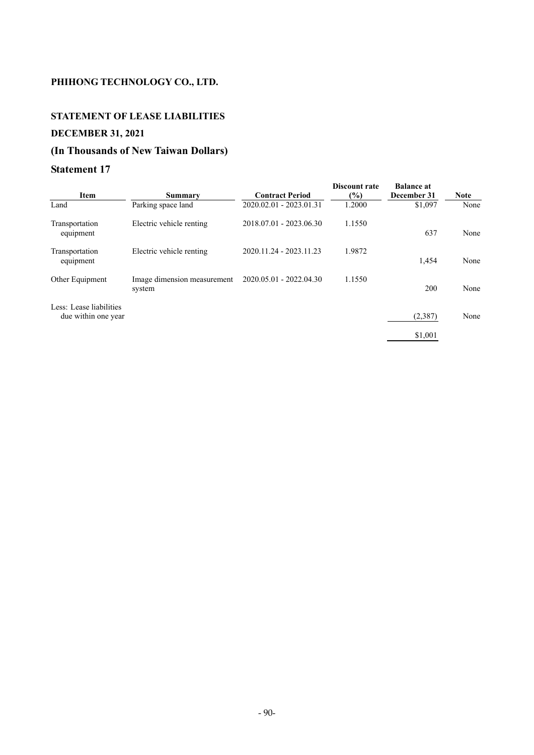# PHIHONG TECHNOLOGY CO., LTD.

## STATEMENT OF LEASE LIABILITIES

## DECEMBER 31, 2021

## (In Thousands of New Taiwan Dollars)

## Statement 17

| Item | Summary | Contract Period | Discount rate (%) | Balance at December 31 | Note |
|---|---|---|---|---|---|
| Land | Parking space land | 2020.02.01 - 2023.01.31 | 1.2000 | $1,097 | None |
| Transportation equipment | Electric vehicle renting | 2018.07.01 - 2023.06.30 | 1.1550 | 637 | None |
| Transportation equipment | Electric vehicle renting | 2020.11.24 - 2023.11.23 | 1.9872 | 1,454 | None |
| Other Equipment | Image dimension measurement system | 2020.05.01 - 2022.04.30 | 1.1550 | 200 | None |
| Less: Lease liabilities due within one year | | | | (2,387) | None |
| | | | | $1,001 | |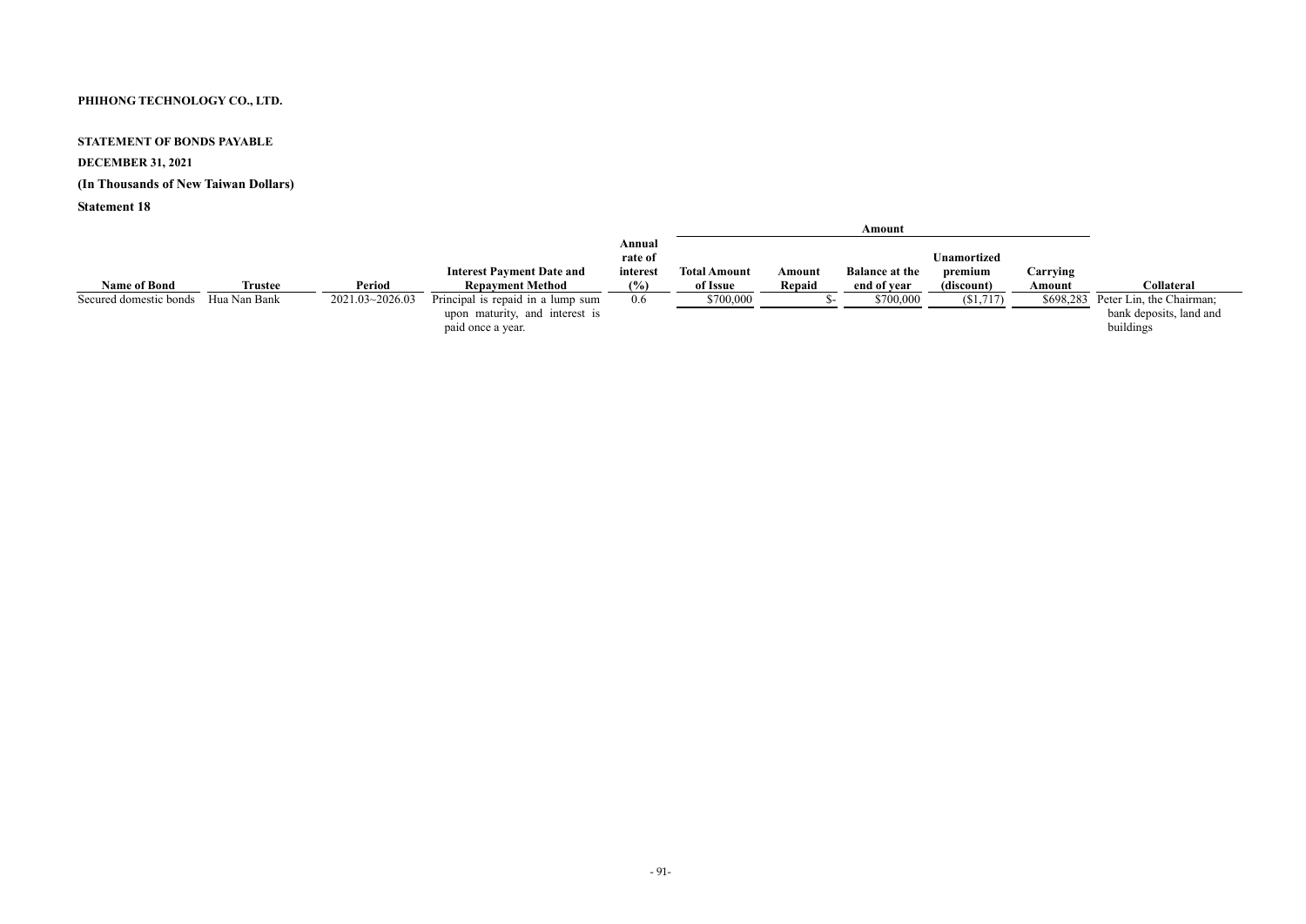**PHIHONG TECHNOLOGY CO., LTD.**

**STATEMENT OF BONDS PAYABLE**

**DECEMBER 31, 2021**

**(In Thousands of New Taiwan Dollars)**

**Statement 18**

| Name of Bond | Trustee | Period | Interest Payment Date and Repayment Method | Annual rate of interest (%) | Amount | | | | | Collateral |
|---|---|---|---|---|---|---|---|---|---|---|
| | | | | | Total Amount of Issue | Amount Repaid | Balance at the end of year | Unamortized premium (discount) | Carrying Amount | |
| Secured domestic bonds | Hua Nan Bank | 2021.03~2026.03 | Principal is repaid in a lump sum upon maturity, and interest is paid once a year. | 0.6 | $700,000 | $- | $700,000 | ($1,717) | $698,283 | Peter Lin, the Chairman; bank deposits, land and buildings |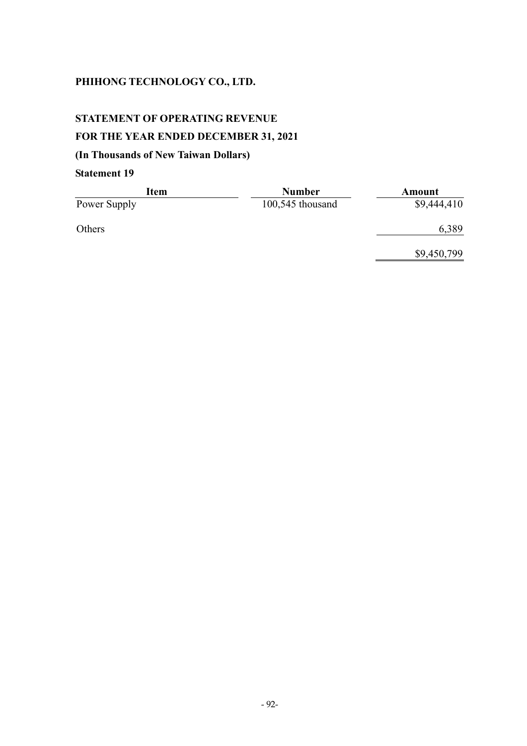**PHIHONG TECHNOLOGY CO., LTD.**

**STATEMENT OF OPERATING REVENUE**

**FOR THE YEAR ENDED DECEMBER 31, 2021**

**(In Thousands of New Taiwan Dollars)**

**Statement 19**

| Item | Number | Amount |
|---|---|---|
| Power Supply | 100,545 thousand | $9,444,410 |
| Others | | 6,389 |
| | | $9,450,799 |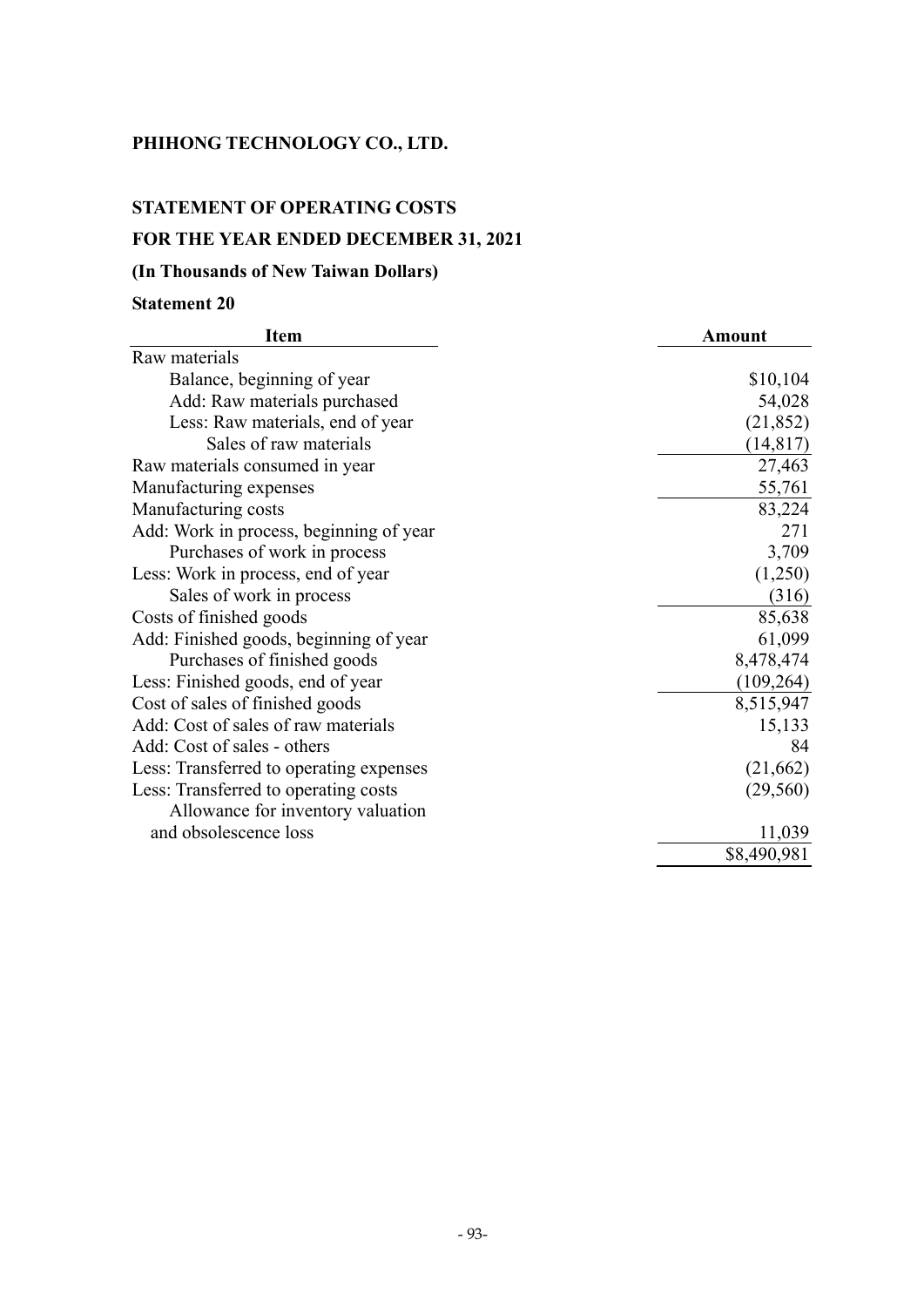**PHIHONG TECHNOLOGY CO., LTD.**

**STATEMENT OF OPERATING COSTS**

**FOR THE YEAR ENDED DECEMBER 31, 2021**

**(In Thousands of New Taiwan Dollars)**

**Statement 20**

| Item | Amount |
|---|---|
| Raw materials | |
| Balance, beginning of year | $10,104 |
| Add: Raw materials purchased | 54,028 |
| Less: Raw materials, end of year | (21,852) |
| Sales of raw materials | (14,817) |
| Raw materials consumed in year | 27,463 |
| Manufacturing expenses | 55,761 |
| Manufacturing costs | 83,224 |
| Add: Work in process, beginning of year | 271 |
| Purchases of work in process | 3,709 |
| Less: Work in process, end of year | (1,250) |
| Sales of work in process | (316) |
| Costs of finished goods | 85,638 |
| Add: Finished goods, beginning of year | 61,099 |
| Purchases of finished goods | 8,478,474 |
| Less: Finished goods, end of year | (109,264) |
| Cost of sales of finished goods | 8,515,947 |
| Add: Cost of sales of raw materials | 15,133 |
| Add: Cost of sales - others | 84 |
| Less: Transferred to operating expenses | (21,662) |
| Less: Transferred to operating costs | (29,560) |
| Allowance for inventory valuation and obsolescence loss | 11,039 |
| | $8,490,981 |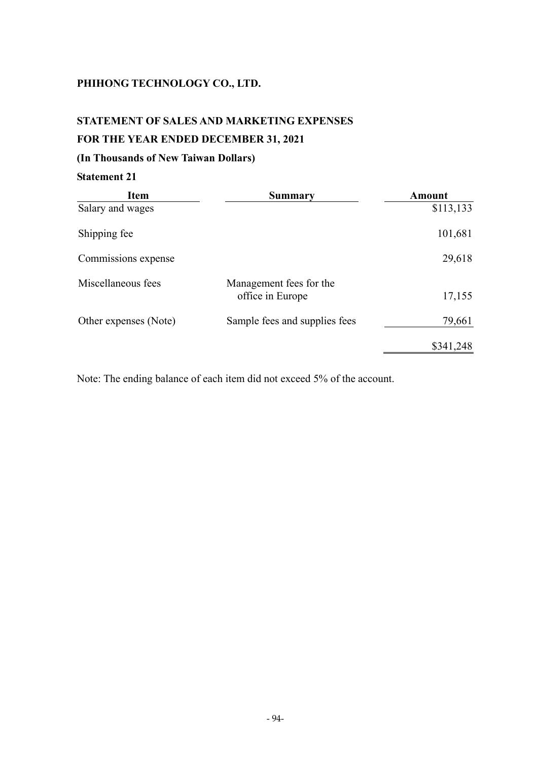**PHIHONG TECHNOLOGY CO., LTD.**

**STATEMENT OF SALES AND MARKETING EXPENSES**

**FOR THE YEAR ENDED DECEMBER 31, 2021**

**(In Thousands of New Taiwan Dollars)**

**Statement 21**

| Item | Summary | Amount |
|---|---|---|
| Salary and wages | | $113,133 |
| Shipping fee | | 101,681 |
| Commissions expense | | 29,618 |
| Miscellaneous fees | Management fees for the office in Europe | 17,155 |
| Other expenses (Note) | Sample fees and supplies fees | 79,661 |
| | | $341,248 |

Note: The ending balance of each item did not exceed 5% of the account.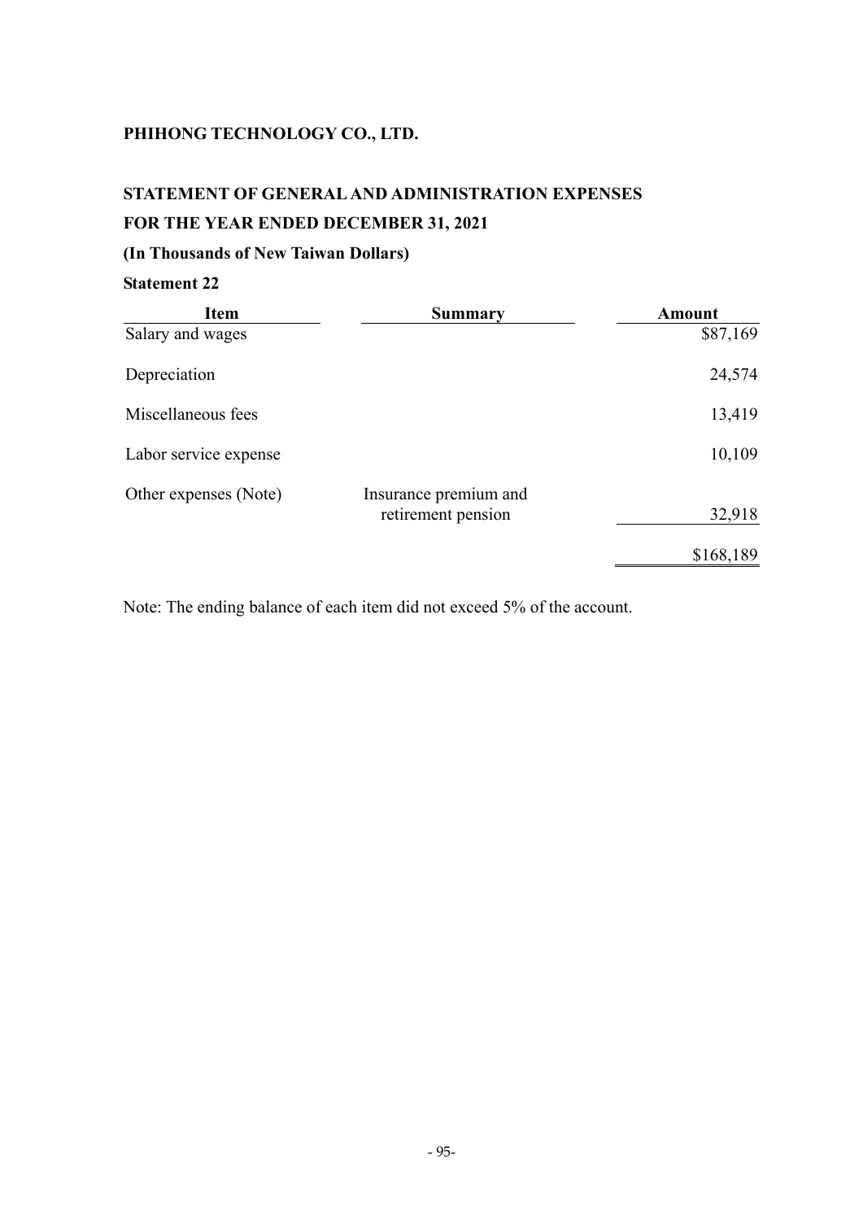**PHIHONG TECHNOLOGY CO., LTD.**

**STATEMENT OF GENERAL AND ADMINISTRATION EXPENSES**

**FOR THE YEAR ENDED DECEMBER 31, 2021**

**(In Thousands of New Taiwan Dollars)**

**Statement 22**

| Item | Summary | Amount |
|---|---|---|
| Salary and wages | | $87,169 |
| Depreciation | | 24,574 |
| Miscellaneous fees | | 13,419 |
| Labor service expense | | 10,109 |
| Other expenses (Note) | Insurance premium and retirement pension | 32,918 |
| | | $168,189 |

Note: The ending balance of each item did not exceed 5% of the account.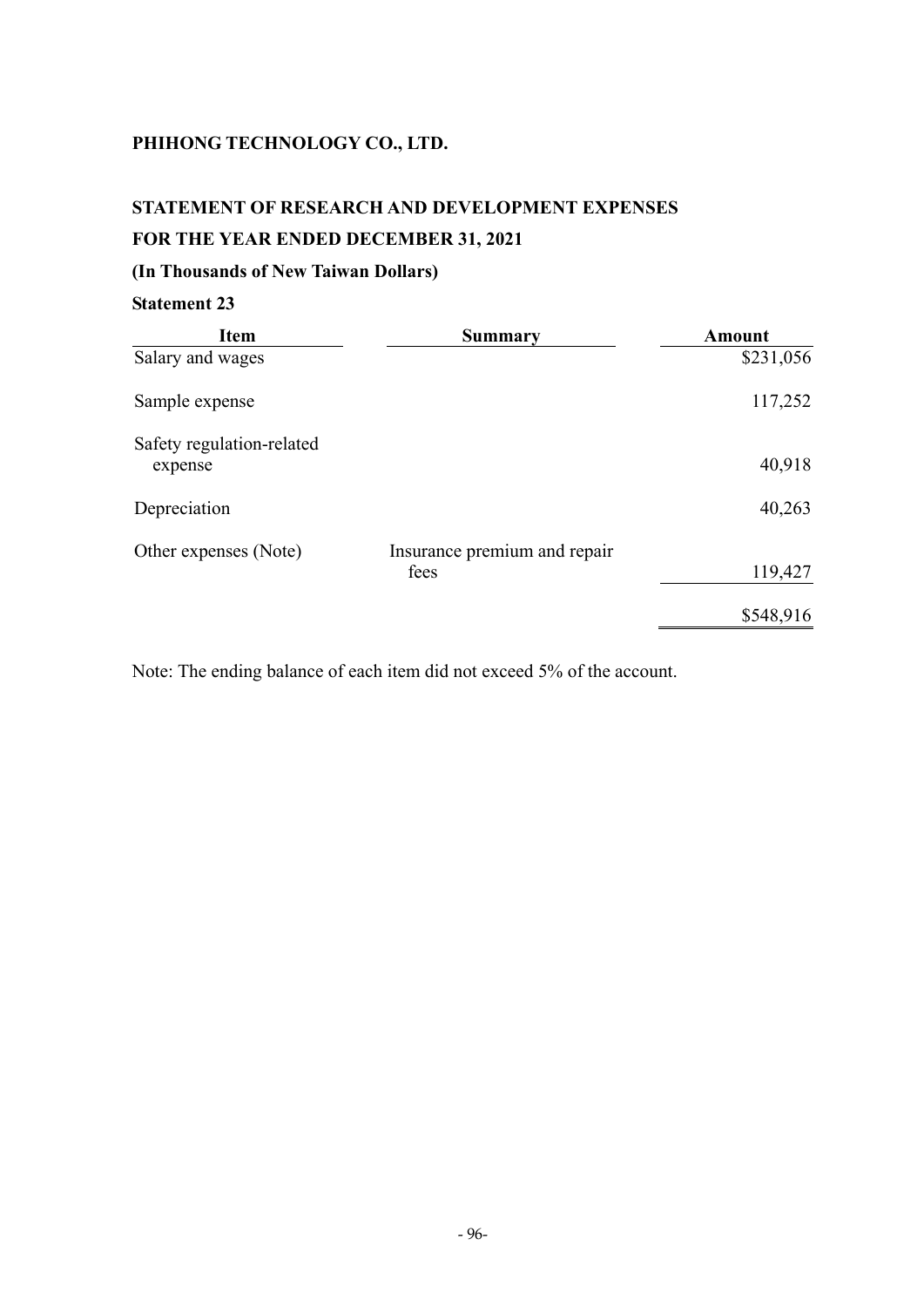**PHIHONG TECHNOLOGY CO., LTD.**

**STATEMENT OF RESEARCH AND DEVELOPMENT EXPENSES**

**FOR THE YEAR ENDED DECEMBER 31, 2021**

**(In Thousands of New Taiwan Dollars)**

**Statement 23**

| Item | Summary | Amount |
|---|---|---|
| Salary and wages | | $231,056 |
| Sample expense | | 117,252 |
| Safety regulation-related expense | | 40,918 |
| Depreciation | | 40,263 |
| Other expenses (Note) | Insurance premium and repair fees | 119,427 |
| | | $548,916 |

Note: The ending balance of each item did not exceed 5% of the account.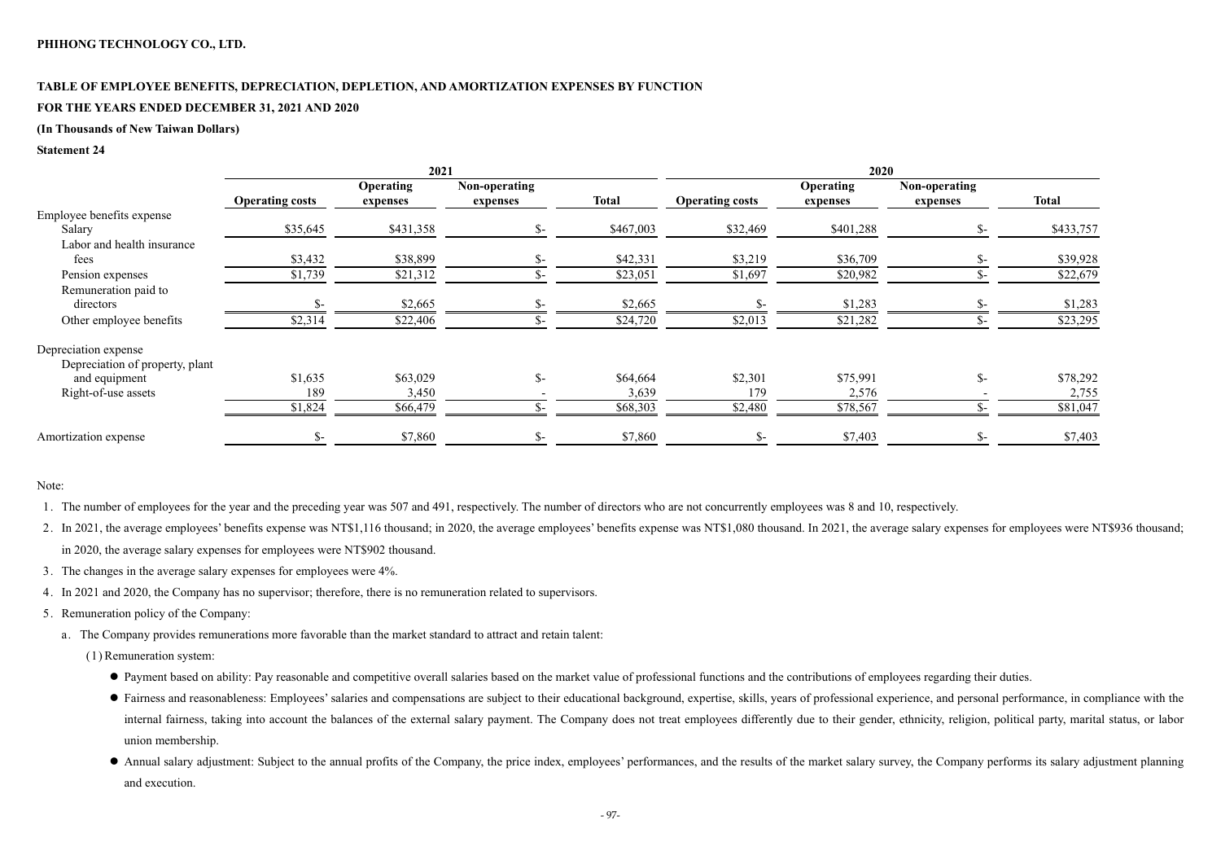**PHIHONG TECHNOLOGY CO., LTD.**

**TABLE OF EMPLOYEE BENEFITS, DEPRECIATION, DEPLETION, AND AMORTIZATION EXPENSES BY FUNCTION**

**FOR THE YEARS ENDED DECEMBER 31, 2021 AND 2020**

**(In Thousands of New Taiwan Dollars)**

**Statement 24**

| | 2021 | | | | 2020 | | | |
|---|---|---|---|---|---|---|---|---|
| | Operating costs | Operating expenses | Non-operating expenses | Total | Operating costs | Operating expenses | Non-operating expenses | Total |
| Employee benefits expense | | | | | | | | |
| Salary | $35,645 | $431,358 | $- | $467,003 | $32,469 | $401,288 | $- | $433,757 |
| Labor and health insurance fees | $3,432 | $38,899 | $- | $42,331 | $3,219 | $36,709 | $- | $39,928 |
| Pension expenses | $1,739 | $21,312 | $- | $23,051 | $1,697 | $20,982 | $- | $22,679 |
| Remuneration paid to directors | $- | $2,665 | $- | $2,665 | $- | $1,283 | $- | $1,283 |
| Other employee benefits | $2,314 | $22,406 | $- | $24,720 | $2,013 | $21,282 | $- | $23,295 |
| Depreciation expense | | | | | | | | |
| Depreciation of property, plant and equipment | $1,635 | $63,029 | $- | $64,664 | $2,301 | $75,991 | $- | $78,292 |
| Right-of-use assets | 189 | 3,450 | - | 3,639 | 179 | 2,576 | - | 2,755 |
| | $1,824 | $66,479 | $- | $68,303 | $2,480 | $78,567 | $- | $81,047 |
| Amortization expense | $- | $7,860 | $- | $7,860 | $- | $7,403 | $- | $7,403 |

Note:

1. The number of employees for the year and the preceding year was 507 and 491, respectively. The number of directors who are not concurrently employees was 8 and 10, respectively.
2. In 2021, the average employees' benefits expense was NT$1,116 thousand; in 2020, the average employees' benefits expense was NT$1,080 thousand. In 2021, the average salary expenses for employees were NT$936 thousand; in 2020, the average salary expenses for employees were NT$902 thousand.
3. The changes in the average salary expenses for employees were 4%.
4. In 2021 and 2020, the Company has no supervisor; therefore, there is no remuneration related to supervisors.
5. Remuneration policy of the Company:
   a. The Company provides remunerations more favorable than the market standard to attract and retain talent:
      (1) Remuneration system:
      - Payment based on ability: Pay reasonable and competitive overall salaries based on the market value of professional functions and the contributions of employees regarding their duties.
      - Fairness and reasonableness: Employees' salaries and compensations are subject to their educational background, expertise, skills, years of professional experience, and personal performance, in compliance with the internal fairness, taking into account the balances of the external salary payment. The Company does not treat employees differently due to their gender, ethnicity, religion, political party, marital status, or labor union membership.
      - Annual salary adjustment: Subject to the annual profits of the Company, the price index, employees' performances, and the results of the market salary survey, the Company performs its salary adjustment planning and execution.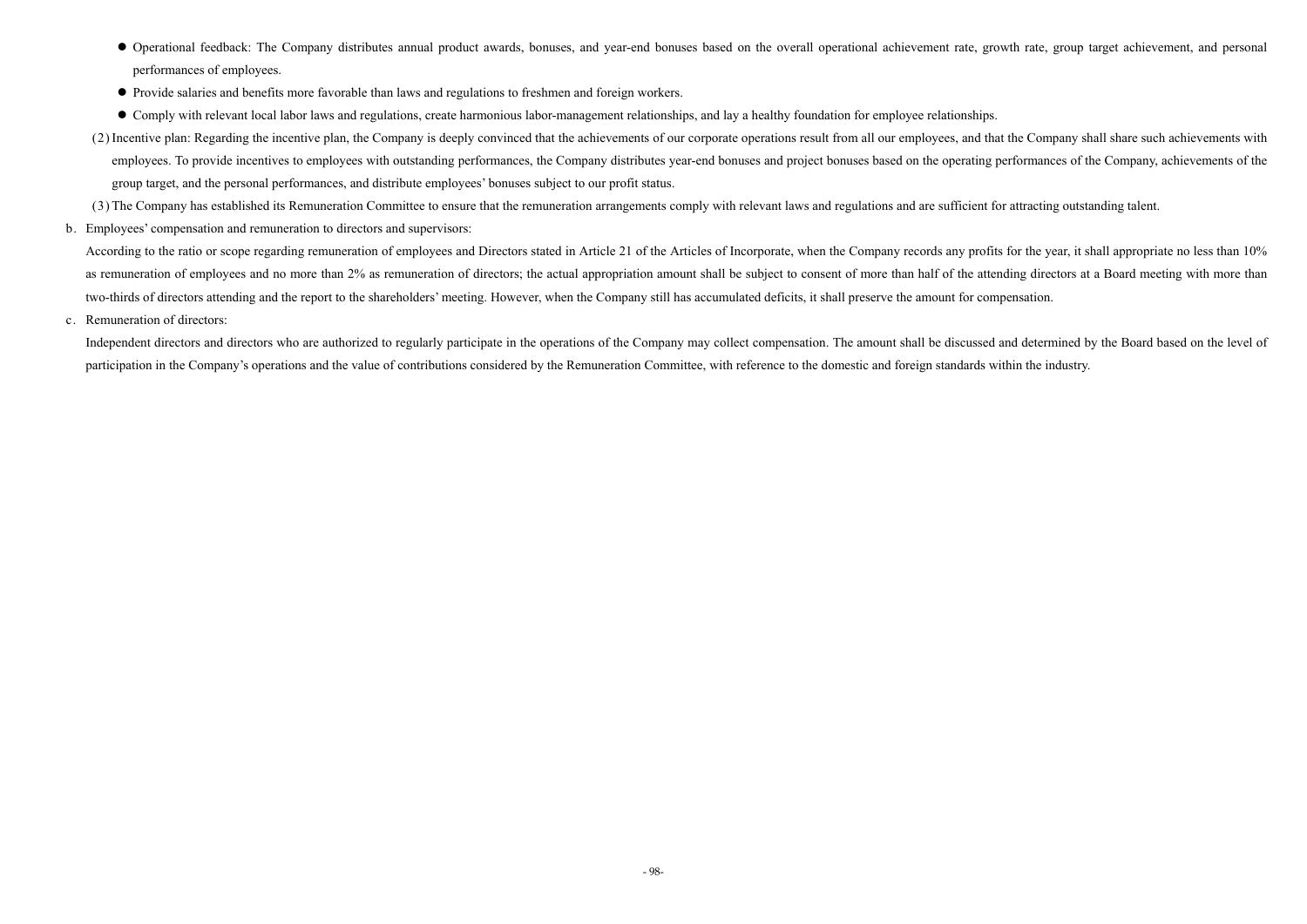- Operational feedback: The Company distributes annual product awards, bonuses, and year-end bonuses based on the overall operational achievement rate, growth rate, group target achievement, and personal performances of employees.
- Provide salaries and benefits more favorable than laws and regulations to freshmen and foreign workers.
- Comply with relevant local labor laws and regulations, create harmonious labor-management relationships, and lay a healthy foundation for employee relationships.

(2) Incentive plan: Regarding the incentive plan, the Company is deeply convinced that the achievements of our corporate operations result from all our employees, and that the Company shall share such achievements with employees. To provide incentives to employees with outstanding performances, the Company distributes year-end bonuses and project bonuses based on the operating performances of the Company, achievements of the group target, and the personal performances, and distribute employees' bonuses subject to our profit status.

(3) The Company has established its Remuneration Committee to ensure that the remuneration arrangements comply with relevant laws and regulations and are sufficient for attracting outstanding talent.

b. Employees' compensation and remuneration to directors and supervisors:

According to the ratio or scope regarding remuneration of employees and Directors stated in Article 21 of the Articles of Incorporate, when the Company records any profits for the year, it shall appropriate no less than 10% as remuneration of employees and no more than 2% as remuneration of directors; the actual appropriation amount shall be subject to consent of more than half of the attending directors at a Board meeting with more than two-thirds of directors attending and the report to the shareholders' meeting. However, when the Company still has accumulated deficits, it shall preserve the amount for compensation.

c. Remuneration of directors:

Independent directors and directors who are authorized to regularly participate in the operations of the Company may collect compensation. The amount shall be discussed and determined by the Board based on the level of participation in the Company's operations and the value of contributions considered by the Remuneration Committee, with reference to the domestic and foreign standards within the industry.